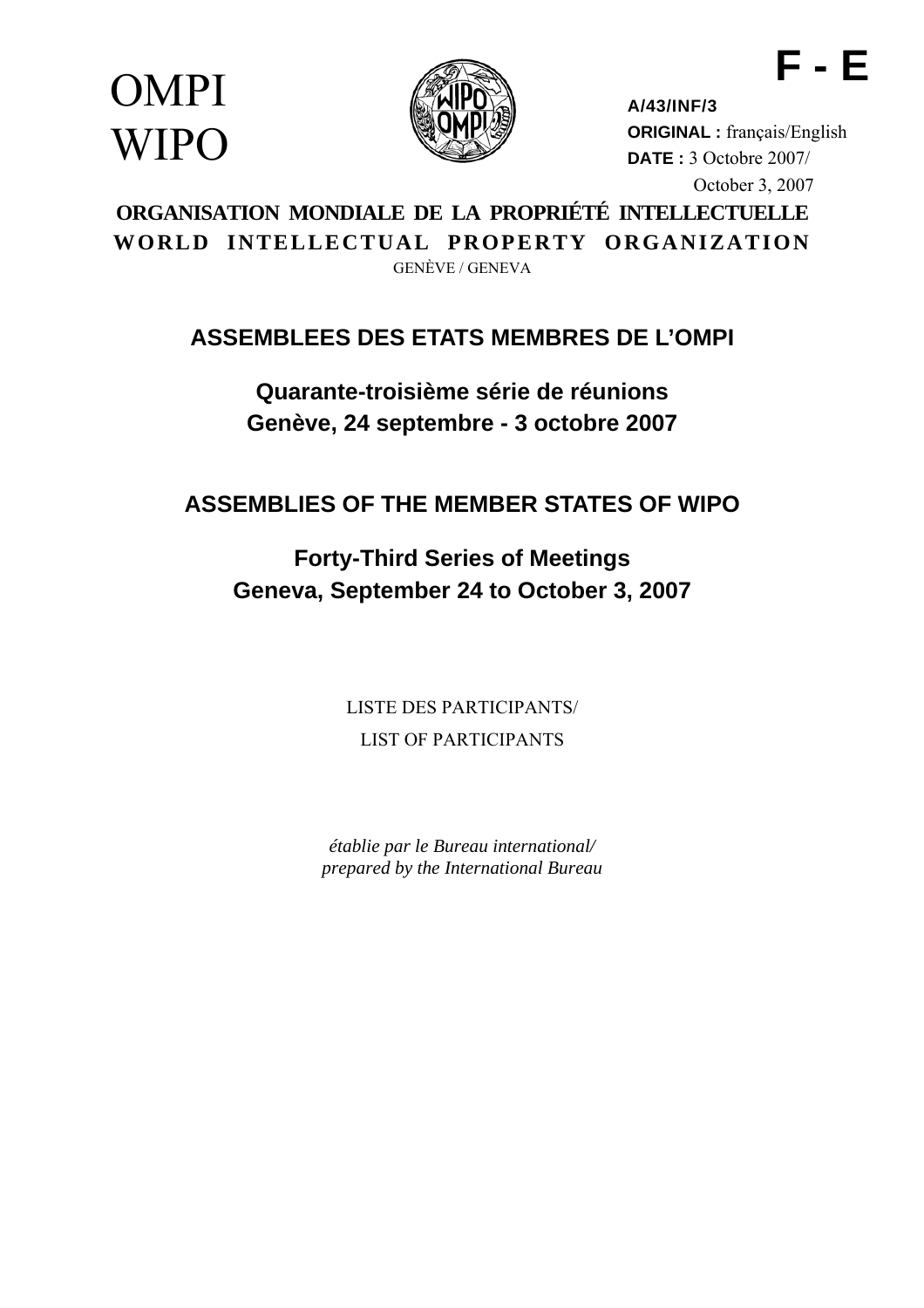**F - E**

OMPI
WIPO

**A/43/INF/3**
**ORIGINAL :** français/English
**DATE :** 3 Octobre 2007/
October 3, 2007

**ORGANISATION MONDIALE DE LA PROPRIÉTÉ INTELLECTUELLE**
**WORLD INTELLECTUAL PROPERTY ORGANIZATION**
GENÈVE / GENEVA

# ASSEMBLEES DES ETATS MEMBRES DE L'OMPI

## Quarante-troisième série de réunions
## Genève, 24 septembre - 3 octobre 2007

# ASSEMBLIES OF THE MEMBER STATES OF WIPO

## Forty-Third Series of Meetings
## Geneva, September 24 to October 3, 2007

LISTE DES PARTICIPANTS/
LIST OF PARTICIPANTS

*établie par le Bureau international/*
*prepared by the International Bureau*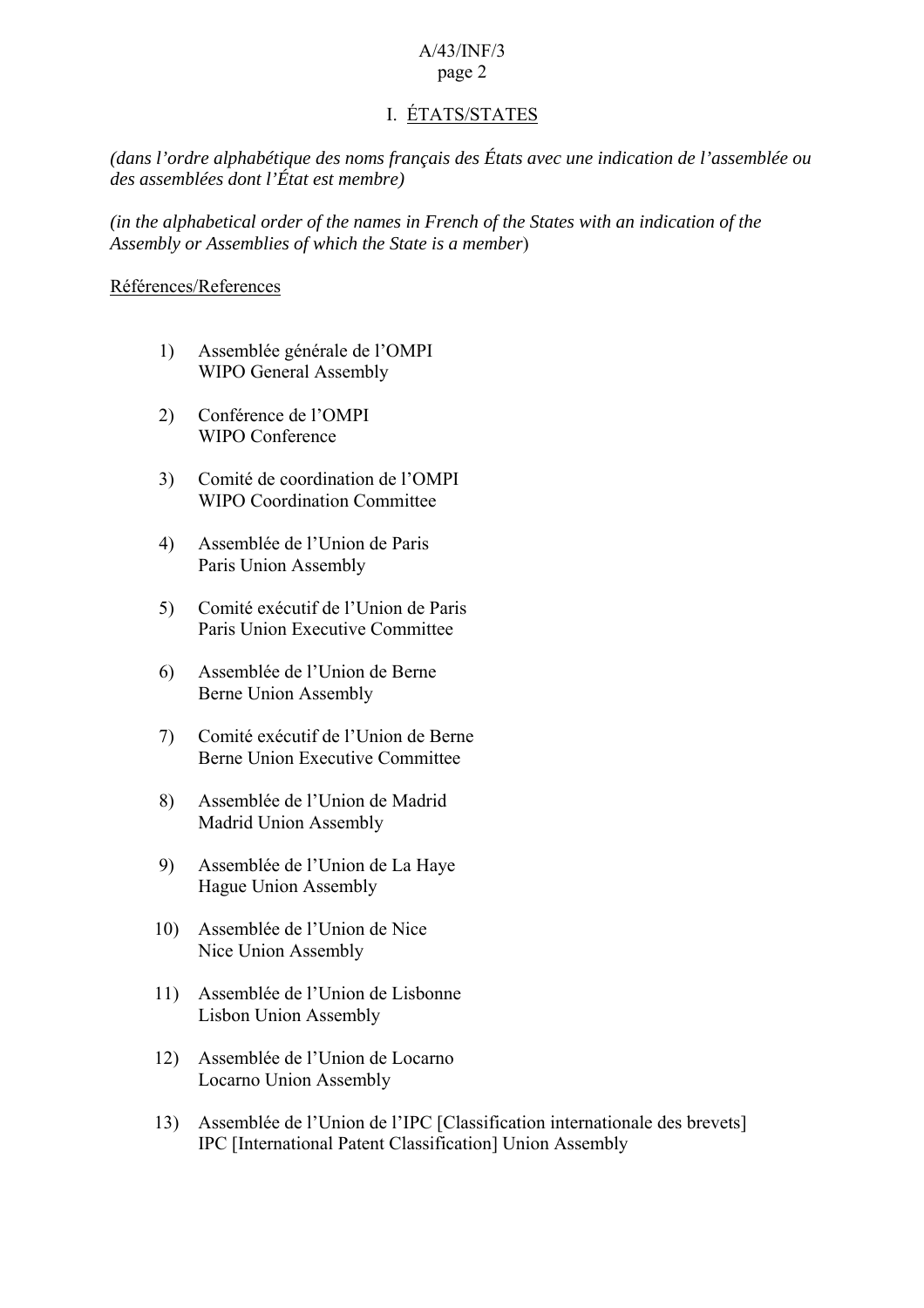# I. ÉTATS/STATES

*(dans l'ordre alphabétique des noms français des États avec une indication de l'assemblée ou des assemblées dont l'État est membre)*

*(in the alphabetical order of the names in French of the States with an indication of the Assembly or Assemblies of which the State is a member)*

Références/References

1) Assemblée générale de l'OMPI
   WIPO General Assembly

2) Conférence de l'OMPI
   WIPO Conference

3) Comité de coordination de l'OMPI
   WIPO Coordination Committee

4) Assemblée de l'Union de Paris
   Paris Union Assembly

5) Comité exécutif de l'Union de Paris
   Paris Union Executive Committee

6) Assemblée de l'Union de Berne
   Berne Union Assembly

7) Comité exécutif de l'Union de Berne
   Berne Union Executive Committee

8) Assemblée de l'Union de Madrid
   Madrid Union Assembly

9) Assemblée de l'Union de La Haye
   Hague Union Assembly

10) Assemblée de l'Union de Nice
    Nice Union Assembly

11) Assemblée de l'Union de Lisbonne
    Lisbon Union Assembly

12) Assemblée de l'Union de Locarno
    Locarno Union Assembly

13) Assemblée de l'Union de l'IPC [Classification internationale des brevets]
    IPC [International Patent Classification] Union Assembly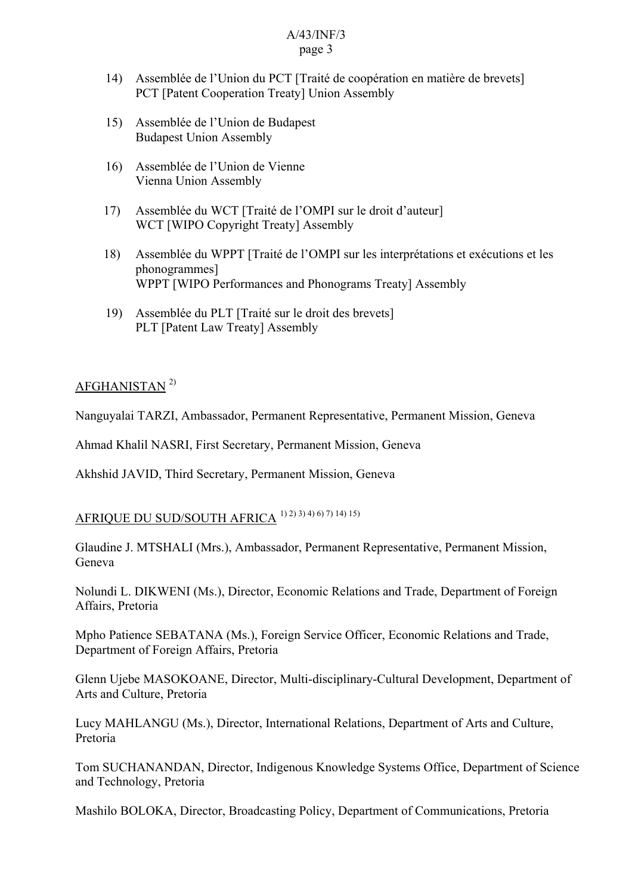14) Assemblée de l'Union du PCT [Traité de coopération en matière de brevets]
PCT [Patent Cooperation Treaty] Union Assembly

15) Assemblée de l'Union de Budapest
Budapest Union Assembly

16) Assemblée de l'Union de Vienne
Vienna Union Assembly

17) Assemblée du WCT [Traité de l'OMPI sur le droit d'auteur]
WCT [WIPO Copyright Treaty] Assembly

18) Assemblée du WPPT [Traité de l'OMPI sur les interprétations et exécutions et les phonogrammes]
WPPT [WIPO Performances and Phonograms Treaty] Assembly

19) Assemblée du PLT [Traité sur le droit des brevets]
PLT [Patent Law Treaty] Assembly

<u>AFGHANISTAN</u> 2)

Nanguyalai TARZI, Ambassador, Permanent Representative, Permanent Mission, Geneva

Ahmad Khalil NASRI, First Secretary, Permanent Mission, Geneva

Akhshid JAVID, Third Secretary, Permanent Mission, Geneva

<u>AFRIQUE DU SUD/SOUTH AFRICA</u> 1) 2) 3) 4) 6) 7) 14) 15)

Glaudine J. MTSHALI (Mrs.), Ambassador, Permanent Representative, Permanent Mission, Geneva

Nolundi L. DIKWENI (Ms.), Director, Economic Relations and Trade, Department of Foreign Affairs, Pretoria

Mpho Patience SEBATANA (Ms.), Foreign Service Officer, Economic Relations and Trade, Department of Foreign Affairs, Pretoria

Glenn Ujebe MASOKOANE, Director, Multi-disciplinary-Cultural Development, Department of Arts and Culture, Pretoria

Lucy MAHLANGU (Ms.), Director, International Relations, Department of Arts and Culture, Pretoria

Tom SUCHANANDAN, Director, Indigenous Knowledge Systems Office, Department of Science and Technology, Pretoria

Mashilo BOLOKA, Director, Broadcasting Policy, Department of Communications, Pretoria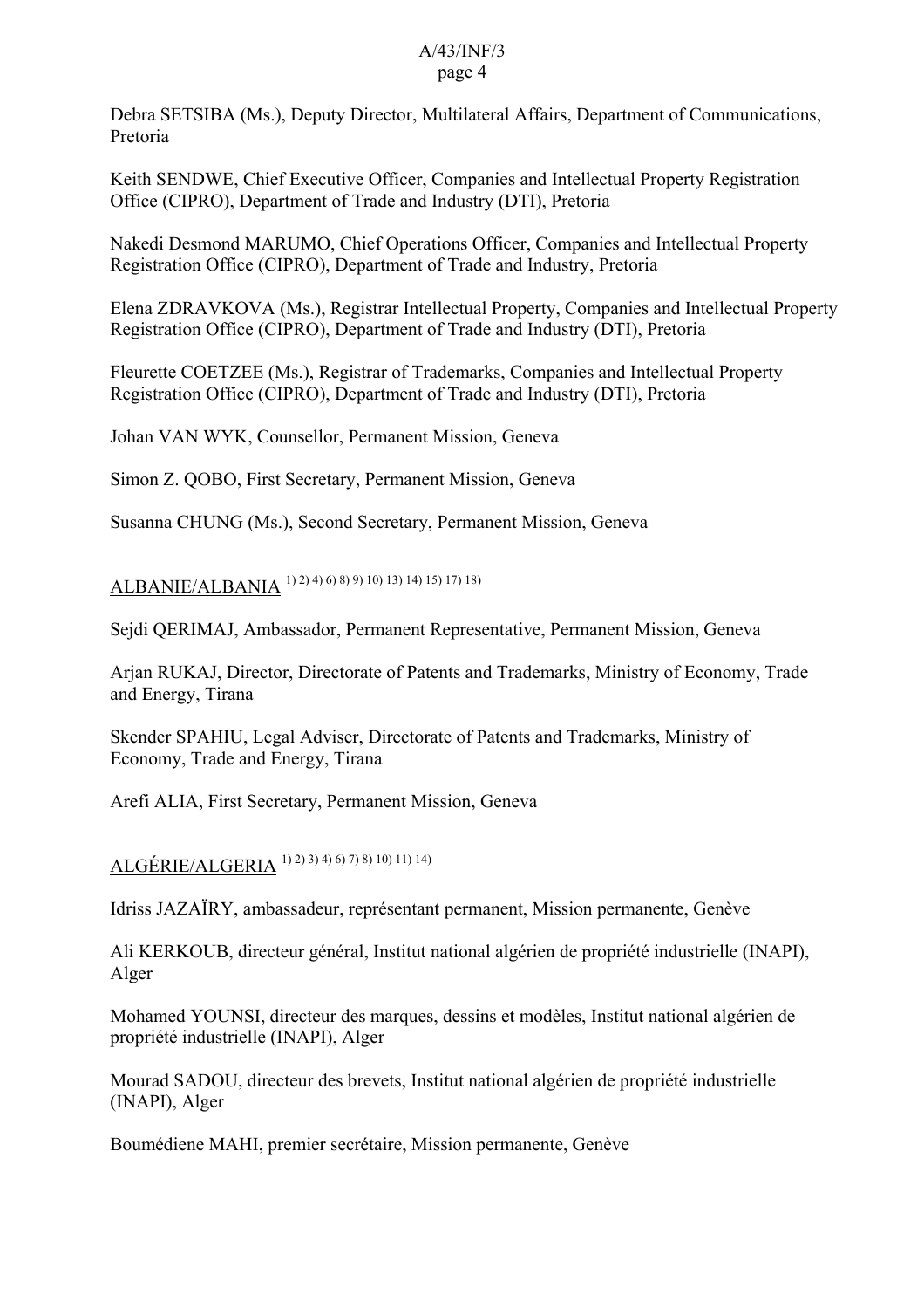Debra SETSIBA (Ms.), Deputy Director, Multilateral Affairs, Department of Communications, Pretoria

Keith SENDWE, Chief Executive Officer, Companies and Intellectual Property Registration Office (CIPRO), Department of Trade and Industry (DTI), Pretoria

Nakedi Desmond MARUMO, Chief Operations Officer, Companies and Intellectual Property Registration Office (CIPRO), Department of Trade and Industry, Pretoria

Elena ZDRAVKOVA (Ms.), Registrar Intellectual Property, Companies and Intellectual Property Registration Office (CIPRO), Department of Trade and Industry (DTI), Pretoria

Fleurette COETZEE (Ms.), Registrar of Trademarks, Companies and Intellectual Property Registration Office (CIPRO), Department of Trade and Industry (DTI), Pretoria

Johan VAN WYK, Counsellor, Permanent Mission, Geneva

Simon Z. QOBO, First Secretary, Permanent Mission, Geneva

Susanna CHUNG (Ms.), Second Secretary, Permanent Mission, Geneva

<u>ALBANIE/ALBANIA</u> 1) 2) 4) 6) 8) 9) 10) 13) 14) 15) 17) 18)

Sejdi QERIMAJ, Ambassador, Permanent Representative, Permanent Mission, Geneva

Arjan RUKAJ, Director, Directorate of Patents and Trademarks, Ministry of Economy, Trade and Energy, Tirana

Skender SPAHIU, Legal Adviser, Directorate of Patents and Trademarks, Ministry of Economy, Trade and Energy, Tirana

Arefi ALIA, First Secretary, Permanent Mission, Geneva

<u>ALGÉRIE/ALGERIA</u> 1) 2) 3) 4) 6) 7) 8) 10) 11) 14)

Idriss JAZAÏRY, ambassadeur, représentant permanent, Mission permanente, Genève

Ali KERKOUB, directeur général, Institut national algérien de propriété industrielle (INAPI), Alger

Mohamed YOUNSI, directeur des marques, dessins et modèles, Institut national algérien de propriété industrielle (INAPI), Alger

Mourad SADOU, directeur des brevets, Institut national algérien de propriété industrielle (INAPI), Alger

Boumédiene MAHI, premier secrétaire, Mission permanente, Genève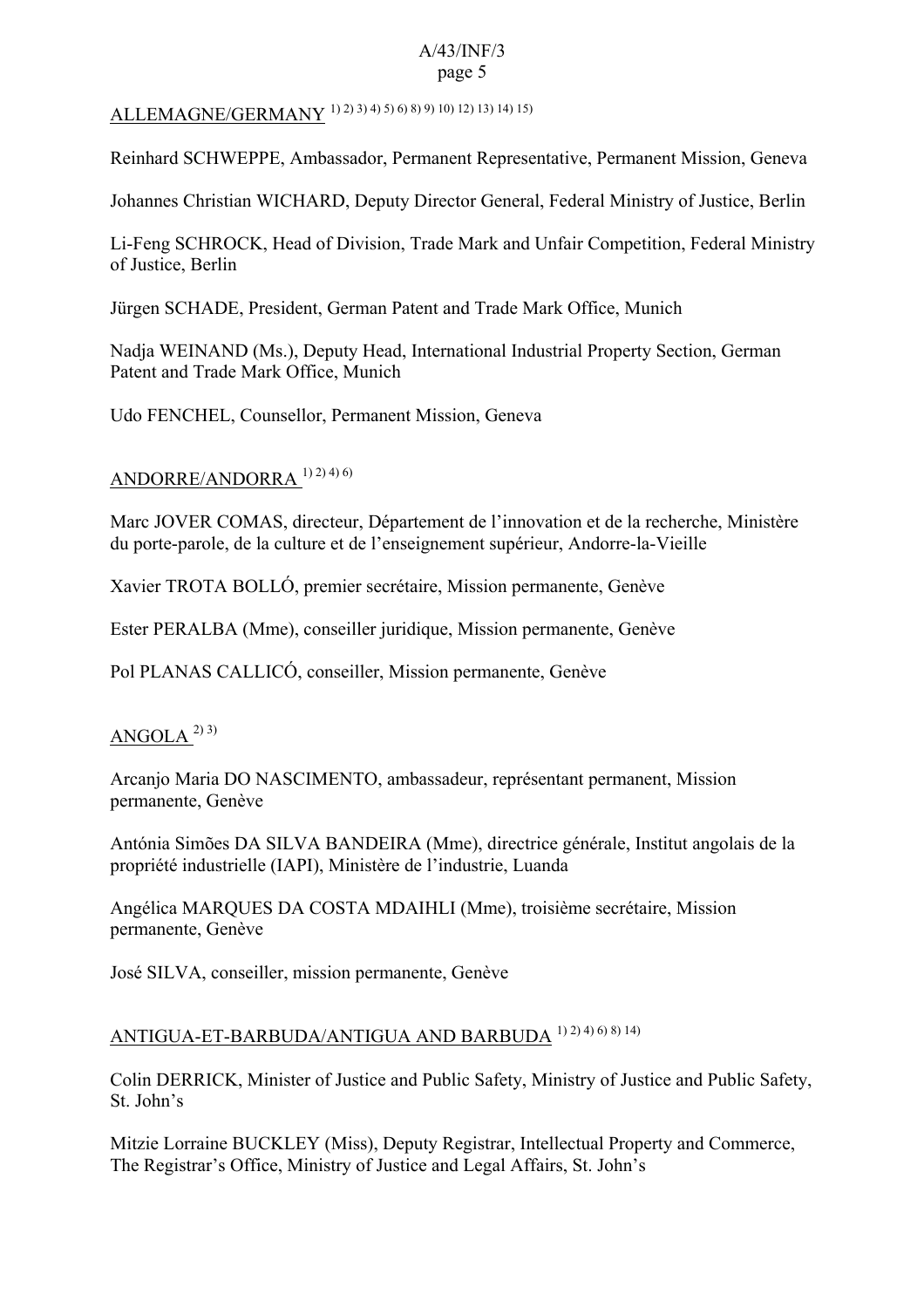ALLEMAGNE/GERMANY [1) 2) 3) 4) 5) 6) 8) 9) 10) 12) 13) 14) 15)]

Reinhard SCHWEPPE, Ambassador, Permanent Representative, Permanent Mission, Geneva

Johannes Christian WICHARD, Deputy Director General, Federal Ministry of Justice, Berlin

Li-Feng SCHROCK, Head of Division, Trade Mark and Unfair Competition, Federal Ministry of Justice, Berlin

Jürgen SCHADE, President, German Patent and Trade Mark Office, Munich

Nadja WEINAND (Ms.), Deputy Head, International Industrial Property Section, German Patent and Trade Mark Office, Munich

Udo FENCHEL, Counsellor, Permanent Mission, Geneva

ANDORRE/ANDORRA [1) 2) 4) 6)]

Marc JOVER COMAS, directeur, Département de l'innovation et de la recherche, Ministère du porte-parole, de la culture et de l'enseignement supérieur, Andorre-la-Vieille

Xavier TROTA BOLLÓ, premier secrétaire, Mission permanente, Genève

Ester PERALBA (Mme), conseiller juridique, Mission permanente, Genève

Pol PLANAS CALLICÓ, conseiller, Mission permanente, Genève

ANGOLA [2) 3)]

Arcanjo Maria DO NASCIMENTO, ambassadeur, représentant permanent, Mission permanente, Genève

Antónia Simões DA SILVA BANDEIRA (Mme), directrice générale, Institut angolais de la propriété industrielle (IAPI), Ministère de l'industrie, Luanda

Angélica MARQUES DA COSTA MDAIHLI (Mme), troisième secrétaire, Mission permanente, Genève

José SILVA, conseiller, mission permanente, Genève

ANTIGUA-ET-BARBUDA/ANTIGUA AND BARBUDA [1) 2) 4) 6) 8) 14)]

Colin DERRICK, Minister of Justice and Public Safety, Ministry of Justice and Public Safety, St. John's

Mitzie Lorraine BUCKLEY (Miss), Deputy Registrar, Intellectual Property and Commerce, The Registrar's Office, Ministry of Justice and Legal Affairs, St. John's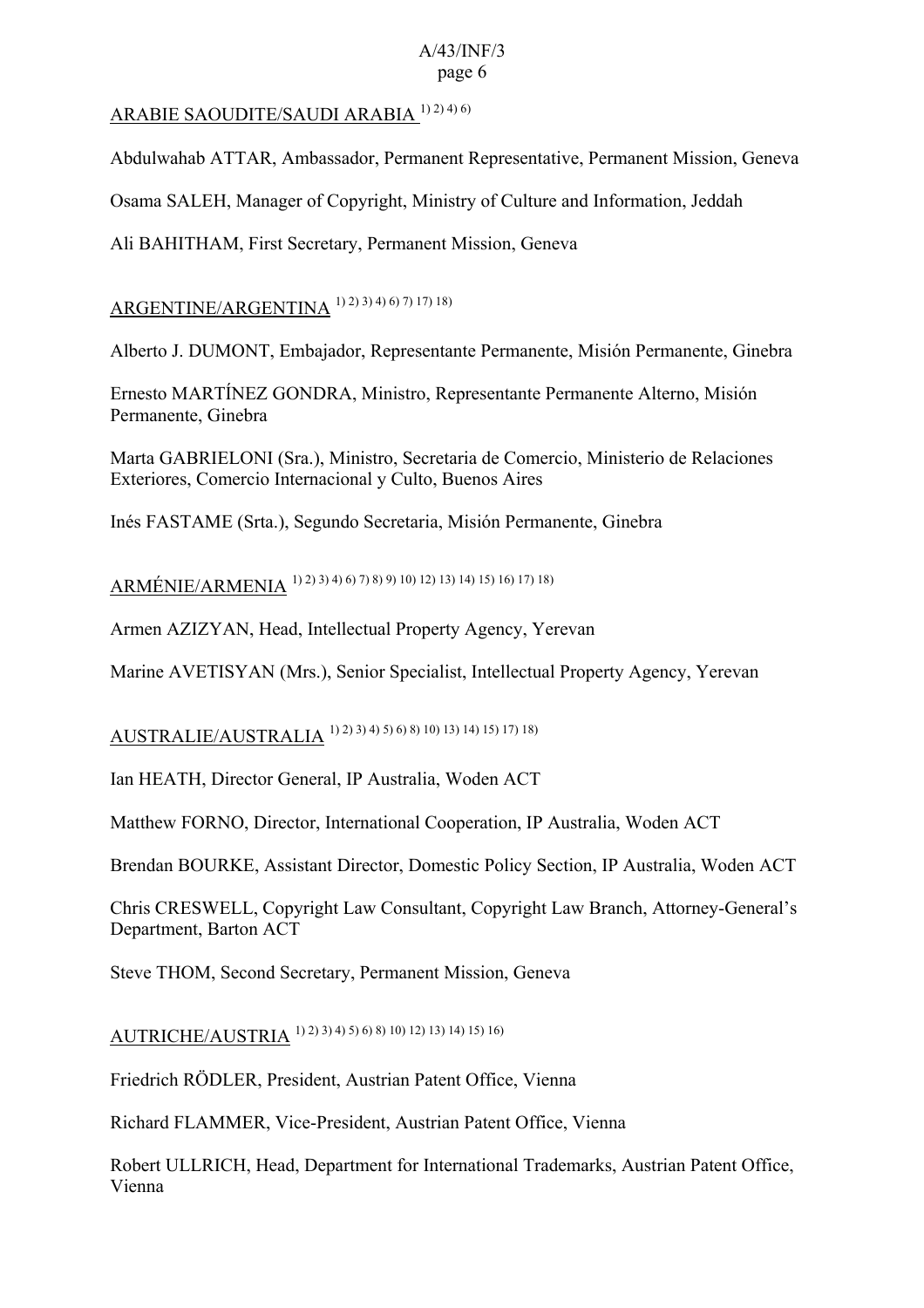ARABIE SAOUDITE/SAUDI ARABIA [1) 2) 4) 6)]

Abdulwahab ATTAR, Ambassador, Permanent Representative, Permanent Mission, Geneva

Osama SALEH, Manager of Copyright, Ministry of Culture and Information, Jeddah

Ali BAHITHAM, First Secretary, Permanent Mission, Geneva

ARGENTINE/ARGENTINA [1) 2) 3) 4) 6) 7) 17) 18)]

Alberto J. DUMONT, Embajador, Representante Permanente, Misión Permanente, Ginebra

Ernesto MARTÍNEZ GONDRA, Ministro, Representante Permanente Alterno, Misión Permanente, Ginebra

Marta GABRIELONI (Sra.), Ministro, Secretaria de Comercio, Ministerio de Relaciones Exteriores, Comercio Internacional y Culto, Buenos Aires

Inés FASTAME (Srta.), Segundo Secretaria, Misión Permanente, Ginebra

ARMÉNIE/ARMENIA [1) 2) 3) 4) 6) 7) 8) 9) 10) 12) 13) 14) 15) 16) 17) 18)]

Armen AZIZYAN, Head, Intellectual Property Agency, Yerevan

Marine AVETISYAN (Mrs.), Senior Specialist, Intellectual Property Agency, Yerevan

AUSTRALIE/AUSTRALIA [1) 2) 3) 4) 5) 6) 8) 10) 13) 14) 15) 17) 18)]

Ian HEATH, Director General, IP Australia, Woden ACT

Matthew FORNO, Director, International Cooperation, IP Australia, Woden ACT

Brendan BOURKE, Assistant Director, Domestic Policy Section, IP Australia, Woden ACT

Chris CRESWELL, Copyright Law Consultant, Copyright Law Branch, Attorney-General's Department, Barton ACT

Steve THOM, Second Secretary, Permanent Mission, Geneva

AUTRICHE/AUSTRIA [1) 2) 3) 4) 5) 6) 8) 10) 12) 13) 14) 15) 16)]

Friedrich RÖDLER, President, Austrian Patent Office, Vienna

Richard FLAMMER, Vice-President, Austrian Patent Office, Vienna

Robert ULLRICH, Head, Department for International Trademarks, Austrian Patent Office, Vienna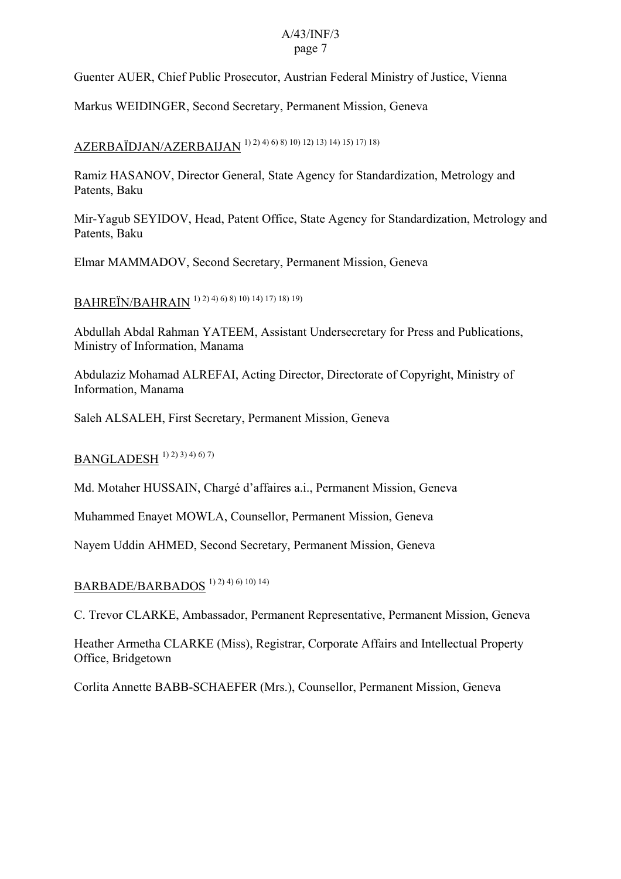Guenter AUER, Chief Public Prosecutor, Austrian Federal Ministry of Justice, Vienna

Markus WEIDINGER, Second Secretary, Permanent Mission, Geneva

AZERBAÏDJAN/AZERBAIJAN [1) 2) 4) 6) 8) 10) 12) 13) 14) 15) 17) 18)]

Ramiz HASANOV, Director General, State Agency for Standardization, Metrology and Patents, Baku

Mir-Yagub SEYIDOV, Head, Patent Office, State Agency for Standardization, Metrology and Patents, Baku

Elmar MAMMADOV, Second Secretary, Permanent Mission, Geneva

BAHREÏN/BAHRAIN [1) 2) 4) 6) 8) 10) 14) 17) 18) 19)]

Abdullah Abdal Rahman YATEEM, Assistant Undersecretary for Press and Publications, Ministry of Information, Manama

Abdulaziz Mohamad ALREFAI, Acting Director, Directorate of Copyright, Ministry of Information, Manama

Saleh ALSALEH, First Secretary, Permanent Mission, Geneva

BANGLADESH [1) 2) 3) 4) 6) 7)]

Md. Motaher HUSSAIN, Chargé d'affaires a.i., Permanent Mission, Geneva

Muhammed Enayet MOWLA, Counsellor, Permanent Mission, Geneva

Nayem Uddin AHMED, Second Secretary, Permanent Mission, Geneva

BARBADE/BARBADOS [1) 2) 4) 6) 10) 14)]

C. Trevor CLARKE, Ambassador, Permanent Representative, Permanent Mission, Geneva

Heather Armetha CLARKE (Miss), Registrar, Corporate Affairs and Intellectual Property Office, Bridgetown

Corlita Annette BABB-SCHAEFER (Mrs.), Counsellor, Permanent Mission, Geneva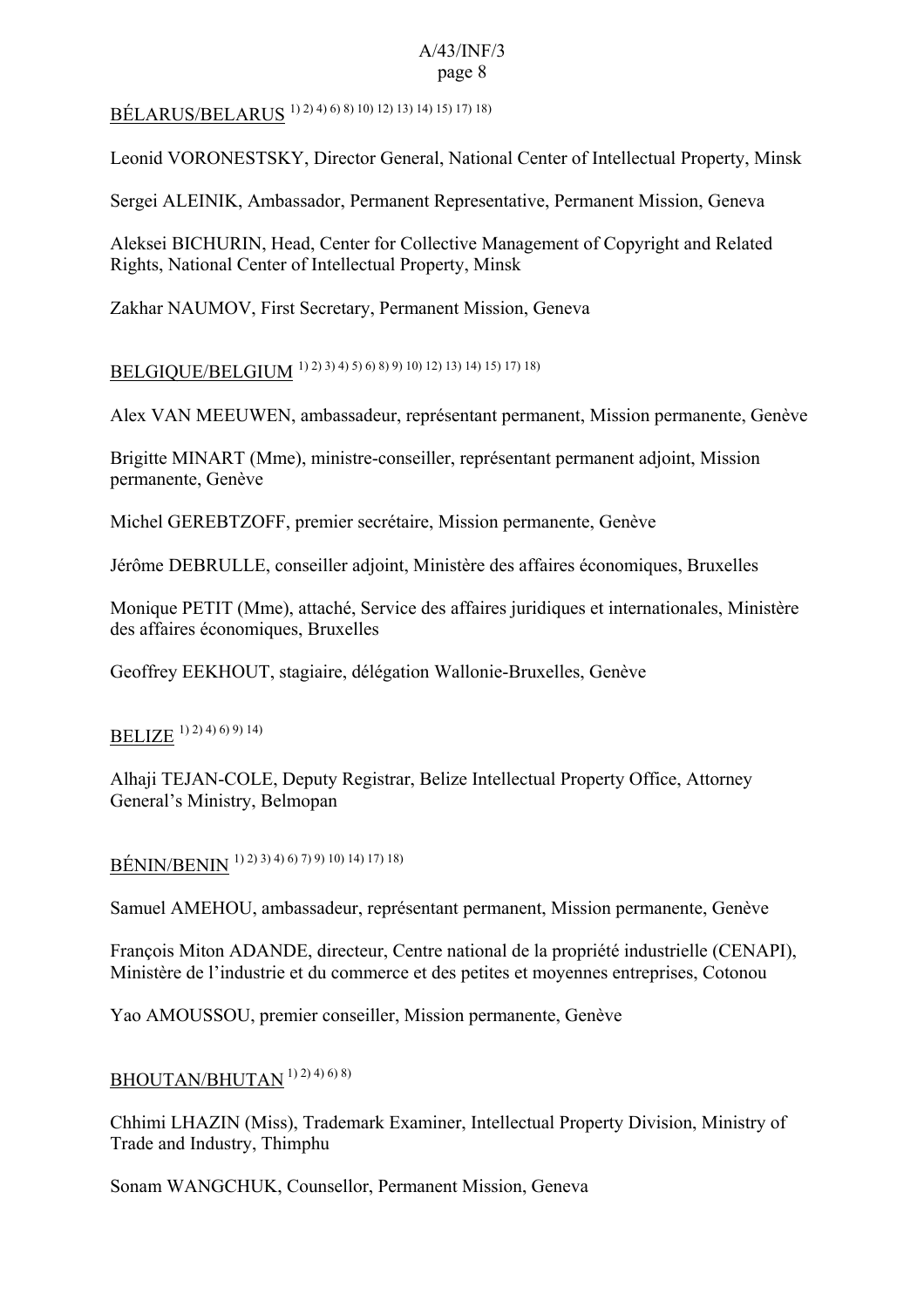BÉLARUS/BELARUS [1) 2) 4) 6) 8) 10) 12) 13) 14) 15) 17) 18)]

Leonid VORONESTSKY, Director General, National Center of Intellectual Property, Minsk

Sergei ALEINIK, Ambassador, Permanent Representative, Permanent Mission, Geneva

Aleksei BICHURIN, Head, Center for Collective Management of Copyright and Related Rights, National Center of Intellectual Property, Minsk

Zakhar NAUMOV, First Secretary, Permanent Mission, Geneva

BELGIQUE/BELGIUM [1) 2) 3) 4) 5) 6) 8) 9) 10) 12) 13) 14) 15) 17) 18)]

Alex VAN MEEUWEN, ambassadeur, représentant permanent, Mission permanente, Genève

Brigitte MINART (Mme), ministre-conseiller, représentant permanent adjoint, Mission permanente, Genève

Michel GEREBTZOFF, premier secrétaire, Mission permanente, Genève

Jérôme DEBRULLE, conseiller adjoint, Ministère des affaires économiques, Bruxelles

Monique PETIT (Mme), attaché, Service des affaires juridiques et internationales, Ministère des affaires économiques, Bruxelles

Geoffrey EEKHOUT, stagiaire, délégation Wallonie-Bruxelles, Genève

BELIZE [1) 2) 4) 6) 9) 14)]

Alhaji TEJAN-COLE, Deputy Registrar, Belize Intellectual Property Office, Attorney General's Ministry, Belmopan

BÉNIN/BENIN [1) 2) 3) 4) 6) 7) 9) 10) 14) 17) 18)]

Samuel AMEHOU, ambassadeur, représentant permanent, Mission permanente, Genève

François Miton ADANDE, directeur, Centre national de la propriété industrielle (CENAPI), Ministère de l'industrie et du commerce et des petites et moyennes entreprises, Cotonou

Yao AMOUSSOU, premier conseiller, Mission permanente, Genève

BHOUTAN/BHUTAN [1) 2) 4) 6) 8)]

Chhimi LHAZIN (Miss), Trademark Examiner, Intellectual Property Division, Ministry of Trade and Industry, Thimphu

Sonam WANGCHUK, Counsellor, Permanent Mission, Geneva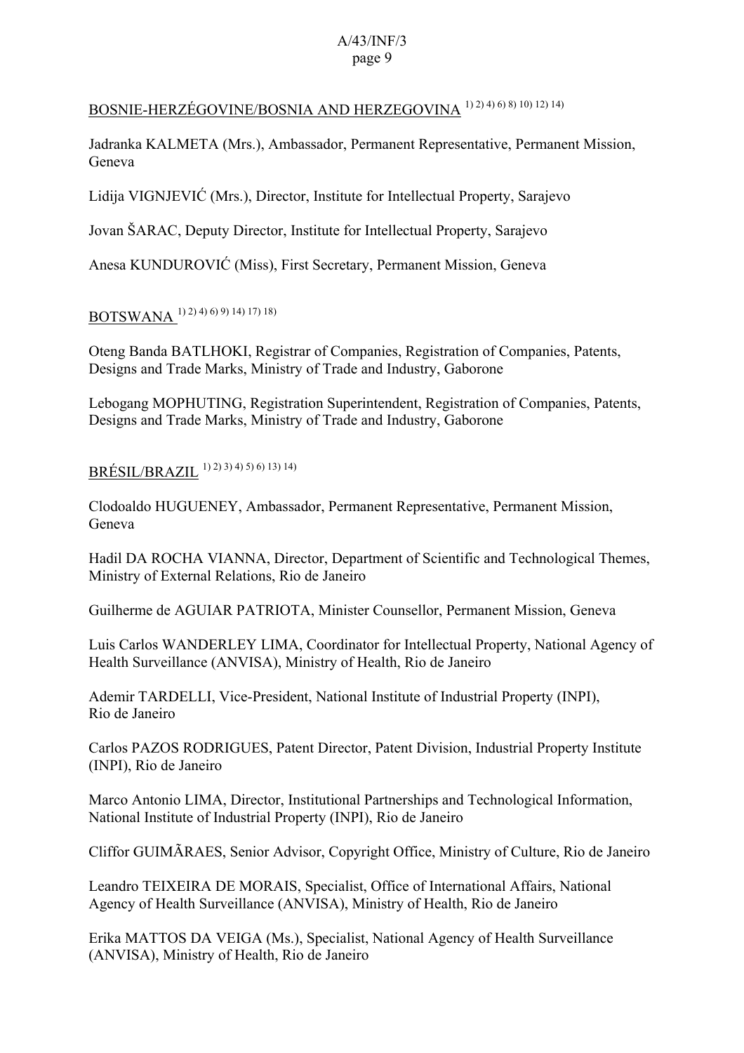BOSNIE-HERZÉGOVINE/BOSNIA AND HERZEGOVINA [1) 2) 4) 6) 8) 10) 12) 14)]

Jadranka KALMETA (Mrs.), Ambassador, Permanent Representative, Permanent Mission, Geneva

Lidija VIGNJEVIĆ (Mrs.), Director, Institute for Intellectual Property, Sarajevo

Jovan ŠARAC, Deputy Director, Institute for Intellectual Property, Sarajevo

Anesa KUNDUROVIĆ (Miss), First Secretary, Permanent Mission, Geneva

BOTSWANA [1) 2) 4) 6) 9) 14) 17) 18)]

Oteng Banda BATLHOKI, Registrar of Companies, Registration of Companies, Patents, Designs and Trade Marks, Ministry of Trade and Industry, Gaborone

Lebogang MOPHUTING, Registration Superintendent, Registration of Companies, Patents, Designs and Trade Marks, Ministry of Trade and Industry, Gaborone

BRÉSIL/BRAZIL [1) 2) 3) 4) 5) 6) 13) 14)]

Clodoaldo HUGUENEY, Ambassador, Permanent Representative, Permanent Mission, Geneva

Hadil DA ROCHA VIANNA, Director, Department of Scientific and Technological Themes, Ministry of External Relations, Rio de Janeiro

Guilherme de AGUIAR PATRIOTA, Minister Counsellor, Permanent Mission, Geneva

Luis Carlos WANDERLEY LIMA, Coordinator for Intellectual Property, National Agency of Health Surveillance (ANVISA), Ministry of Health, Rio de Janeiro

Ademir TARDELLI, Vice-President, National Institute of Industrial Property (INPI), Rio de Janeiro

Carlos PAZOS RODRIGUES, Patent Director, Patent Division, Industrial Property Institute (INPI), Rio de Janeiro

Marco Antonio LIMA, Director, Institutional Partnerships and Technological Information, National Institute of Industrial Property (INPI), Rio de Janeiro

Cliffor GUIMÃRAES, Senior Advisor, Copyright Office, Ministry of Culture, Rio de Janeiro

Leandro TEIXEIRA DE MORAIS, Specialist, Office of International Affairs, National Agency of Health Surveillance (ANVISA), Ministry of Health, Rio de Janeiro

Erika MATTOS DA VEIGA (Ms.), Specialist, National Agency of Health Surveillance (ANVISA), Ministry of Health, Rio de Janeiro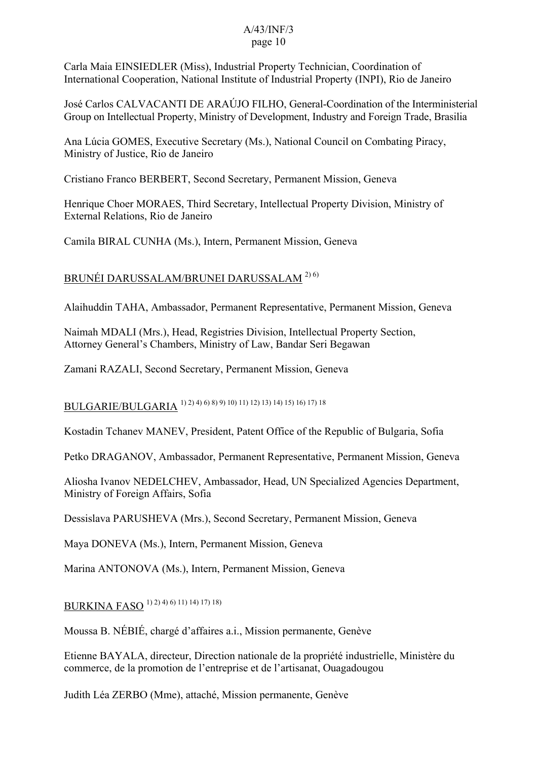Carla Maia EINSIEDLER (Miss), Industrial Property Technician, Coordination of International Cooperation, National Institute of Industrial Property (INPI), Rio de Janeiro

José Carlos CALVACANTI DE ARAÚJO FILHO, General-Coordination of the Interministerial Group on Intellectual Property, Ministry of Development, Industry and Foreign Trade, Brasilia

Ana Lúcia GOMES, Executive Secretary (Ms.), National Council on Combating Piracy, Ministry of Justice, Rio de Janeiro

Cristiano Franco BERBERT, Second Secretary, Permanent Mission, Geneva

Henrique Choer MORAES, Third Secretary, Intellectual Property Division, Ministry of External Relations, Rio de Janeiro

Camila BIRAL CUNHA (Ms.), Intern, Permanent Mission, Geneva

## BRUNÉI DARUSSALAM/BRUNEI DARUSSALAM 2) 6)

Alaihuddin TAHA, Ambassador, Permanent Representative, Permanent Mission, Geneva

Naimah MDALI (Mrs.), Head, Registries Division, Intellectual Property Section, Attorney General's Chambers, Ministry of Law, Bandar Seri Begawan

Zamani RAZALI, Second Secretary, Permanent Mission, Geneva

## BULGARIE/BULGARIA 1) 2) 4) 6) 8) 9) 10) 11) 12) 13) 14) 15) 16) 17) 18

Kostadin Tchanev MANEV, President, Patent Office of the Republic of Bulgaria, Sofia

Petko DRAGANOV, Ambassador, Permanent Representative, Permanent Mission, Geneva

Aliosha Ivanov NEDELCHEV, Ambassador, Head, UN Specialized Agencies Department, Ministry of Foreign Affairs, Sofia

Dessislava PARUSHEVA (Mrs.), Second Secretary, Permanent Mission, Geneva

Maya DONEVA (Ms.), Intern, Permanent Mission, Geneva

Marina ANTONOVA (Ms.), Intern, Permanent Mission, Geneva

## BURKINA FASO 1) 2) 4) 6) 11) 14) 17) 18)

Moussa B. NÉBIÉ, chargé d'affaires a.i., Mission permanente, Genève

Etienne BAYALA, directeur, Direction nationale de la propriété industrielle, Ministère du commerce, de la promotion de l'entreprise et de l'artisanat, Ouagadougou

Judith Léa ZERBO (Mme), attaché, Mission permanente, Genève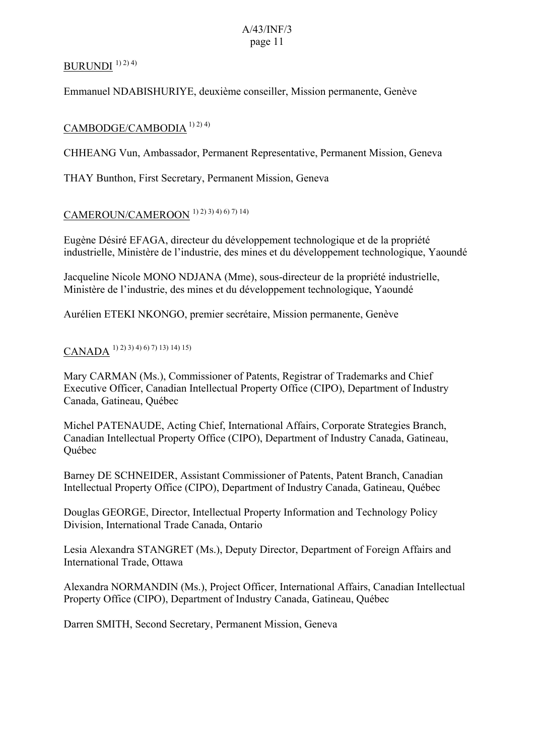BURUNDI [1) 2) 4)]

Emmanuel NDABISHURIYE, deuxième conseiller, Mission permanente, Genève

CAMBODGE/CAMBODIA [1) 2) 4)]

CHHEANG Vun, Ambassador, Permanent Representative, Permanent Mission, Geneva

THAY Bunthon, First Secretary, Permanent Mission, Geneva

CAMEROUN/CAMEROON [1) 2) 3) 4) 6) 7) 14)]

Eugène Désiré EFAGA, directeur du développement technologique et de la propriété industrielle, Ministère de l'industrie, des mines et du développement technologique, Yaoundé

Jacqueline Nicole MONO NDJANA (Mme), sous-directeur de la propriété industrielle, Ministère de l'industrie, des mines et du développement technologique, Yaoundé

Aurélien ETEKI NKONGO, premier secrétaire, Mission permanente, Genève

CANADA [1) 2) 3) 4) 6) 7) 13) 14) 15)]

Mary CARMAN (Ms.), Commissioner of Patents, Registrar of Trademarks and Chief Executive Officer, Canadian Intellectual Property Office (CIPO), Department of Industry Canada, Gatineau, Québec

Michel PATENAUDE, Acting Chief, International Affairs, Corporate Strategies Branch, Canadian Intellectual Property Office (CIPO), Department of Industry Canada, Gatineau, Québec

Barney DE SCHNEIDER, Assistant Commissioner of Patents, Patent Branch, Canadian Intellectual Property Office (CIPO), Department of Industry Canada, Gatineau, Québec

Douglas GEORGE, Director, Intellectual Property Information and Technology Policy Division, International Trade Canada, Ontario

Lesia Alexandra STANGRET (Ms.), Deputy Director, Department of Foreign Affairs and International Trade, Ottawa

Alexandra NORMANDIN (Ms.), Project Officer, International Affairs, Canadian Intellectual Property Office (CIPO), Department of Industry Canada, Gatineau, Québec

Darren SMITH, Second Secretary, Permanent Mission, Geneva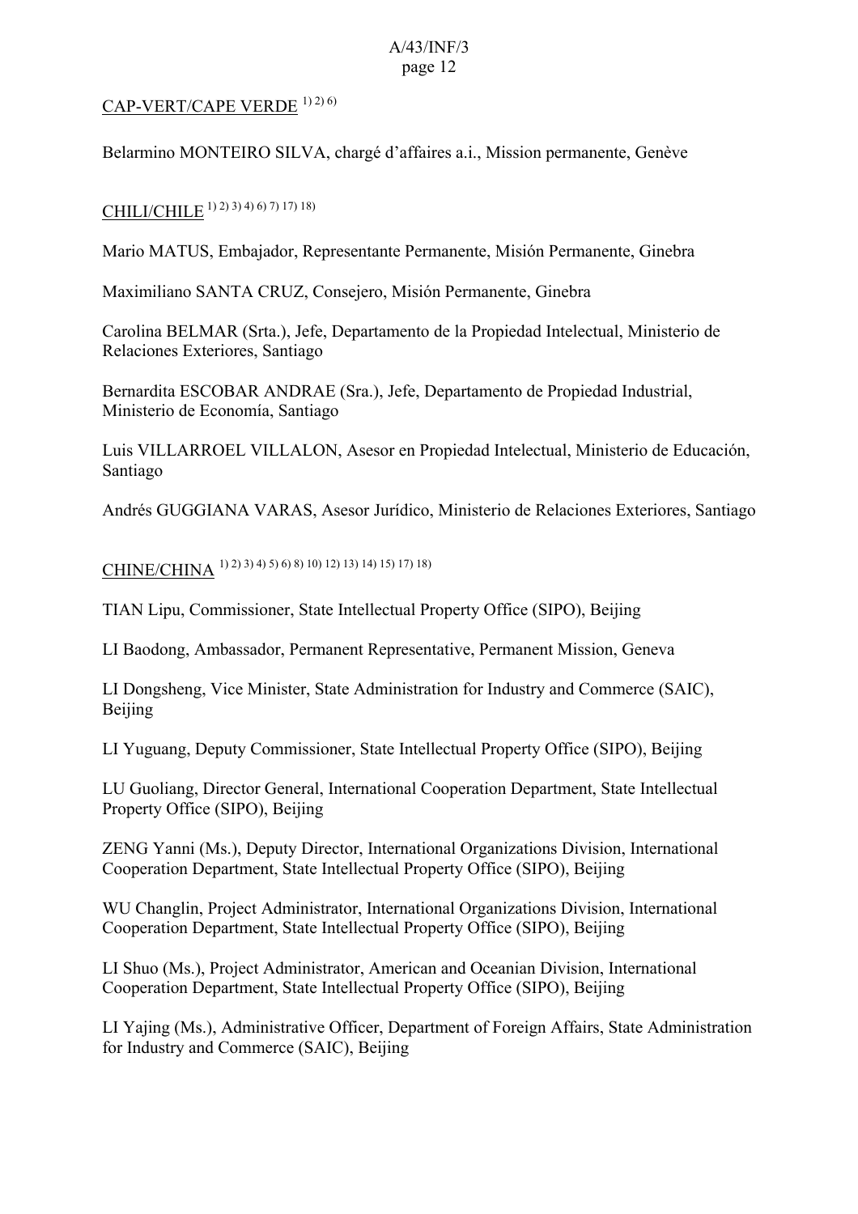CAP-VERT/CAPE VERDE [1) 2) 6)]

Belarmino MONTEIRO SILVA, chargé d'affaires a.i., Mission permanente, Genève

CHILI/CHILE [1) 2) 3) 4) 6) 7) 17) 18)]

Mario MATUS, Embajador, Representante Permanente, Misión Permanente, Ginebra

Maximiliano SANTA CRUZ, Consejero, Misión Permanente, Ginebra

Carolina BELMAR (Srta.), Jefe, Departamento de la Propiedad Intelectual, Ministerio de Relaciones Exteriores, Santiago

Bernardita ESCOBAR ANDRAE (Sra.), Jefe, Departamento de Propiedad Industrial, Ministerio de Economía, Santiago

Luis VILLARROEL VILLALON, Asesor en Propiedad Intelectual, Ministerio de Educación, Santiago

Andrés GUGGIANA VARAS, Asesor Jurídico, Ministerio de Relaciones Exteriores, Santiago

CHINE/CHINA [1) 2) 3) 4) 5) 6) 8) 10) 12) 13) 14) 15) 17) 18)]

TIAN Lipu, Commissioner, State Intellectual Property Office (SIPO), Beijing

LI Baodong, Ambassador, Permanent Representative, Permanent Mission, Geneva

LI Dongsheng, Vice Minister, State Administration for Industry and Commerce (SAIC), Beijing

LI Yuguang, Deputy Commissioner, State Intellectual Property Office (SIPO), Beijing

LU Guoliang, Director General, International Cooperation Department, State Intellectual Property Office (SIPO), Beijing

ZENG Yanni (Ms.), Deputy Director, International Organizations Division, International Cooperation Department, State Intellectual Property Office (SIPO), Beijing

WU Changlin, Project Administrator, International Organizations Division, International Cooperation Department, State Intellectual Property Office (SIPO), Beijing

LI Shuo (Ms.), Project Administrator, American and Oceanian Division, International Cooperation Department, State Intellectual Property Office (SIPO), Beijing

LI Yajing (Ms.), Administrative Officer, Department of Foreign Affairs, State Administration for Industry and Commerce (SAIC), Beijing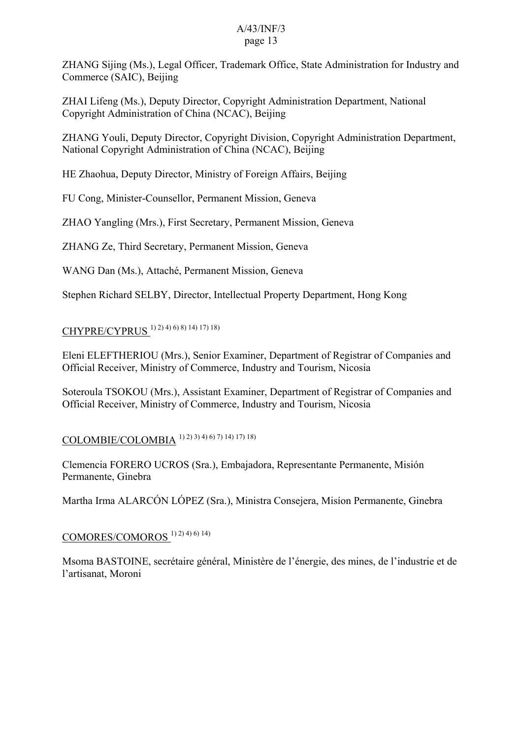ZHANG Sijing (Ms.), Legal Officer, Trademark Office, State Administration for Industry and Commerce (SAIC), Beijing

ZHAI Lifeng (Ms.), Deputy Director, Copyright Administration Department, National Copyright Administration of China (NCAC), Beijing

ZHANG Youli, Deputy Director, Copyright Division, Copyright Administration Department, National Copyright Administration of China (NCAC), Beijing

HE Zhaohua, Deputy Director, Ministry of Foreign Affairs, Beijing

FU Cong, Minister-Counsellor, Permanent Mission, Geneva

ZHAO Yangling (Mrs.), First Secretary, Permanent Mission, Geneva

ZHANG Ze, Third Secretary, Permanent Mission, Geneva

WANG Dan (Ms.), Attaché, Permanent Mission, Geneva

Stephen Richard SELBY, Director, Intellectual Property Department, Hong Kong

CHYPRE/CYPRUS 1) 2) 4) 6) 8) 14) 17) 18)

Eleni ELEFTHERIOU (Mrs.), Senior Examiner, Department of Registrar of Companies and Official Receiver, Ministry of Commerce, Industry and Tourism, Nicosia

Soteroula TSOKOU (Mrs.), Assistant Examiner, Department of Registrar of Companies and Official Receiver, Ministry of Commerce, Industry and Tourism, Nicosia

COLOMBIE/COLOMBIA 1) 2) 3) 4) 6) 7) 14) 17) 18)

Clemencia FORERO UCROS (Sra.), Embajadora, Representante Permanente, Misión Permanente, Ginebra

Martha Irma ALARCÓN LÓPEZ (Sra.), Ministra Consejera, Misíon Permanente, Ginebra

COMORES/COMOROS 1) 2) 4) 6) 14)

Msoma BASTOINE, secrétaire général, Ministère de l'énergie, des mines, de l'industrie et de l'artisanat, Moroni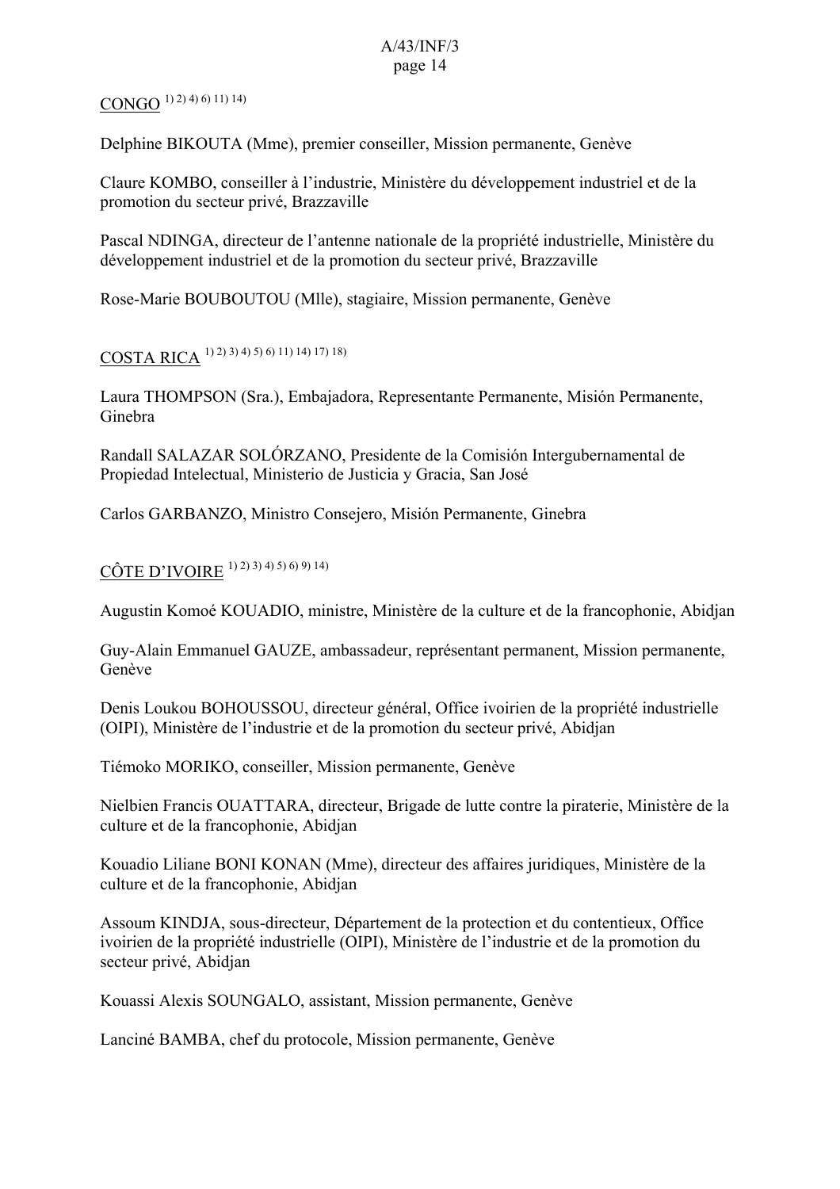CONGO [1) 2) 4) 6) 11) 14)]

Delphine BIKOUTA (Mme), premier conseiller, Mission permanente, Genève

Claure KOMBO, conseiller à l'industrie, Ministère du développement industriel et de la promotion du secteur privé, Brazzaville

Pascal NDINGA, directeur de l'antenne nationale de la propriété industrielle, Ministère du développement industriel et de la promotion du secteur privé, Brazzaville

Rose-Marie BOUBOUTOU (Mlle), stagiaire, Mission permanente, Genève

COSTA RICA [1) 2) 3) 4) 5) 6) 11) 14) 17) 18)]

Laura THOMPSON (Sra.), Embajadora, Representante Permanente, Misión Permanente, Ginebra

Randall SALAZAR SOLÓRZANO, Presidente de la Comisión Intergubernamental de Propiedad Intelectual, Ministerio de Justicia y Gracia, San José

Carlos GARBANZO, Ministro Consejero, Misión Permanente, Ginebra

CÔTE D'IVOIRE [1) 2) 3) 4) 5) 6) 9) 14)]

Augustin Komoé KOUADIO, ministre, Ministère de la culture et de la francophonie, Abidjan

Guy-Alain Emmanuel GAUZE, ambassadeur, représentant permanent, Mission permanente, Genève

Denis Loukou BOHOUSSOU, directeur général, Office ivoirien de la propriété industrielle (OIPI), Ministère de l'industrie et de la promotion du secteur privé, Abidjan

Tiémoko MORIKO, conseiller, Mission permanente, Genève

Nielbien Francis OUATTARA, directeur, Brigade de lutte contre la piraterie, Ministère de la culture et de la francophonie, Abidjan

Kouadio Liliane BONI KONAN (Mme), directeur des affaires juridiques, Ministère de la culture et de la francophonie, Abidjan

Assoum KINDJA, sous-directeur, Département de la protection et du contentieux, Office ivoirien de la propriété industrielle (OIPI), Ministère de l'industrie et de la promotion du secteur privé, Abidjan

Kouassi Alexis SOUNGALO, assistant, Mission permanente, Genève

Lanciné BAMBA, chef du protocole, Mission permanente, Genève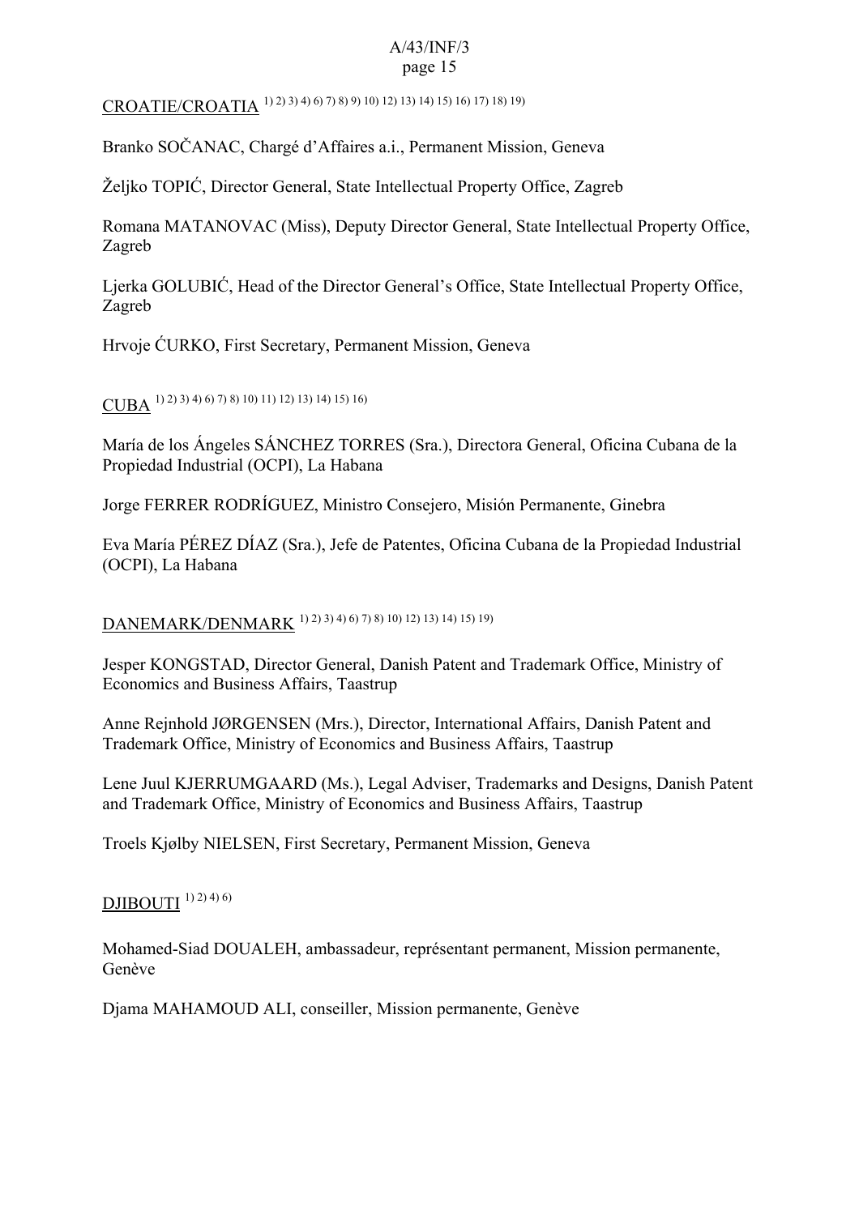CROATIE/CROATIA [1) 2) 3) 4) 6) 7) 8) 9) 10) 12) 13) 14) 15) 16) 17) 18) 19)]

Branko SOČANAC, Chargé d'Affaires a.i., Permanent Mission, Geneva

Željko TOPIĆ, Director General, State Intellectual Property Office, Zagreb

Romana MATANOVAC (Miss), Deputy Director General, State Intellectual Property Office, Zagreb

Ljerka GOLUBIĆ, Head of the Director General's Office, State Intellectual Property Office, Zagreb

Hrvoje ĆURKO, First Secretary, Permanent Mission, Geneva

CUBA [1) 2) 3) 4) 6) 7) 8) 10) 11) 12) 13) 14) 15) 16)]

María de los Ángeles SÁNCHEZ TORRES (Sra.), Directora General, Oficina Cubana de la Propiedad Industrial (OCPI), La Habana

Jorge FERRER RODRÍGUEZ, Ministro Consejero, Misión Permanente, Ginebra

Eva María PÉREZ DÍAZ (Sra.), Jefe de Patentes, Oficina Cubana de la Propiedad Industrial (OCPI), La Habana

DANEMARK/DENMARK [1) 2) 3) 4) 6) 7) 8) 10) 12) 13) 14) 15) 19)]

Jesper KONGSTAD, Director General, Danish Patent and Trademark Office, Ministry of Economics and Business Affairs, Taastrup

Anne Rejnhold JØRGENSEN (Mrs.), Director, International Affairs, Danish Patent and Trademark Office, Ministry of Economics and Business Affairs, Taastrup

Lene Juul KJERRUMGAARD (Ms.), Legal Adviser, Trademarks and Designs, Danish Patent and Trademark Office, Ministry of Economics and Business Affairs, Taastrup

Troels Kjølby NIELSEN, First Secretary, Permanent Mission, Geneva

DJIBOUTI [1) 2) 4) 6)]

Mohamed-Siad DOUALEH, ambassadeur, représentant permanent, Mission permanente, Genève

Djama MAHAMOUD ALI, conseiller, Mission permanente, Genève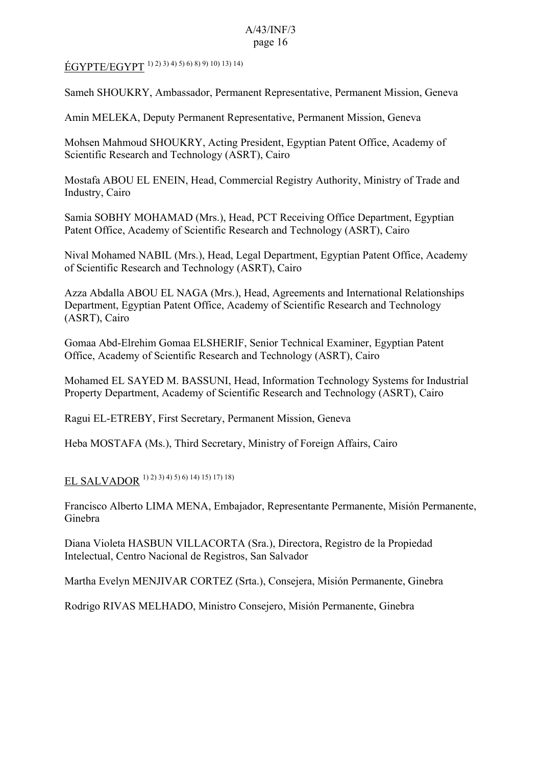ÉGYPTE/EGYPT [1) 2) 3) 4) 5) 6) 8) 9) 10) 13) 14)]

Sameh SHOUKRY, Ambassador, Permanent Representative, Permanent Mission, Geneva

Amin MELEKA, Deputy Permanent Representative, Permanent Mission, Geneva

Mohsen Mahmoud SHOUKRY, Acting President, Egyptian Patent Office, Academy of Scientific Research and Technology (ASRT), Cairo

Mostafa ABOU EL ENEIN, Head, Commercial Registry Authority, Ministry of Trade and Industry, Cairo

Samia SOBHY MOHAMAD (Mrs.), Head, PCT Receiving Office Department, Egyptian Patent Office, Academy of Scientific Research and Technology (ASRT), Cairo

Nival Mohamed NABIL (Mrs.), Head, Legal Department, Egyptian Patent Office, Academy of Scientific Research and Technology (ASRT), Cairo

Azza Abdalla ABOU EL NAGA (Mrs.), Head, Agreements and International Relationships Department, Egyptian Patent Office, Academy of Scientific Research and Technology (ASRT), Cairo

Gomaa Abd-Elrehim Gomaa ELSHERIF, Senior Technical Examiner, Egyptian Patent Office, Academy of Scientific Research and Technology (ASRT), Cairo

Mohamed EL SAYED M. BASSUNI, Head, Information Technology Systems for Industrial Property Department, Academy of Scientific Research and Technology (ASRT), Cairo

Ragui EL-ETREBY, First Secretary, Permanent Mission, Geneva

Heba MOSTAFA (Ms.), Third Secretary, Ministry of Foreign Affairs, Cairo

EL SALVADOR [1) 2) 3) 4) 5) 6) 14) 15) 17) 18)]

Francisco Alberto LIMA MENA, Embajador, Representante Permanente, Misión Permanente, Ginebra

Diana Violeta HASBUN VILLACORTA (Sra.), Directora, Registro de la Propiedad Intelectual, Centro Nacional de Registros, San Salvador

Martha Evelyn MENJIVAR CORTEZ (Srta.), Consejera, Misión Permanente, Ginebra

Rodrigo RIVAS MELHADO, Ministro Consejero, Misión Permanente, Ginebra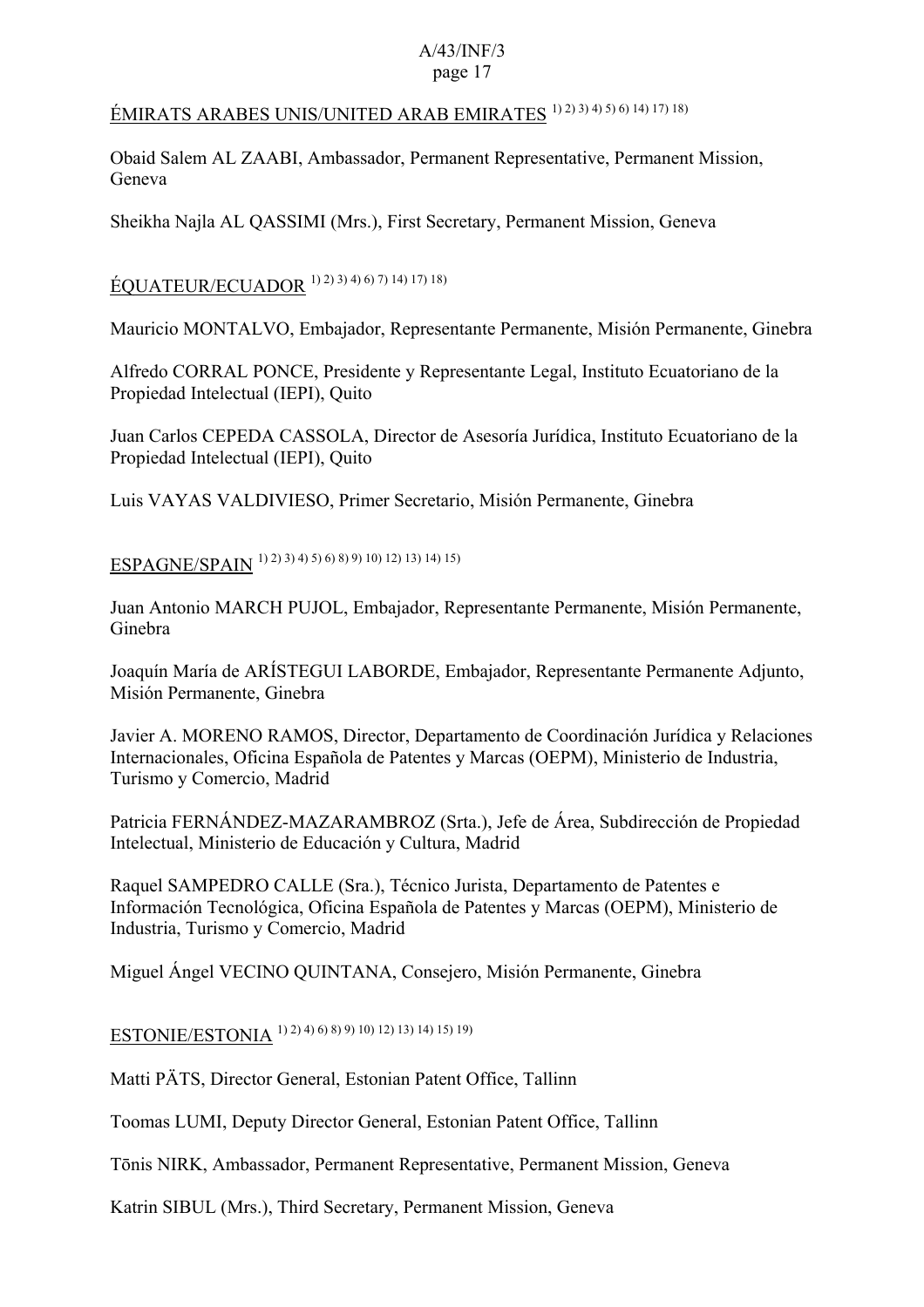ÉMIRATS ARABES UNIS/UNITED ARAB EMIRATES [1) 2) 3) 4) 5) 6) 14) 17) 18)]

Obaid Salem AL ZAABI, Ambassador, Permanent Representative, Permanent Mission, Geneva

Sheikha Najla AL QASSIMI (Mrs.), First Secretary, Permanent Mission, Geneva

ÉQUATEUR/ECUADOR [1) 2) 3) 4) 6) 7) 14) 17) 18)]

Mauricio MONTALVO, Embajador, Representante Permanente, Misión Permanente, Ginebra

Alfredo CORRAL PONCE, Presidente y Representante Legal, Instituto Ecuatoriano de la Propiedad Intelectual (IEPI), Quito

Juan Carlos CEPEDA CASSOLA, Director de Asesoría Jurídica, Instituto Ecuatoriano de la Propiedad Intelectual (IEPI), Quito

Luis VAYAS VALDIVIESO, Primer Secretario, Misión Permanente, Ginebra

ESPAGNE/SPAIN [1) 2) 3) 4) 5) 6) 8) 9) 10) 12) 13) 14) 15)]

Juan Antonio MARCH PUJOL, Embajador, Representante Permanente, Misión Permanente, Ginebra

Joaquín María de ARÍSTEGUI LABORDE, Embajador, Representante Permanente Adjunto, Misión Permanente, Ginebra

Javier A. MORENO RAMOS, Director, Departamento de Coordinación Jurídica y Relaciones Internacionales, Oficina Española de Patentes y Marcas (OEPM), Ministerio de Industria, Turismo y Comercio, Madrid

Patricia FERNÁNDEZ-MAZARAMBROZ (Srta.), Jefe de Área, Subdirección de Propiedad Intelectual, Ministerio de Educación y Cultura, Madrid

Raquel SAMPEDRO CALLE (Sra.), Técnico Jurista, Departamento de Patentes e Información Tecnológica, Oficina Española de Patentes y Marcas (OEPM), Ministerio de Industria, Turismo y Comercio, Madrid

Miguel Ángel VECINO QUINTANA, Consejero, Misión Permanente, Ginebra

ESTONIE/ESTONIA [1) 2) 4) 6) 8) 9) 10) 12) 13) 14) 15) 19)]

Matti PÄTS, Director General, Estonian Patent Office, Tallinn

Toomas LUMI, Deputy Director General, Estonian Patent Office, Tallinn

Tõnis NIRK, Ambassador, Permanent Representative, Permanent Mission, Geneva

Katrin SIBUL (Mrs.), Third Secretary, Permanent Mission, Geneva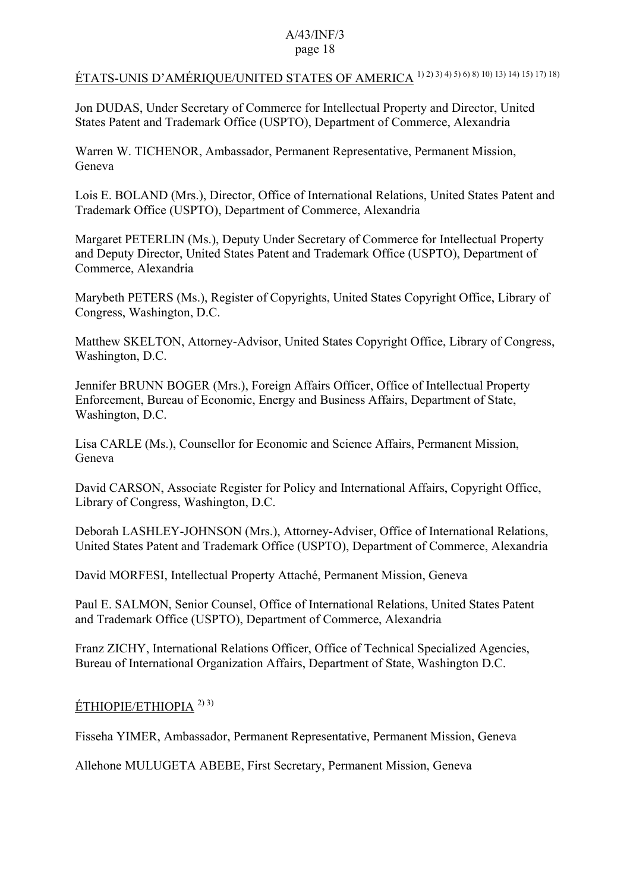<u>ÉTATS-UNIS D'AMÉRIQUE/UNITED STATES OF AMERICA</u> [1) 2) 3) 4) 5) 6) 8) 10) 13) 14) 15) 17) 18)]

Jon DUDAS, Under Secretary of Commerce for Intellectual Property and Director, United States Patent and Trademark Office (USPTO), Department of Commerce, Alexandria

Warren W. TICHENOR, Ambassador, Permanent Representative, Permanent Mission, Geneva

Lois E. BOLAND (Mrs.), Director, Office of International Relations, United States Patent and Trademark Office (USPTO), Department of Commerce, Alexandria

Margaret PETERLIN (Ms.), Deputy Under Secretary of Commerce for Intellectual Property and Deputy Director, United States Patent and Trademark Office (USPTO), Department of Commerce, Alexandria

Marybeth PETERS (Ms.), Register of Copyrights, United States Copyright Office, Library of Congress, Washington, D.C.

Matthew SKELTON, Attorney-Advisor, United States Copyright Office, Library of Congress, Washington, D.C.

Jennifer BRUNN BOGER (Mrs.), Foreign Affairs Officer, Office of Intellectual Property Enforcement, Bureau of Economic, Energy and Business Affairs, Department of State, Washington, D.C.

Lisa CARLE (Ms.), Counsellor for Economic and Science Affairs, Permanent Mission, Geneva

David CARSON, Associate Register for Policy and International Affairs, Copyright Office, Library of Congress, Washington, D.C.

Deborah LASHLEY-JOHNSON (Mrs.), Attorney-Adviser, Office of International Relations, United States Patent and Trademark Office (USPTO), Department of Commerce, Alexandria

David MORFESI, Intellectual Property Attaché, Permanent Mission, Geneva

Paul E. SALMON, Senior Counsel, Office of International Relations, United States Patent and Trademark Office (USPTO), Department of Commerce, Alexandria

Franz ZICHY, International Relations Officer, Office of Technical Specialized Agencies, Bureau of International Organization Affairs, Department of State, Washington D.C.

<u>ÉTHIOPIE/ETHIOPIA</u> [2) 3)]

Fisseha YIMER, Ambassador, Permanent Representative, Permanent Mission, Geneva

Allehone MULUGETA ABEBE, First Secretary, Permanent Mission, Geneva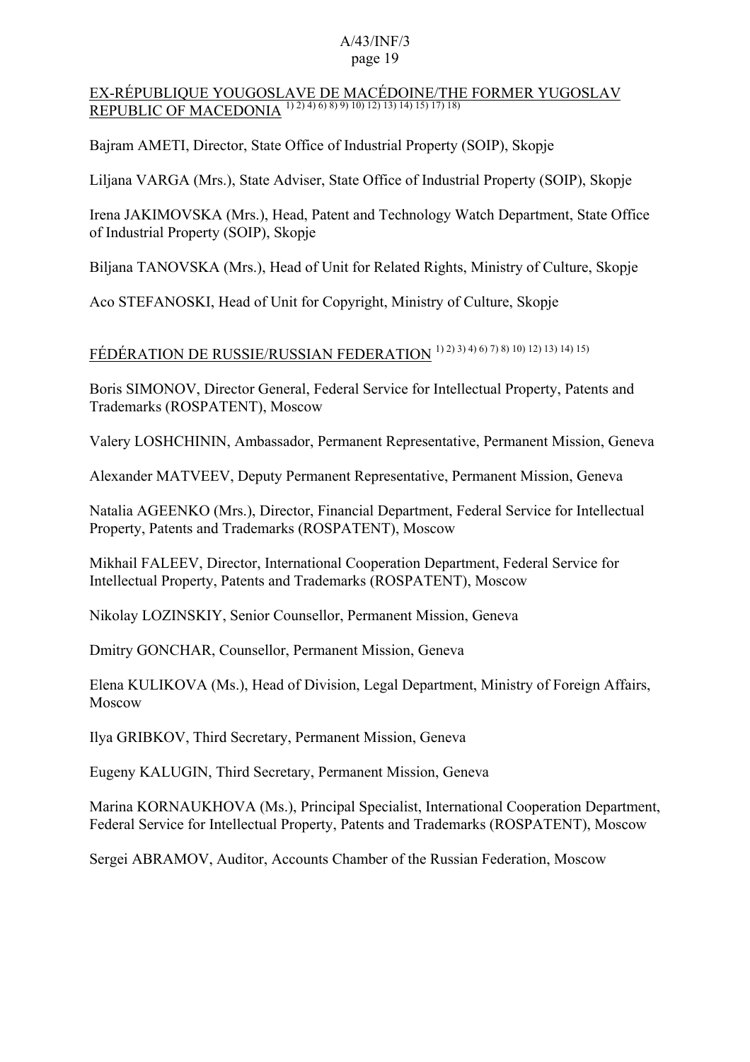EX-RÉPUBLIQUE YOUGOSLAVE DE MACÉDOINE/THE FORMER YUGOSLAV REPUBLIC OF MACEDONIA [1) 2) 4) 6) 8) 9) 10) 12) 13) 14) 15) 17) 18)]

Bajram AMETI, Director, State Office of Industrial Property (SOIP), Skopje

Liljana VARGA (Mrs.), State Adviser, State Office of Industrial Property (SOIP), Skopje

Irena JAKIMOVSKA (Mrs.), Head, Patent and Technology Watch Department, State Office of Industrial Property (SOIP), Skopje

Biljana TANOVSKA (Mrs.), Head of Unit for Related Rights, Ministry of Culture, Skopje

Aco STEFANOSKI, Head of Unit for Copyright, Ministry of Culture, Skopje

FÉDÉRATION DE RUSSIE/RUSSIAN FEDERATION [1) 2) 3) 4) 6) 7) 8) 10) 12) 13) 14) 15)]

Boris SIMONOV, Director General, Federal Service for Intellectual Property, Patents and Trademarks (ROSPATENT), Moscow

Valery LOSHCHININ, Ambassador, Permanent Representative, Permanent Mission, Geneva

Alexander MATVEEV, Deputy Permanent Representative, Permanent Mission, Geneva

Natalia AGEENKO (Mrs.), Director, Financial Department, Federal Service for Intellectual Property, Patents and Trademarks (ROSPATENT), Moscow

Mikhail FALEEV, Director, International Cooperation Department, Federal Service for Intellectual Property, Patents and Trademarks (ROSPATENT), Moscow

Nikolay LOZINSKIY, Senior Counsellor, Permanent Mission, Geneva

Dmitry GONCHAR, Counsellor, Permanent Mission, Geneva

Elena KULIKOVA (Ms.), Head of Division, Legal Department, Ministry of Foreign Affairs, Moscow

Ilya GRIBKOV, Third Secretary, Permanent Mission, Geneva

Eugeny KALUGIN, Third Secretary, Permanent Mission, Geneva

Marina KORNAUKHOVA (Ms.), Principal Specialist, International Cooperation Department, Federal Service for Intellectual Property, Patents and Trademarks (ROSPATENT), Moscow

Sergei ABRAMOV, Auditor, Accounts Chamber of the Russian Federation, Moscow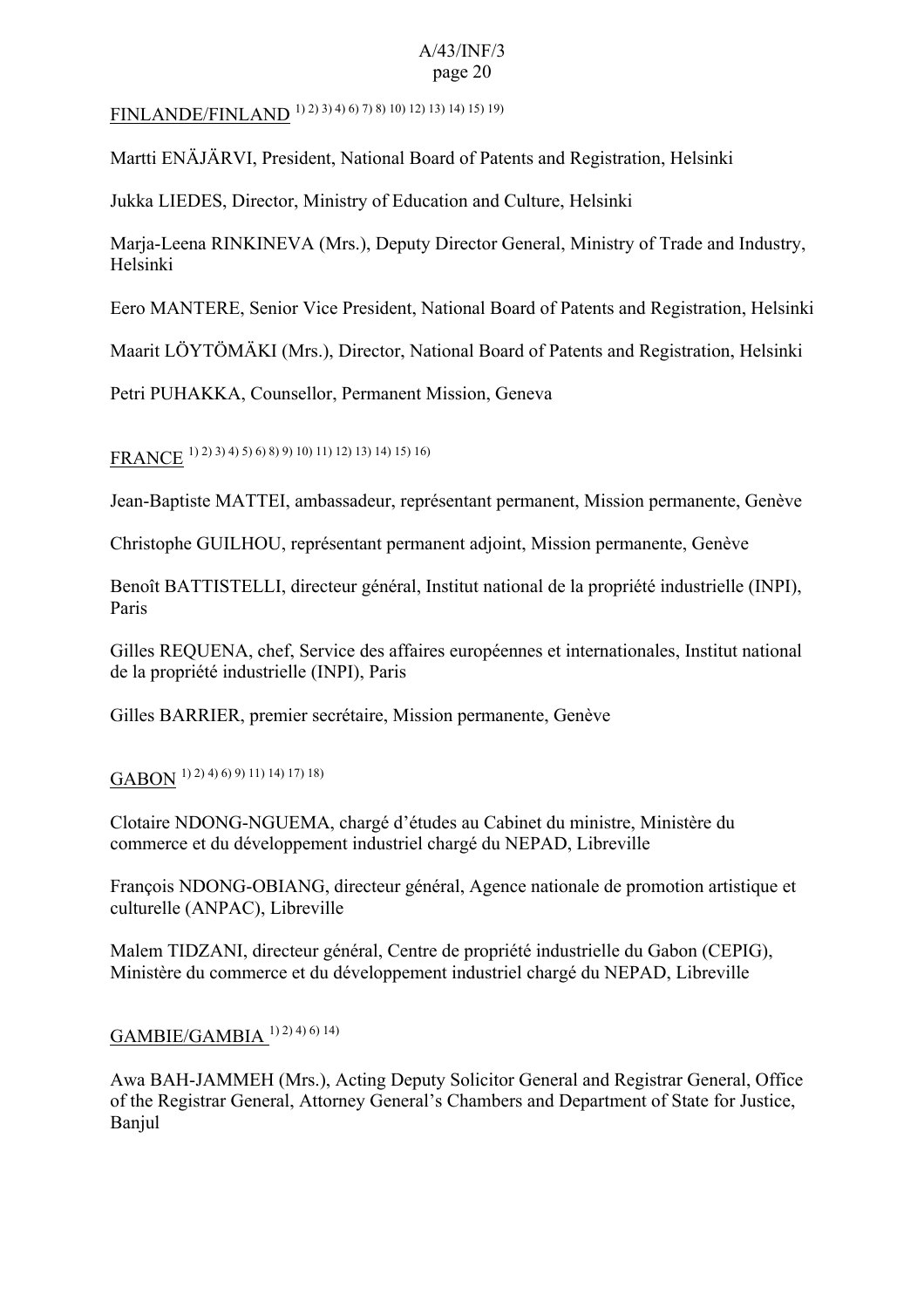FINLANDE/FINLAND [1) 2) 3) 4) 6) 7) 8) 10) 12) 13) 14) 15) 19)]

Martti ENÄJÄRVI, President, National Board of Patents and Registration, Helsinki

Jukka LIEDES, Director, Ministry of Education and Culture, Helsinki

Marja-Leena RINKINEVA (Mrs.), Deputy Director General, Ministry of Trade and Industry, Helsinki

Eero MANTERE, Senior Vice President, National Board of Patents and Registration, Helsinki

Maarit LÖYTÖMÄKI (Mrs.), Director, National Board of Patents and Registration, Helsinki

Petri PUHAKKA, Counsellor, Permanent Mission, Geneva

FRANCE [1) 2) 3) 4) 5) 6) 8) 9) 10) 11) 12) 13) 14) 15) 16)]

Jean-Baptiste MATTEI, ambassadeur, représentant permanent, Mission permanente, Genève

Christophe GUILHOU, représentant permanent adjoint, Mission permanente, Genève

Benoît BATTISTELLI, directeur général, Institut national de la propriété industrielle (INPI), Paris

Gilles REQUENA, chef, Service des affaires européennes et internationales, Institut national de la propriété industrielle (INPI), Paris

Gilles BARRIER, premier secrétaire, Mission permanente, Genève

GABON [1) 2) 4) 6) 9) 11) 14) 17) 18)]

Clotaire NDONG-NGUEMA, chargé d'études au Cabinet du ministre, Ministère du commerce et du développement industriel chargé du NEPAD, Libreville

François NDONG-OBIANG, directeur général, Agence nationale de promotion artistique et culturelle (ANPAC), Libreville

Malem TIDZANI, directeur général, Centre de propriété industrielle du Gabon (CEPIG), Ministère du commerce et du développement industriel chargé du NEPAD, Libreville

GAMBIE/GAMBIA [1) 2) 4) 6) 14)]

Awa BAH-JAMMEH (Mrs.), Acting Deputy Solicitor General and Registrar General, Office of the Registrar General, Attorney General's Chambers and Department of State for Justice, Banjul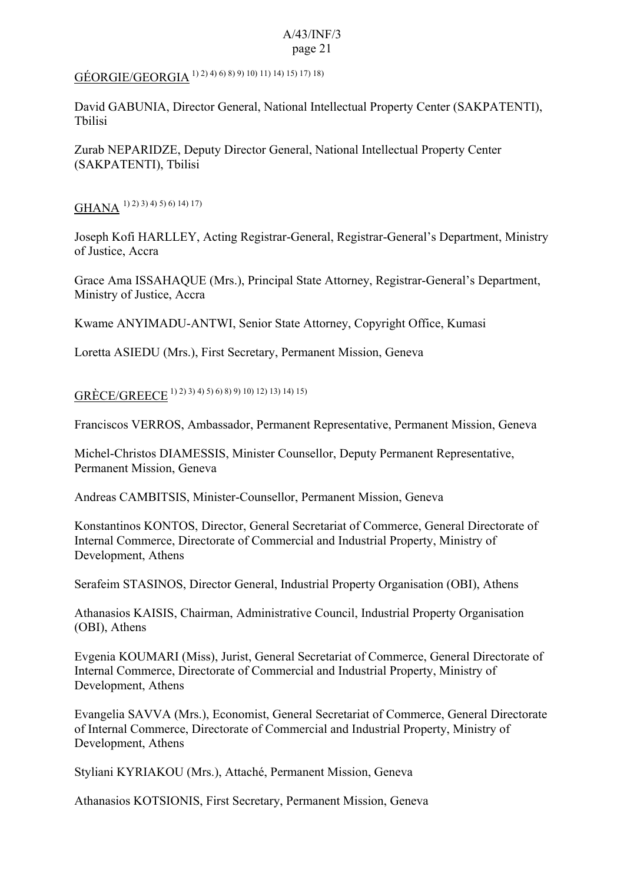GÉORGIE/GEORGIA [1) 2) 4) 6) 8) 9) 10) 11) 14) 15) 17) 18)]

David GABUNIA, Director General, National Intellectual Property Center (SAKPATENTI), Tbilisi

Zurab NEPARIDZE, Deputy Director General, National Intellectual Property Center (SAKPATENTI), Tbilisi

GHANA [1) 2) 3) 4) 5) 6) 14) 17)]

Joseph Kofi HARLLEY, Acting Registrar-General, Registrar-General's Department, Ministry of Justice, Accra

Grace Ama ISSAHAQUE (Mrs.), Principal State Attorney, Registrar-General's Department, Ministry of Justice, Accra

Kwame ANYIMADU-ANTWI, Senior State Attorney, Copyright Office, Kumasi

Loretta ASIEDU (Mrs.), First Secretary, Permanent Mission, Geneva

GRÈCE/GREECE [1) 2) 3) 4) 5) 6) 8) 9) 10) 12) 13) 14) 15)]

Franciscos VERROS, Ambassador, Permanent Representative, Permanent Mission, Geneva

Michel-Christos DIAMESSIS, Minister Counsellor, Deputy Permanent Representative, Permanent Mission, Geneva

Andreas CAMBITSIS, Minister-Counsellor, Permanent Mission, Geneva

Konstantinos KONTOS, Director, General Secretariat of Commerce, General Directorate of Internal Commerce, Directorate of Commercial and Industrial Property, Ministry of Development, Athens

Serafeim STASINOS, Director General, Industrial Property Organisation (OBI), Athens

Athanasios KAISIS, Chairman, Administrative Council, Industrial Property Organisation (OBI), Athens

Evgenia KOUMARI (Miss), Jurist, General Secretariat of Commerce, General Directorate of Internal Commerce, Directorate of Commercial and Industrial Property, Ministry of Development, Athens

Evangelia SAVVA (Mrs.), Economist, General Secretariat of Commerce, General Directorate of Internal Commerce, Directorate of Commercial and Industrial Property, Ministry of Development, Athens

Styliani KYRIAKOU (Mrs.), Attaché, Permanent Mission, Geneva

Athanasios KOTSIONIS, First Secretary, Permanent Mission, Geneva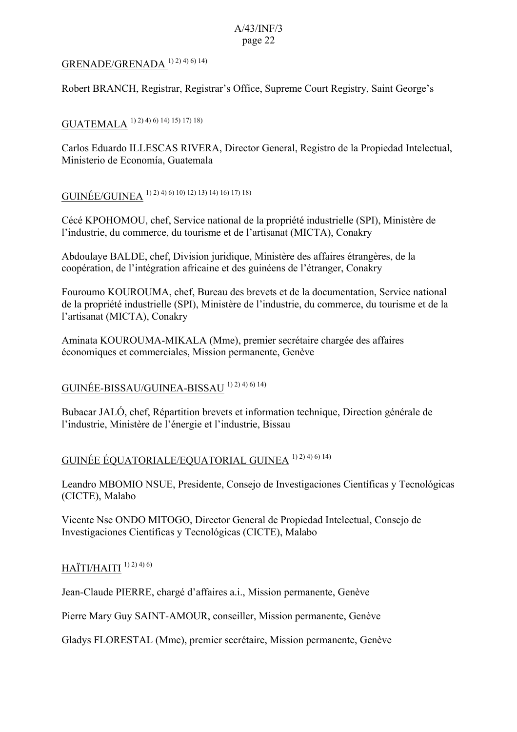GRENADE/GRENADA [1) 2) 4) 6) 14)]

Robert BRANCH, Registrar, Registrar's Office, Supreme Court Registry, Saint George's

GUATEMALA [1) 2) 4) 6) 14) 15) 17) 18)]

Carlos Eduardo ILLESCAS RIVERA, Director General, Registro de la Propiedad Intelectual, Ministerio de Economía, Guatemala

GUINÉE/GUINEA [1) 2) 4) 6) 10) 12) 13) 14) 16) 17) 18)]

Cécé KPOHOMOU, chef, Service national de la propriété industrielle (SPI), Ministère de l'industrie, du commerce, du tourisme et de l'artisanat (MICTA), Conakry

Abdoulaye BALDE, chef, Division juridique, Ministère des affaires étrangères, de la coopération, de l'intégration africaine et des guinéens de l'étranger, Conakry

Fouroumo KOUROUMA, chef, Bureau des brevets et de la documentation, Service national de la propriété industrielle (SPI), Ministère de l'industrie, du commerce, du tourisme et de la l'artisanat (MICTA), Conakry

Aminata KOUROUMA-MIKALA (Mme), premier secrétaire chargée des affaires économiques et commerciales, Mission permanente, Genève

GUINÉE-BISSAU/GUINEA-BISSAU [1) 2) 4) 6) 14)]

Bubacar JALÓ, chef, Répartition brevets et information technique, Direction générale de l'industrie, Ministère de l'énergie et l'industrie, Bissau

GUINÉE ÉQUATORIALE/EQUATORIAL GUINEA [1) 2) 4) 6) 14)]

Leandro MBOMIO NSUE, Presidente, Consejo de Investigaciones Científicas y Tecnológicas (CICTE), Malabo

Vicente Nse ONDO MITOGO, Director General de Propiedad Intelectual, Consejo de Investigaciones Científicas y Tecnológicas (CICTE), Malabo

HAÏTI/HAITI [1) 2) 4) 6)]

Jean-Claude PIERRE, chargé d'affaires a.i., Mission permanente, Genève

Pierre Mary Guy SAINT-AMOUR, conseiller, Mission permanente, Genève

Gladys FLORESTAL (Mme), premier secrétaire, Mission permanente, Genève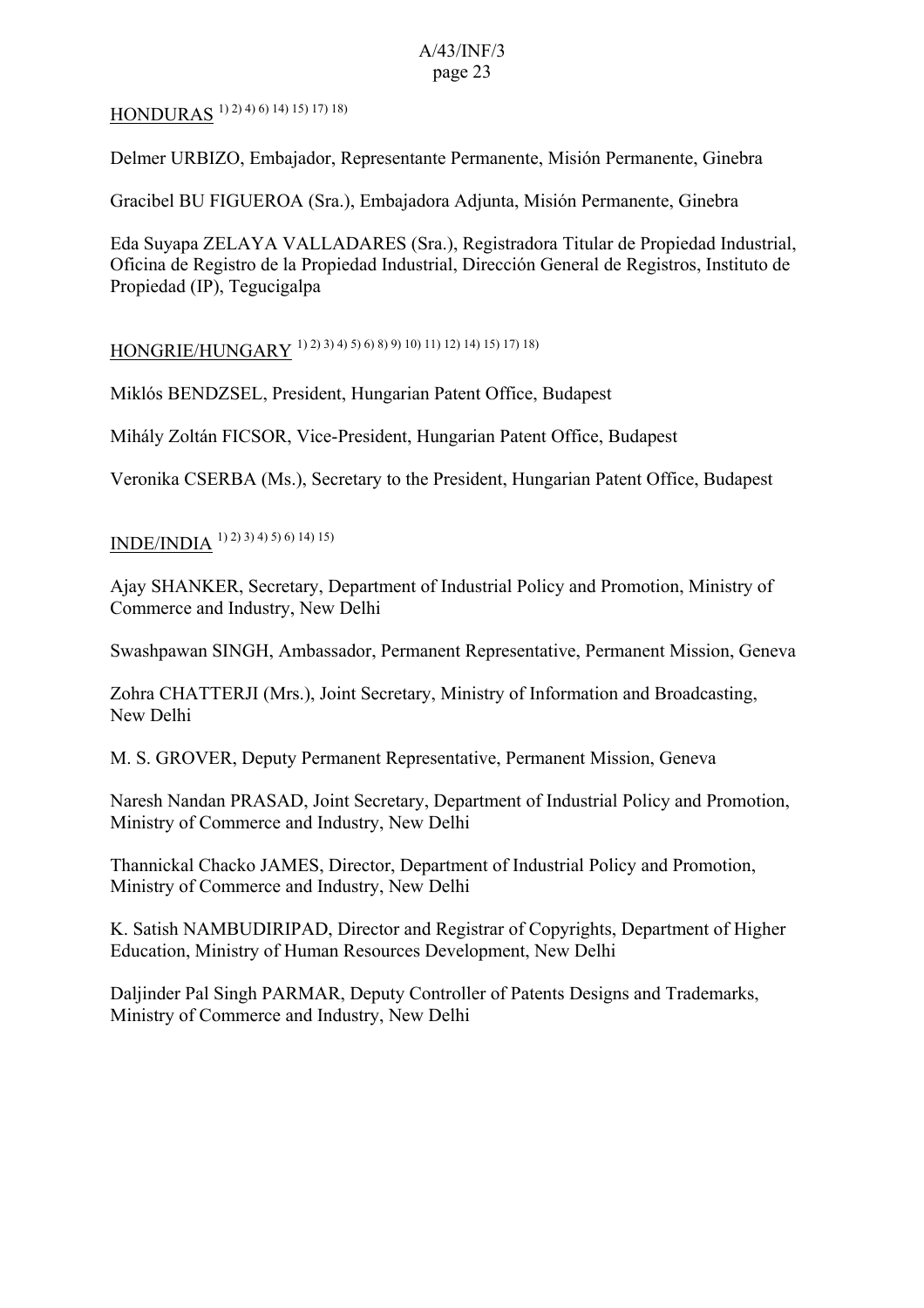HONDURAS [1) 2) 4) 6) 14) 15) 17) 18)]

Delmer URBIZO, Embajador, Representante Permanente, Misión Permanente, Ginebra

Gracibel BU FIGUEROA (Sra.), Embajadora Adjunta, Misión Permanente, Ginebra

Eda Suyapa ZELAYA VALLADARES (Sra.), Registradora Titular de Propiedad Industrial, Oficina de Registro de la Propiedad Industrial, Dirección General de Registros, Instituto de Propiedad (IP), Tegucigalpa

HONGRIE/HUNGARY [1) 2) 3) 4) 5) 6) 8) 9) 10) 11) 12) 14) 15) 17) 18)]

Miklós BENDZSEL, President, Hungarian Patent Office, Budapest

Mihály Zoltán FICSOR, Vice-President, Hungarian Patent Office, Budapest

Veronika CSERBA (Ms.), Secretary to the President, Hungarian Patent Office, Budapest

INDE/INDIA [1) 2) 3) 4) 5) 6) 14) 15)]

Ajay SHANKER, Secretary, Department of Industrial Policy and Promotion, Ministry of Commerce and Industry, New Delhi

Swashpawan SINGH, Ambassador, Permanent Representative, Permanent Mission, Geneva

Zohra CHATTERJI (Mrs.), Joint Secretary, Ministry of Information and Broadcasting, New Delhi

M. S. GROVER, Deputy Permanent Representative, Permanent Mission, Geneva

Naresh Nandan PRASAD, Joint Secretary, Department of Industrial Policy and Promotion, Ministry of Commerce and Industry, New Delhi

Thannickal Chacko JAMES, Director, Department of Industrial Policy and Promotion, Ministry of Commerce and Industry, New Delhi

K. Satish NAMBUDIRIPAD, Director and Registrar of Copyrights, Department of Higher Education, Ministry of Human Resources Development, New Delhi

Daljinder Pal Singh PARMAR, Deputy Controller of Patents Designs and Trademarks, Ministry of Commerce and Industry, New Delhi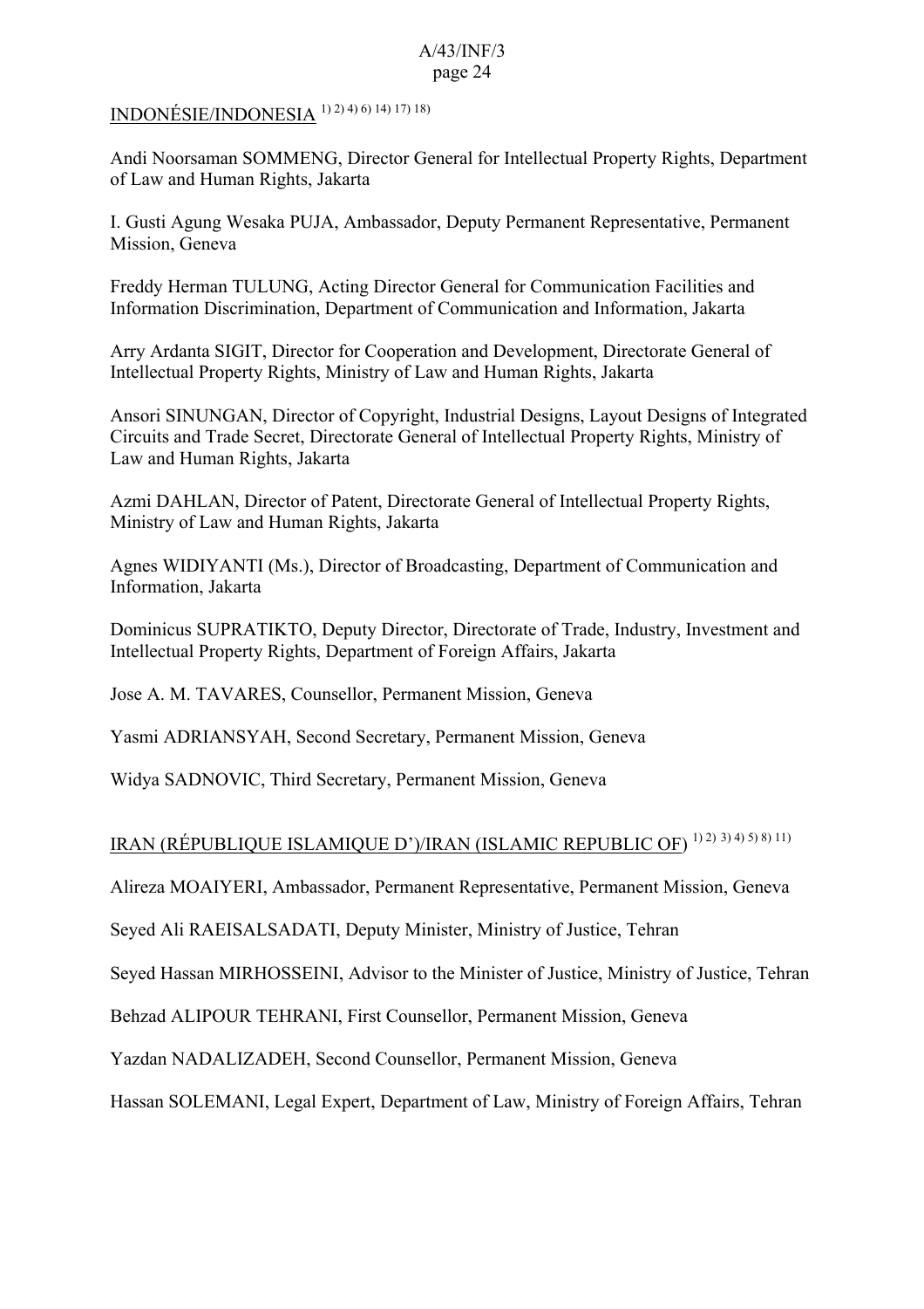INDONÉSIE/INDONESIA [1) 2) 4) 6) 14) 17) 18)]

Andi Noorsaman SOMMENG, Director General for Intellectual Property Rights, Department of Law and Human Rights, Jakarta

I. Gusti Agung Wesaka PUJA, Ambassador, Deputy Permanent Representative, Permanent Mission, Geneva

Freddy Herman TULUNG, Acting Director General for Communication Facilities and Information Discrimination, Department of Communication and Information, Jakarta

Arry Ardanta SIGIT, Director for Cooperation and Development, Directorate General of Intellectual Property Rights, Ministry of Law and Human Rights, Jakarta

Ansori SINUNGAN, Director of Copyright, Industrial Designs, Layout Designs of Integrated Circuits and Trade Secret, Directorate General of Intellectual Property Rights, Ministry of Law and Human Rights, Jakarta

Azmi DAHLAN, Director of Patent, Directorate General of Intellectual Property Rights, Ministry of Law and Human Rights, Jakarta

Agnes WIDIYANTI (Ms.), Director of Broadcasting, Department of Communication and Information, Jakarta

Dominicus SUPRATIKTO, Deputy Director, Directorate of Trade, Industry, Investment and Intellectual Property Rights, Department of Foreign Affairs, Jakarta

Jose A. M. TAVARES, Counsellor, Permanent Mission, Geneva

Yasmi ADRIANSYAH, Second Secretary, Permanent Mission, Geneva

Widya SADNOVIC, Third Secretary, Permanent Mission, Geneva

IRAN (RÉPUBLIQUE ISLAMIQUE D')/IRAN (ISLAMIC REPUBLIC OF) [1) 2) 3) 4) 5) 8) 11)]

Alireza MOAIYERI, Ambassador, Permanent Representative, Permanent Mission, Geneva

Seyed Ali RAEISALSADATI, Deputy Minister, Ministry of Justice, Tehran

Seyed Hassan MIRHOSSEINI, Advisor to the Minister of Justice, Ministry of Justice, Tehran

Behzad ALIPOUR TEHRANI, First Counsellor, Permanent Mission, Geneva

Yazdan NADALIZADEH, Second Counsellor, Permanent Mission, Geneva

Hassan SOLEMANI, Legal Expert, Department of Law, Ministry of Foreign Affairs, Tehran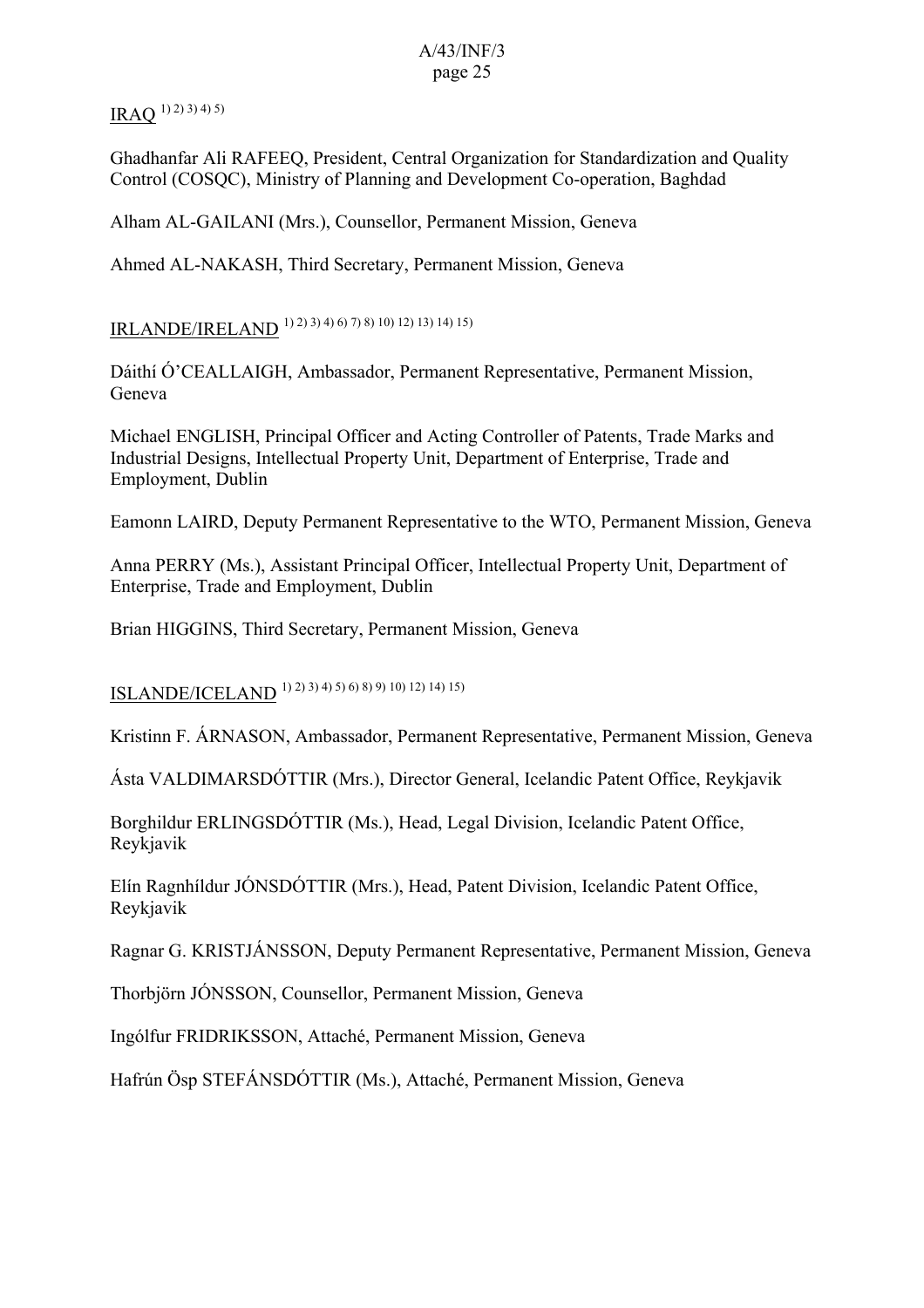<u>IRAQ</u> 1) 2) 3) 4) 5)

Ghadhanfar Ali RAFEEQ, President, Central Organization for Standardization and Quality Control (COSQC), Ministry of Planning and Development Co-operation, Baghdad

Alham AL-GAILANI (Mrs.), Counsellor, Permanent Mission, Geneva

Ahmed AL-NAKASH, Third Secretary, Permanent Mission, Geneva

<u>IRLANDE/IRELAND</u> 1) 2) 3) 4) 6) 7) 8) 10) 12) 13) 14) 15)

Dáithí Ó'CEALLAIGH, Ambassador, Permanent Representative, Permanent Mission, Geneva

Michael ENGLISH, Principal Officer and Acting Controller of Patents, Trade Marks and Industrial Designs, Intellectual Property Unit, Department of Enterprise, Trade and Employment, Dublin

Eamonn LAIRD, Deputy Permanent Representative to the WTO, Permanent Mission, Geneva

Anna PERRY (Ms.), Assistant Principal Officer, Intellectual Property Unit, Department of Enterprise, Trade and Employment, Dublin

Brian HIGGINS, Third Secretary, Permanent Mission, Geneva

<u>ISLANDE/ICELAND</u> 1) 2) 3) 4) 5) 6) 8) 9) 10) 12) 14) 15)

Kristinn F. ÁRNASON, Ambassador, Permanent Representative, Permanent Mission, Geneva

Ásta VALDIMARSDÓTTIR (Mrs.), Director General, Icelandic Patent Office, Reykjavik

Borghildur ERLINGSDÓTTIR (Ms.), Head, Legal Division, Icelandic Patent Office, Reykjavik

Elín Ragnhíldur JÓNSDÓTTIR (Mrs.), Head, Patent Division, Icelandic Patent Office, Reykjavik

Ragnar G. KRISTJÁNSSON, Deputy Permanent Representative, Permanent Mission, Geneva

Thorbjörn JÓNSSON, Counsellor, Permanent Mission, Geneva

Ingólfur FRIDRIKSSON, Attaché, Permanent Mission, Geneva

Hafrún Ösp STEFÁNSDÓTTIR (Ms.), Attaché, Permanent Mission, Geneva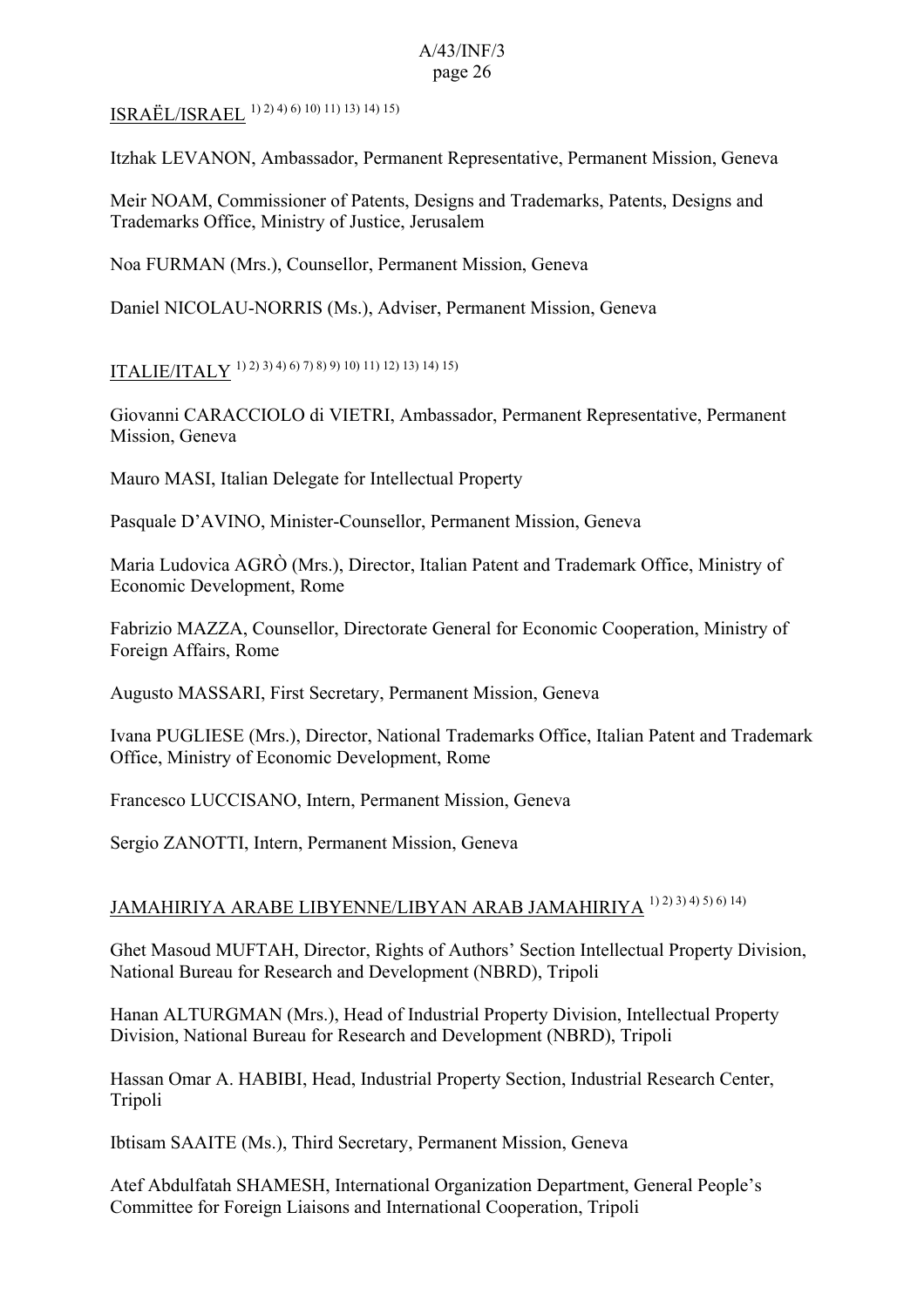ISRAËL/ISRAEL [1) 2) 4) 6) 10) 11) 13) 14) 15)]

Itzhak LEVANON, Ambassador, Permanent Representative, Permanent Mission, Geneva

Meir NOAM, Commissioner of Patents, Designs and Trademarks, Patents, Designs and Trademarks Office, Ministry of Justice, Jerusalem

Noa FURMAN (Mrs.), Counsellor, Permanent Mission, Geneva

Daniel NICOLAU-NORRIS (Ms.), Adviser, Permanent Mission, Geneva

ITALIE/ITALY [1) 2) 3) 4) 6) 7) 8) 9) 10) 11) 12) 13) 14) 15)]

Giovanni CARACCIOLO di VIETRI, Ambassador, Permanent Representative, Permanent Mission, Geneva

Mauro MASI, Italian Delegate for Intellectual Property

Pasquale D'AVINO, Minister-Counsellor, Permanent Mission, Geneva

Maria Ludovica AGRÒ (Mrs.), Director, Italian Patent and Trademark Office, Ministry of Economic Development, Rome

Fabrizio MAZZA, Counsellor, Directorate General for Economic Cooperation, Ministry of Foreign Affairs, Rome

Augusto MASSARI, First Secretary, Permanent Mission, Geneva

Ivana PUGLIESE (Mrs.), Director, National Trademarks Office, Italian Patent and Trademark Office, Ministry of Economic Development, Rome

Francesco LUCCISANO, Intern, Permanent Mission, Geneva

Sergio ZANOTTI, Intern, Permanent Mission, Geneva

JAMAHIRIYA ARABE LIBYENNE/LIBYAN ARAB JAMAHIRIYA [1) 2) 3) 4) 5) 6) 14)]

Ghet Masoud MUFTAH, Director, Rights of Authors' Section Intellectual Property Division, National Bureau for Research and Development (NBRD), Tripoli

Hanan ALTURGMAN (Mrs.), Head of Industrial Property Division, Intellectual Property Division, National Bureau for Research and Development (NBRD), Tripoli

Hassan Omar A. HABIBI, Head, Industrial Property Section, Industrial Research Center, Tripoli

Ibtisam SAAITE (Ms.), Third Secretary, Permanent Mission, Geneva

Atef Abdulfatah SHAMESH, International Organization Department, General People's Committee for Foreign Liaisons and International Cooperation, Tripoli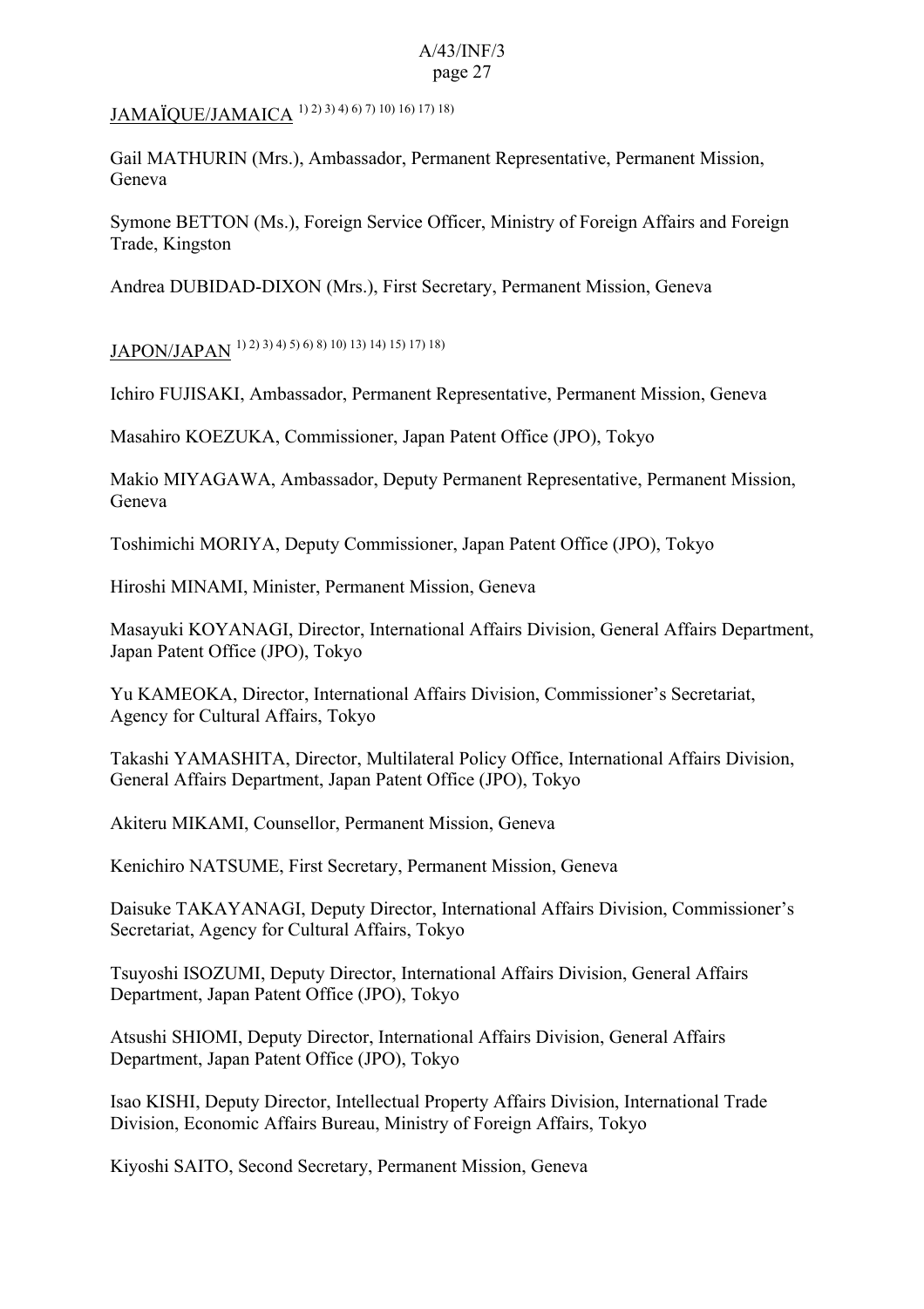JAMAÏQUE/JAMAICA [1) 2) 3) 4) 6) 7) 10) 16) 17) 18)]

Gail MATHURIN (Mrs.), Ambassador, Permanent Representative, Permanent Mission, Geneva

Symone BETTON (Ms.), Foreign Service Officer, Ministry of Foreign Affairs and Foreign Trade, Kingston

Andrea DUBIDAD-DIXON (Mrs.), First Secretary, Permanent Mission, Geneva

JAPON/JAPAN [1) 2) 3) 4) 5) 6) 8) 10) 13) 14) 15) 17) 18)]

Ichiro FUJISAKI, Ambassador, Permanent Representative, Permanent Mission, Geneva

Masahiro KOEZUKA, Commissioner, Japan Patent Office (JPO), Tokyo

Makio MIYAGAWA, Ambassador, Deputy Permanent Representative, Permanent Mission, Geneva

Toshimichi MORIYA, Deputy Commissioner, Japan Patent Office (JPO), Tokyo

Hiroshi MINAMI, Minister, Permanent Mission, Geneva

Masayuki KOYANAGI, Director, International Affairs Division, General Affairs Department, Japan Patent Office (JPO), Tokyo

Yu KAMEOKA, Director, International Affairs Division, Commissioner's Secretariat, Agency for Cultural Affairs, Tokyo

Takashi YAMASHITA, Director, Multilateral Policy Office, International Affairs Division, General Affairs Department, Japan Patent Office (JPO), Tokyo

Akiteru MIKAMI, Counsellor, Permanent Mission, Geneva

Kenichiro NATSUME, First Secretary, Permanent Mission, Geneva

Daisuke TAKAYANAGI, Deputy Director, International Affairs Division, Commissioner's Secretariat, Agency for Cultural Affairs, Tokyo

Tsuyoshi ISOZUMI, Deputy Director, International Affairs Division, General Affairs Department, Japan Patent Office (JPO), Tokyo

Atsushi SHIOMI, Deputy Director, International Affairs Division, General Affairs Department, Japan Patent Office (JPO), Tokyo

Isao KISHI, Deputy Director, Intellectual Property Affairs Division, International Trade Division, Economic Affairs Bureau, Ministry of Foreign Affairs, Tokyo

Kiyoshi SAITO, Second Secretary, Permanent Mission, Geneva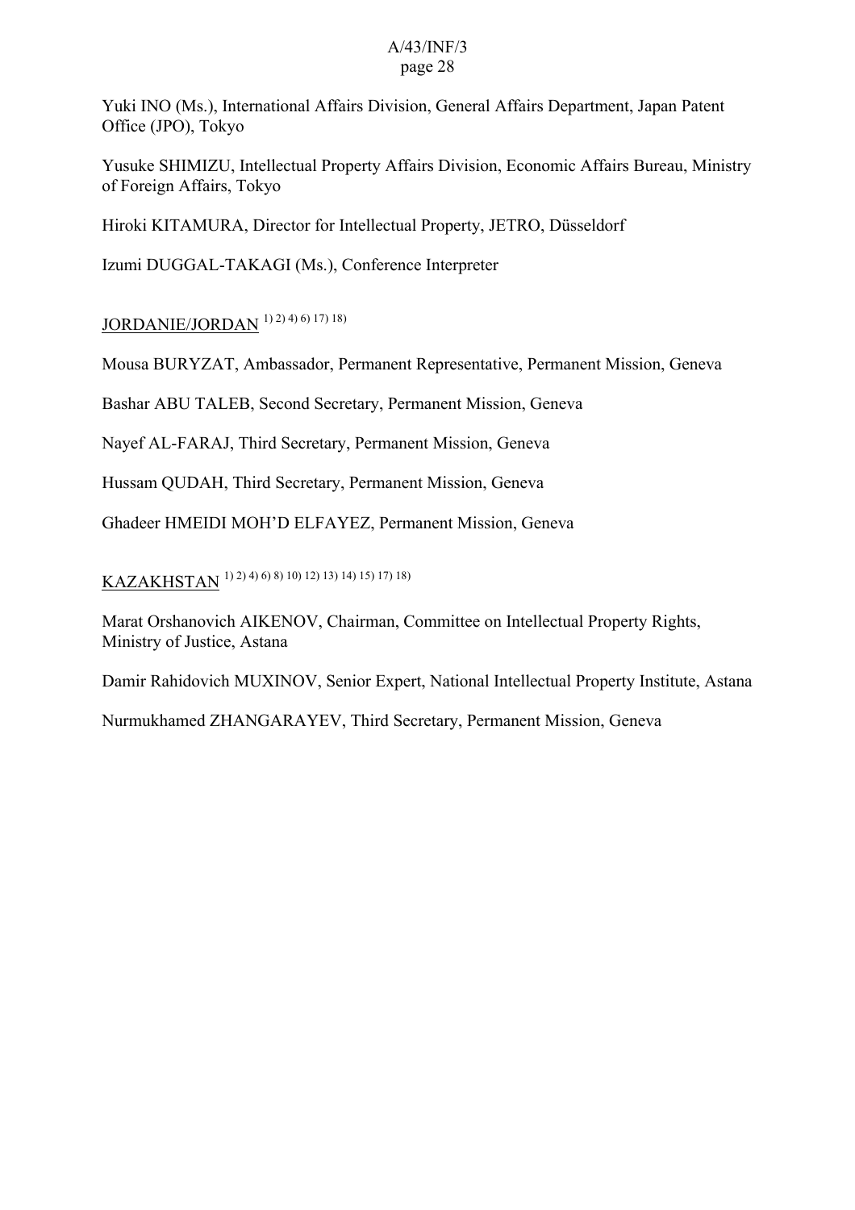Yuki INO (Ms.), International Affairs Division, General Affairs Department, Japan Patent Office (JPO), Tokyo

Yusuke SHIMIZU, Intellectual Property Affairs Division, Economic Affairs Bureau, Ministry of Foreign Affairs, Tokyo

Hiroki KITAMURA, Director for Intellectual Property, JETRO, Düsseldorf

Izumi DUGGAL-TAKAGI (Ms.), Conference Interpreter

<u>JORDANIE/JORDAN</u> 1) 2) 4) 6) 17) 18)

Mousa BURYZAT, Ambassador, Permanent Representative, Permanent Mission, Geneva

Bashar ABU TALEB, Second Secretary, Permanent Mission, Geneva

Nayef AL-FARAJ, Third Secretary, Permanent Mission, Geneva

Hussam QUDAH, Third Secretary, Permanent Mission, Geneva

Ghadeer HMEIDI MOH'D ELFAYEZ, Permanent Mission, Geneva

<u>KAZAKHSTAN</u> 1) 2) 4) 6) 8) 10) 12) 13) 14) 15) 17) 18)

Marat Orshanovich AIKENOV, Chairman, Committee on Intellectual Property Rights, Ministry of Justice, Astana

Damir Rahidovich MUXINOV, Senior Expert, National Intellectual Property Institute, Astana

Nurmukhamed ZHANGARAYEV, Third Secretary, Permanent Mission, Geneva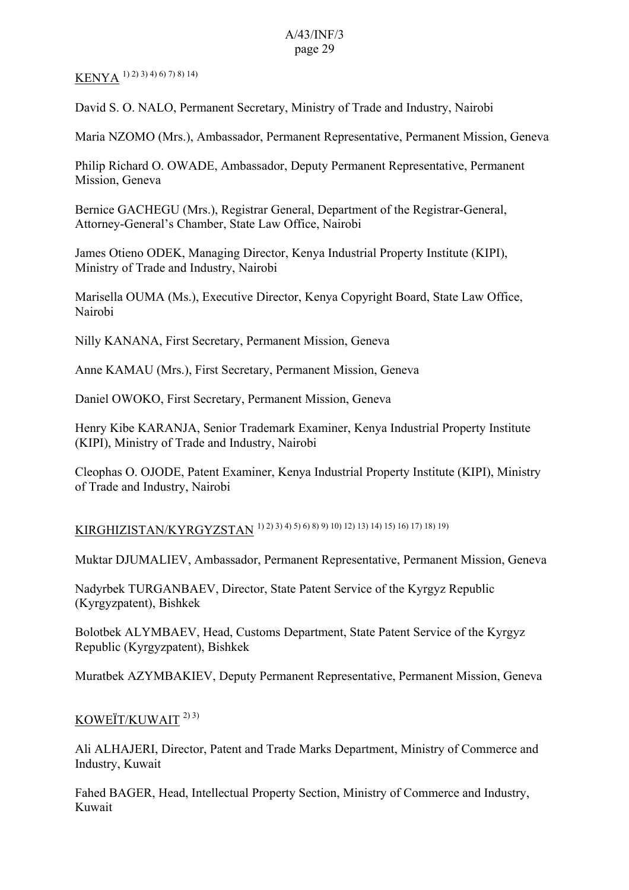KENYA [1) 2) 3) 4) 6) 7) 8) 14)]

David S. O. NALO, Permanent Secretary, Ministry of Trade and Industry, Nairobi

Maria NZOMO (Mrs.), Ambassador, Permanent Representative, Permanent Mission, Geneva

Philip Richard O. OWADE, Ambassador, Deputy Permanent Representative, Permanent Mission, Geneva

Bernice GACHEGU (Mrs.), Registrar General, Department of the Registrar-General, Attorney-General's Chamber, State Law Office, Nairobi

James Otieno ODEK, Managing Director, Kenya Industrial Property Institute (KIPI), Ministry of Trade and Industry, Nairobi

Marisella OUMA (Ms.), Executive Director, Kenya Copyright Board, State Law Office, Nairobi

Nilly KANANA, First Secretary, Permanent Mission, Geneva

Anne KAMAU (Mrs.), First Secretary, Permanent Mission, Geneva

Daniel OWOKO, First Secretary, Permanent Mission, Geneva

Henry Kibe KARANJA, Senior Trademark Examiner, Kenya Industrial Property Institute (KIPI), Ministry of Trade and Industry, Nairobi

Cleophas O. OJODE, Patent Examiner, Kenya Industrial Property Institute (KIPI), Ministry of Trade and Industry, Nairobi

KIRGHIZISTAN/KYRGYZSTAN [1) 2) 3) 4) 5) 6) 8) 9) 10) 12) 13) 14) 15) 16) 17) 18) 19)]

Muktar DJUMALIEV, Ambassador, Permanent Representative, Permanent Mission, Geneva

Nadyrbek TURGANBAEV, Director, State Patent Service of the Kyrgyz Republic (Kyrgyzpatent), Bishkek

Bolotbek ALYMBAEV, Head, Customs Department, State Patent Service of the Kyrgyz Republic (Kyrgyzpatent), Bishkek

Muratbek AZYMBAKIEV, Deputy Permanent Representative, Permanent Mission, Geneva

KOWEÏT/KUWAIT [2) 3)]

Ali ALHAJERI, Director, Patent and Trade Marks Department, Ministry of Commerce and Industry, Kuwait

Fahed BAGER, Head, Intellectual Property Section, Ministry of Commerce and Industry, Kuwait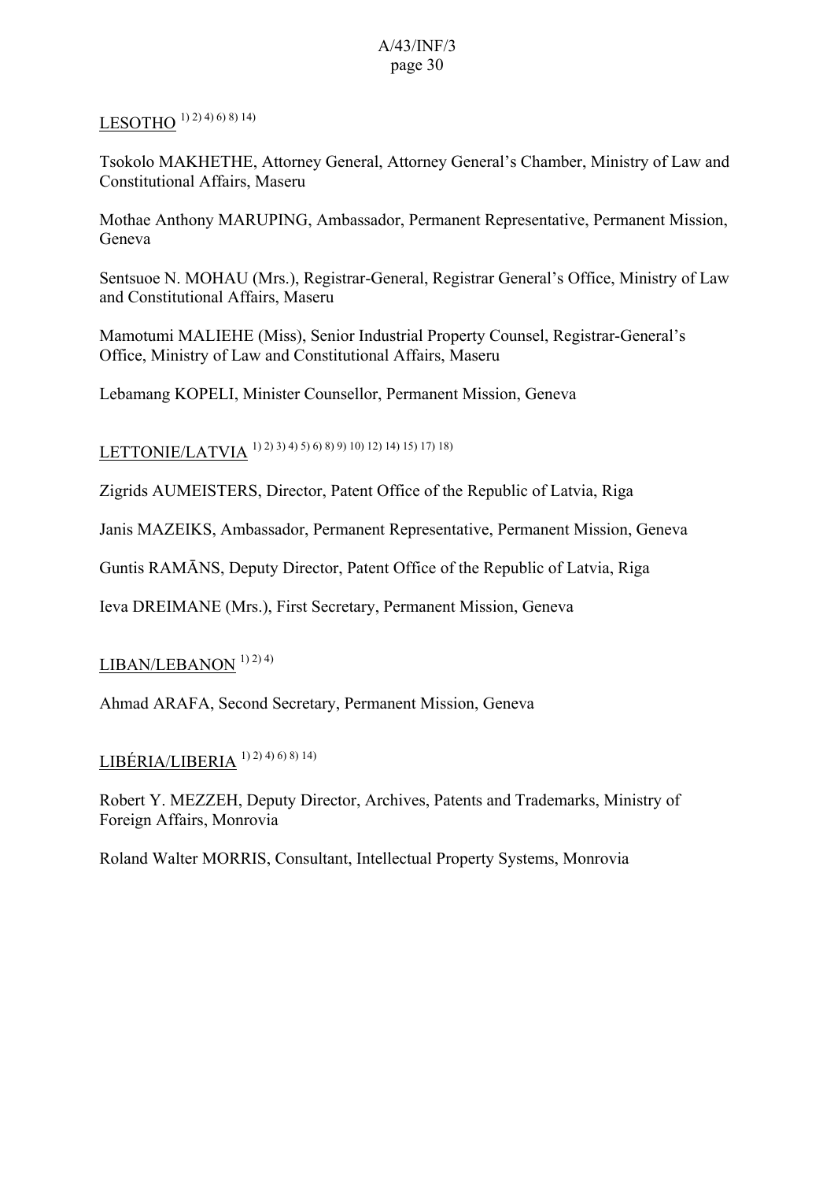LESOTHO [1) 2) 4) 6) 8) 14)]

Tsokolo MAKHETHE, Attorney General, Attorney General's Chamber, Ministry of Law and Constitutional Affairs, Maseru

Mothae Anthony MARUPING, Ambassador, Permanent Representative, Permanent Mission, Geneva

Sentsuoe N. MOHAU (Mrs.), Registrar-General, Registrar General's Office, Ministry of Law and Constitutional Affairs, Maseru

Mamotumi MALIEHE (Miss), Senior Industrial Property Counsel, Registrar-General's Office, Ministry of Law and Constitutional Affairs, Maseru

Lebamang KOPELI, Minister Counsellor, Permanent Mission, Geneva

LETTONIE/LATVIA [1) 2) 3) 4) 5) 6) 8) 9) 10) 12) 14) 15) 17) 18)]

Zigrids AUMEISTERS, Director, Patent Office of the Republic of Latvia, Riga

Janis MAZEIKS, Ambassador, Permanent Representative, Permanent Mission, Geneva

Guntis RAMĀNS, Deputy Director, Patent Office of the Republic of Latvia, Riga

Ieva DREIMANE (Mrs.), First Secretary, Permanent Mission, Geneva

LIBAN/LEBANON [1) 2) 4)]

Ahmad ARAFA, Second Secretary, Permanent Mission, Geneva

LIBÉRIA/LIBERIA [1) 2) 4) 6) 8) 14)]

Robert Y. MEZZEH, Deputy Director, Archives, Patents and Trademarks, Ministry of Foreign Affairs, Monrovia

Roland Walter MORRIS, Consultant, Intellectual Property Systems, Monrovia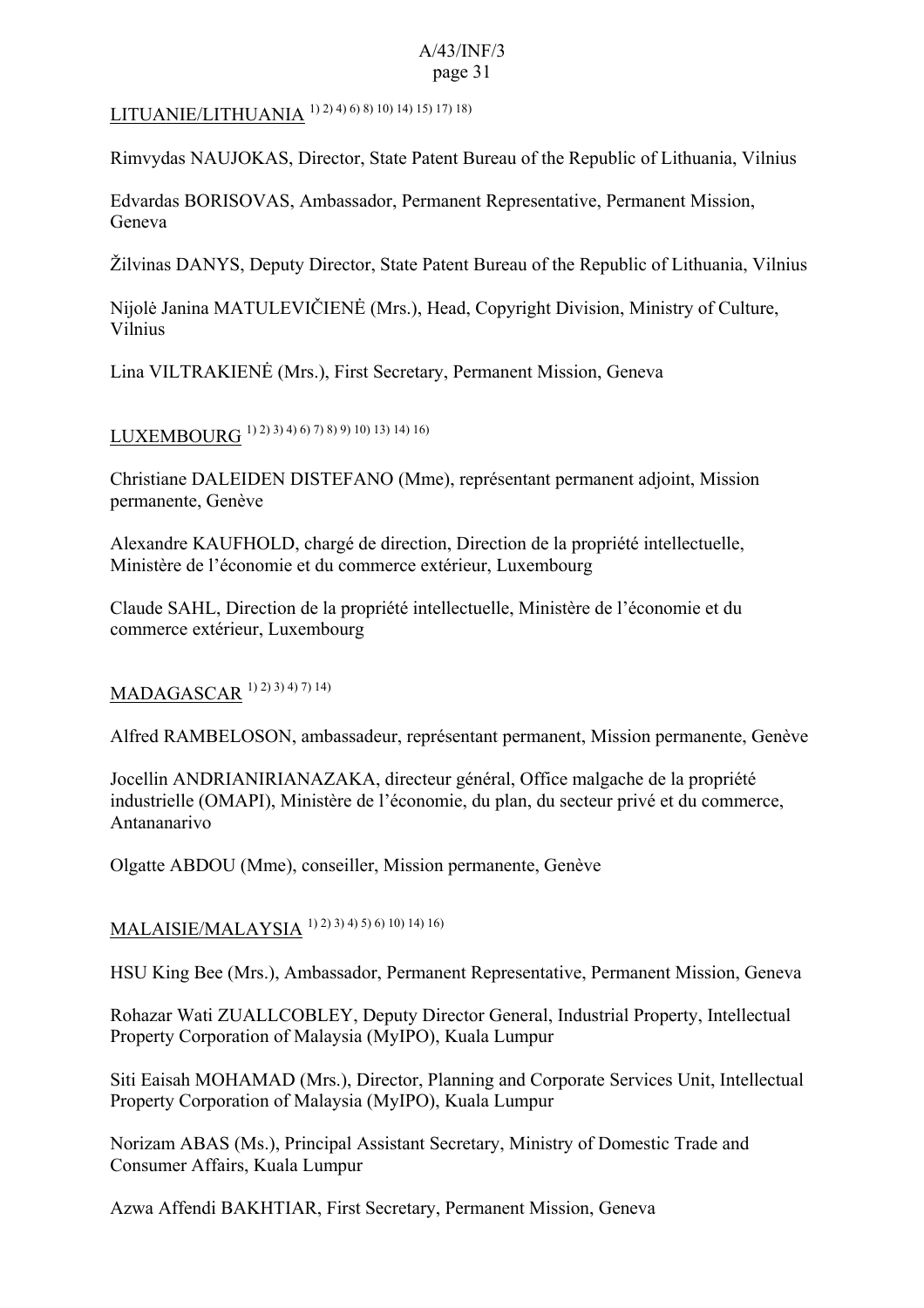LITUANIE/LITHUANIA [1) 2) 4) 6) 8) 10) 14) 15) 17) 18)]

Rimvydas NAUJOKAS, Director, State Patent Bureau of the Republic of Lithuania, Vilnius

Edvardas BORISOVAS, Ambassador, Permanent Representative, Permanent Mission, Geneva

Žilvinas DANYS, Deputy Director, State Patent Bureau of the Republic of Lithuania, Vilnius

Nijolė Janina MATULEVIČIENĖ (Mrs.), Head, Copyright Division, Ministry of Culture, Vilnius

Lina VILTRAKIENĖ (Mrs.), First Secretary, Permanent Mission, Geneva

LUXEMBOURG [1) 2) 3) 4) 6) 7) 8) 9) 10) 13) 14) 16)]

Christiane DALEIDEN DISTEFANO (Mme), représentant permanent adjoint, Mission permanente, Genève

Alexandre KAUFHOLD, chargé de direction, Direction de la propriété intellectuelle, Ministère de l'économie et du commerce extérieur, Luxembourg

Claude SAHL, Direction de la propriété intellectuelle, Ministère de l'économie et du commerce extérieur, Luxembourg

MADAGASCAR [1) 2) 3) 4) 7) 14)]

Alfred RAMBELOSON, ambassadeur, représentant permanent, Mission permanente, Genève

Jocellin ANDRIANIRIANAZAKA, directeur général, Office malgache de la propriété industrielle (OMAPI), Ministère de l'économie, du plan, du secteur privé et du commerce, Antananarivo

Olgatte ABDOU (Mme), conseiller, Mission permanente, Genève

MALAISIE/MALAYSIA [1) 2) 3) 4) 5) 6) 10) 14) 16)]

HSU King Bee (Mrs.), Ambassador, Permanent Representative, Permanent Mission, Geneva

Rohazar Wati ZUALLCOBLEY, Deputy Director General, Industrial Property, Intellectual Property Corporation of Malaysia (MyIPO), Kuala Lumpur

Siti Eaisah MOHAMAD (Mrs.), Director, Planning and Corporate Services Unit, Intellectual Property Corporation of Malaysia (MyIPO), Kuala Lumpur

Norizam ABAS (Ms.), Principal Assistant Secretary, Ministry of Domestic Trade and Consumer Affairs, Kuala Lumpur

Azwa Affendi BAKHTIAR, First Secretary, Permanent Mission, Geneva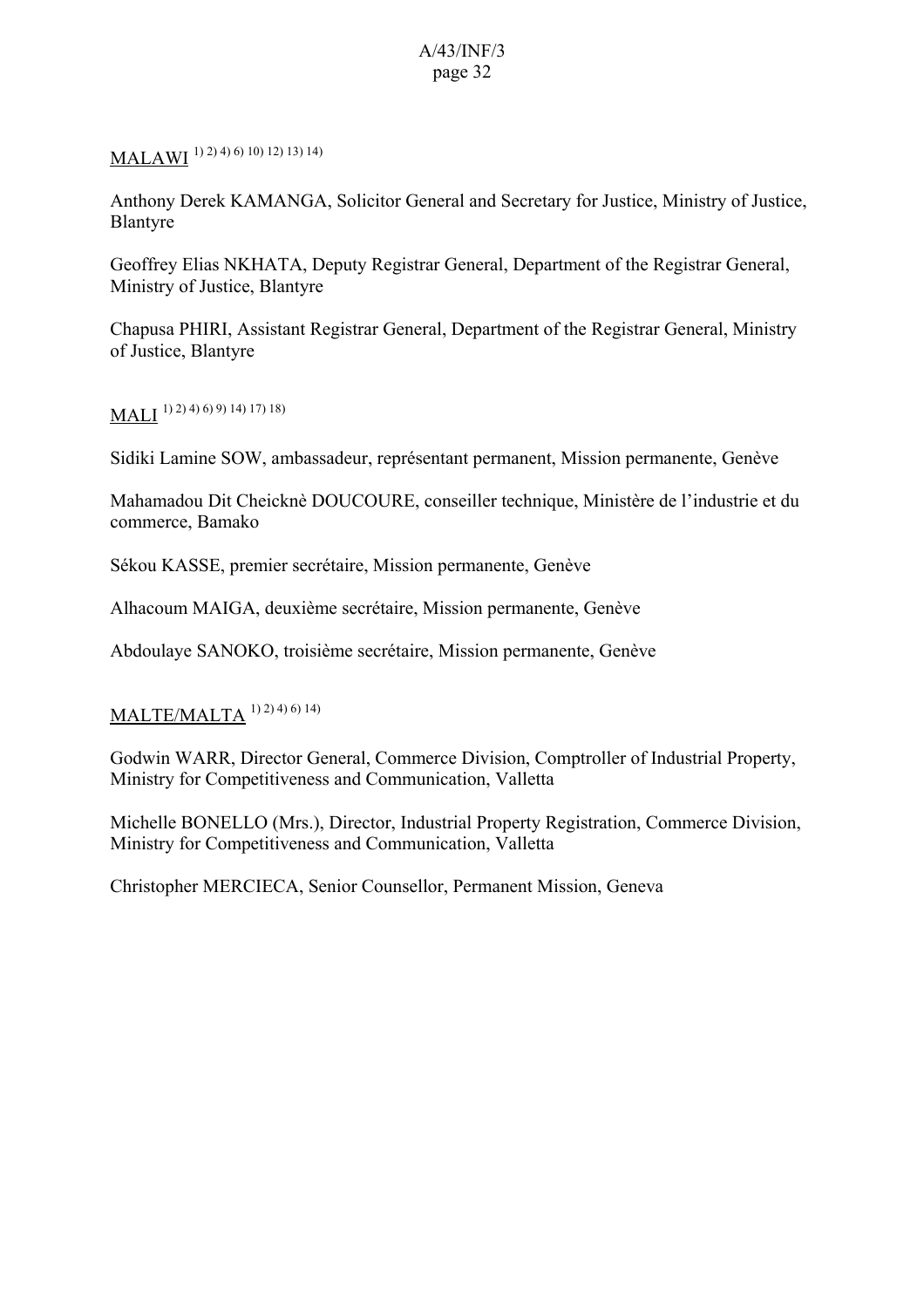MALAWI [1) 2) 4) 6) 10) 12) 13) 14)]

Anthony Derek KAMANGA, Solicitor General and Secretary for Justice, Ministry of Justice, Blantyre

Geoffrey Elias NKHATA, Deputy Registrar General, Department of the Registrar General, Ministry of Justice, Blantyre

Chapusa PHIRI, Assistant Registrar General, Department of the Registrar General, Ministry of Justice, Blantyre

MALI [1) 2) 4) 6) 9) 14) 17) 18)]

Sidiki Lamine SOW, ambassadeur, représentant permanent, Mission permanente, Genève

Mahamadou Dit Cheicknè DOUCOURE, conseiller technique, Ministère de l'industrie et du commerce, Bamako

Sékou KASSE, premier secrétaire, Mission permanente, Genève

Alhacoum MAIGA, deuxième secrétaire, Mission permanente, Genève

Abdoulaye SANOKO, troisième secrétaire, Mission permanente, Genève

MALTE/MALTA [1) 2) 4) 6) 14)]

Godwin WARR, Director General, Commerce Division, Comptroller of Industrial Property, Ministry for Competitiveness and Communication, Valletta

Michelle BONELLO (Mrs.), Director, Industrial Property Registration, Commerce Division, Ministry for Competitiveness and Communication, Valletta

Christopher MERCIECA, Senior Counsellor, Permanent Mission, Geneva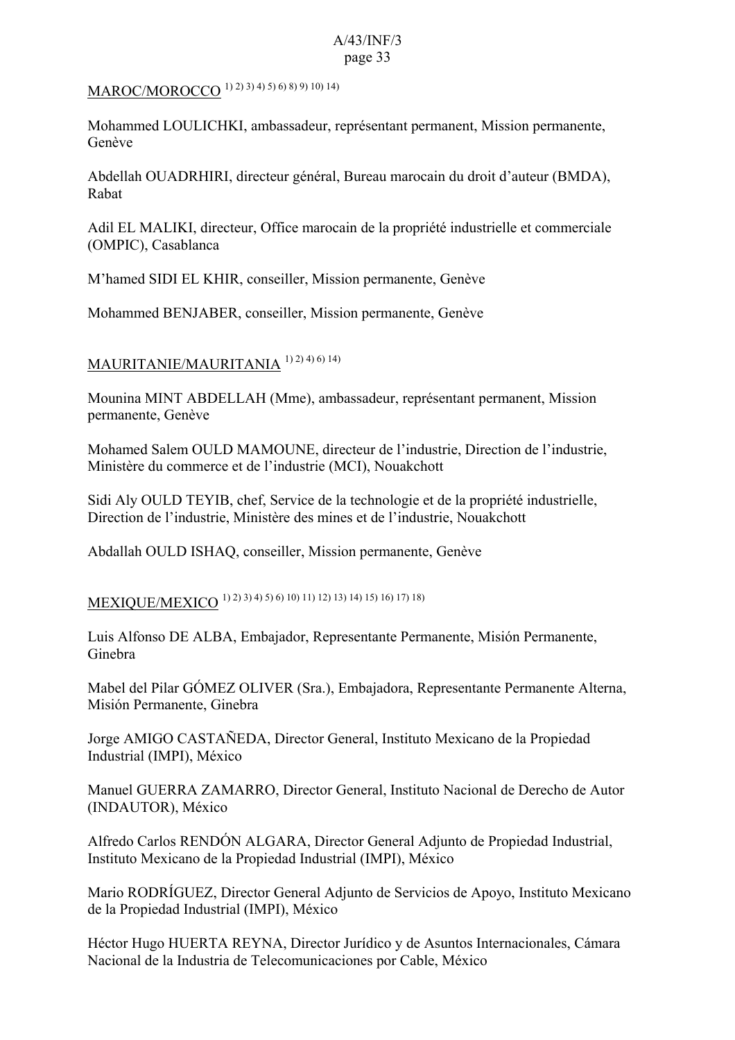MAROC/MOROCCO [1) 2) 3) 4) 5) 6) 8) 9) 10) 14)]

Mohammed LOULICHKI, ambassadeur, représentant permanent, Mission permanente, Genève

Abdellah OUADRHIRI, directeur général, Bureau marocain du droit d'auteur (BMDA), Rabat

Adil EL MALIKI, directeur, Office marocain de la propriété industrielle et commerciale (OMPIC), Casablanca

M'hamed SIDI EL KHIR, conseiller, Mission permanente, Genève

Mohammed BENJABER, conseiller, Mission permanente, Genève

MAURITANIE/MAURITANIA [1) 2) 4) 6) 14)]

Mounina MINT ABDELLAH (Mme), ambassadeur, représentant permanent, Mission permanente, Genève

Mohamed Salem OULD MAMOUNE, directeur de l'industrie, Direction de l'industrie, Ministère du commerce et de l'industrie (MCI), Nouakchott

Sidi Aly OULD TEYIB, chef, Service de la technologie et de la propriété industrielle, Direction de l'industrie, Ministère des mines et de l'industrie, Nouakchott

Abdallah OULD ISHAQ, conseiller, Mission permanente, Genève

MEXIQUE/MEXICO [1) 2) 3) 4) 5) 6) 10) 11) 12) 13) 14) 15) 16) 17) 18)]

Luis Alfonso DE ALBA, Embajador, Representante Permanente, Misión Permanente, Ginebra

Mabel del Pilar GÓMEZ OLIVER (Sra.), Embajadora, Representante Permanente Alterna, Misión Permanente, Ginebra

Jorge AMIGO CASTAÑEDA, Director General, Instituto Mexicano de la Propiedad Industrial (IMPI), México

Manuel GUERRA ZAMARRO, Director General, Instituto Nacional de Derecho de Autor (INDAUTOR), México

Alfredo Carlos RENDÓN ALGARA, Director General Adjunto de Propiedad Industrial, Instituto Mexicano de la Propiedad Industrial (IMPI), México

Mario RODRÍGUEZ, Director General Adjunto de Servicios de Apoyo, Instituto Mexicano de la Propiedad Industrial (IMPI), México

Héctor Hugo HUERTA REYNA, Director Jurídico y de Asuntos Internacionales, Cámara Nacional de la Industria de Telecomunicaciones por Cable, México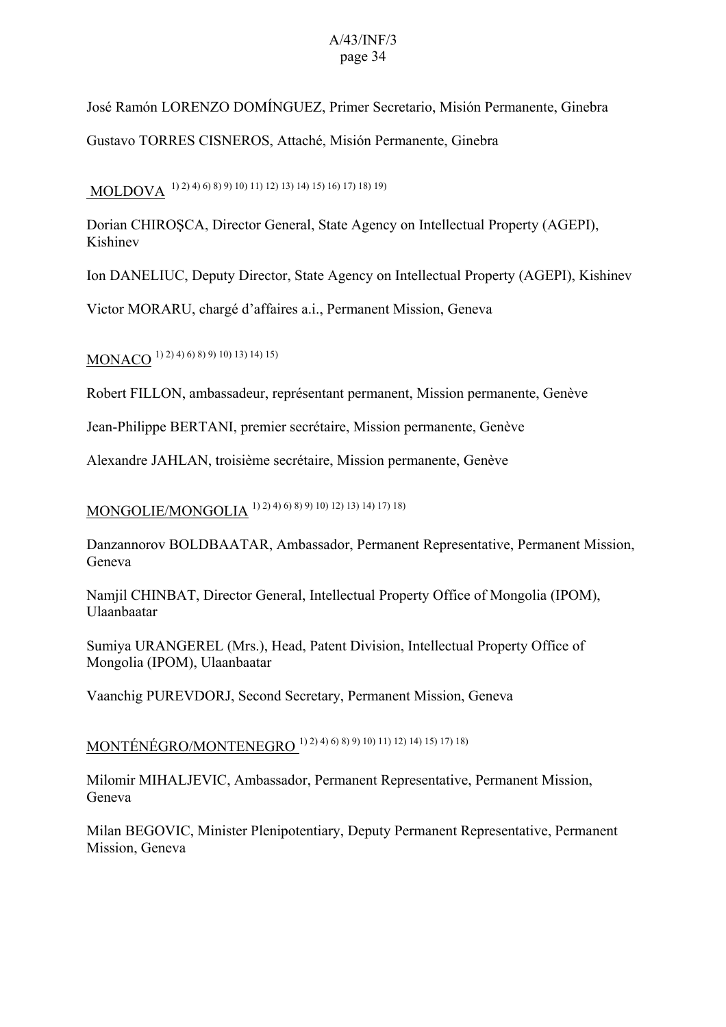José Ramón LORENZO DOMÍNGUEZ, Primer Secretario, Misión Permanente, Ginebra

Gustavo TORRES CISNEROS, Attaché, Misión Permanente, Ginebra

MOLDOVA [1) 2) 4) 6) 8) 9) 10) 11) 12) 13) 14) 15) 16) 17) 18) 19)]

Dorian CHIROȘCA, Director General, State Agency on Intellectual Property (AGEPI), Kishinev

Ion DANELIUC, Deputy Director, State Agency on Intellectual Property (AGEPI), Kishinev

Victor MORARU, chargé d'affaires a.i., Permanent Mission, Geneva

MONACO [1) 2) 4) 6) 8) 9) 10) 13) 14) 15)]

Robert FILLON, ambassadeur, représentant permanent, Mission permanente, Genève

Jean-Philippe BERTANI, premier secrétaire, Mission permanente, Genève

Alexandre JAHLAN, troisième secrétaire, Mission permanente, Genève

MONGOLIE/MONGOLIA [1) 2) 4) 6) 8) 9) 10) 12) 13) 14) 17) 18)]

Danzannorov BOLDBAATAR, Ambassador, Permanent Representative, Permanent Mission, Geneva

Namjil CHINBAT, Director General, Intellectual Property Office of Mongolia (IPOM), Ulaanbaatar

Sumiya URANGEREL (Mrs.), Head, Patent Division, Intellectual Property Office of Mongolia (IPOM), Ulaanbaatar

Vaanchig PUREVDORJ, Second Secretary, Permanent Mission, Geneva

MONTÉNÉGRO/MONTENEGRO [1) 2) 4) 6) 8) 9) 10) 11) 12) 14) 15) 17) 18)]

Milomir MIHALJEVIC, Ambassador, Permanent Representative, Permanent Mission, Geneva

Milan BEGOVIC, Minister Plenipotentiary, Deputy Permanent Representative, Permanent Mission, Geneva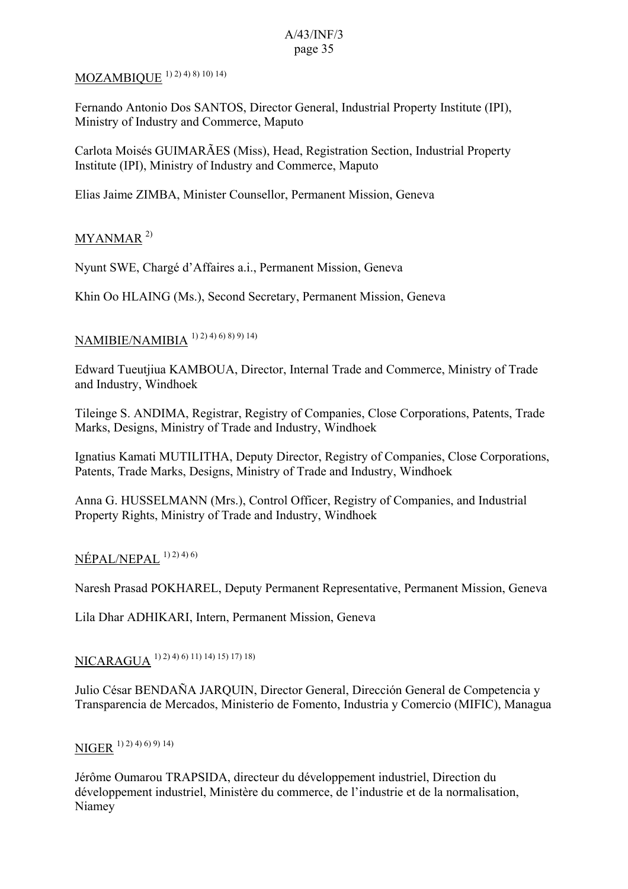MOZAMBIQUE [1) 2) 4) 8) 10) 14)]

Fernando Antonio Dos SANTOS, Director General, Industrial Property Institute (IPI), Ministry of Industry and Commerce, Maputo

Carlota Moisés GUIMARÃES (Miss), Head, Registration Section, Industrial Property Institute (IPI), Ministry of Industry and Commerce, Maputo

Elias Jaime ZIMBA, Minister Counsellor, Permanent Mission, Geneva

MYANMAR [2)]

Nyunt SWE, Chargé d'Affaires a.i., Permanent Mission, Geneva

Khin Oo HLAING (Ms.), Second Secretary, Permanent Mission, Geneva

NAMIBIE/NAMIBIA [1) 2) 4) 6) 8) 9) 14)]

Edward Tueutjiua KAMBOUA, Director, Internal Trade and Commerce, Ministry of Trade and Industry, Windhoek

Tileinge S. ANDIMA, Registrar, Registry of Companies, Close Corporations, Patents, Trade Marks, Designs, Ministry of Trade and Industry, Windhoek

Ignatius Kamati MUTILITHA, Deputy Director, Registry of Companies, Close Corporations, Patents, Trade Marks, Designs, Ministry of Trade and Industry, Windhoek

Anna G. HUSSELMANN (Mrs.), Control Officer, Registry of Companies, and Industrial Property Rights, Ministry of Trade and Industry, Windhoek

NÉPAL/NEPAL [1) 2) 4) 6)]

Naresh Prasad POKHAREL, Deputy Permanent Representative, Permanent Mission, Geneva

Lila Dhar ADHIKARI, Intern, Permanent Mission, Geneva

NICARAGUA [1) 2) 4) 6) 11) 14) 15) 17) 18)]

Julio César BENDAÑA JARQUIN, Director General, Dirección General de Competencia y Transparencia de Mercados, Ministerio de Fomento, Industria y Comercio (MIFIC), Managua

NIGER [1) 2) 4) 6) 9) 14)]

Jérôme Oumarou TRAPSIDA, directeur du développement industriel, Direction du développement industriel, Ministère du commerce, de l'industrie et de la normalisation, Niamey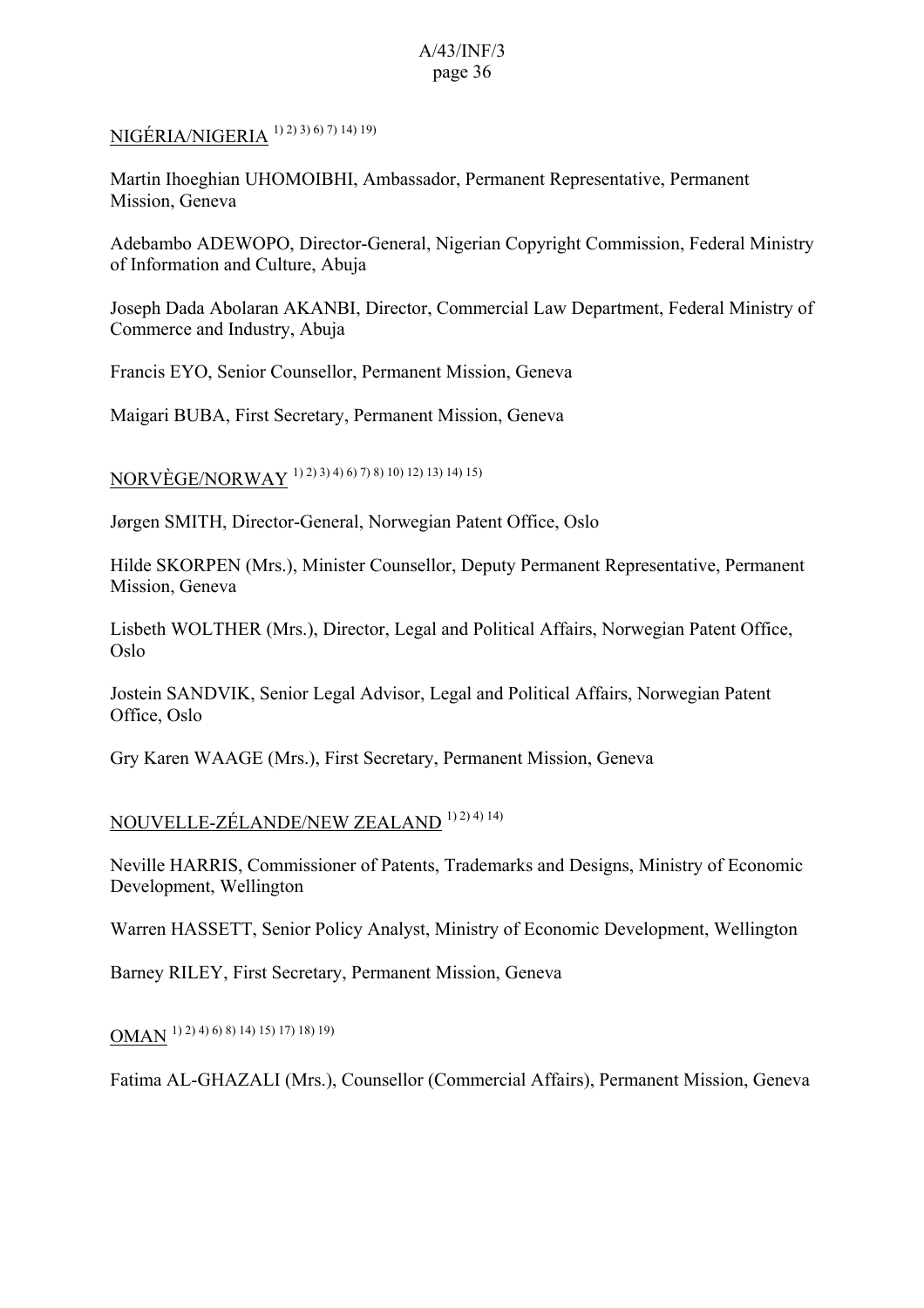NIGÉRIA/NIGERIA [1) 2) 3) 6) 7) 14) 19)]

Martin Ihoeghian UHOMOIBHI, Ambassador, Permanent Representative, Permanent Mission, Geneva

Adebambo ADEWOPO, Director-General, Nigerian Copyright Commission, Federal Ministry of Information and Culture, Abuja

Joseph Dada Abolaran AKANBI, Director, Commercial Law Department, Federal Ministry of Commerce and Industry, Abuja

Francis EYO, Senior Counsellor, Permanent Mission, Geneva

Maigari BUBA, First Secretary, Permanent Mission, Geneva

NORVÈGE/NORWAY [1) 2) 3) 4) 6) 7) 8) 10) 12) 13) 14) 15)]

Jørgen SMITH, Director-General, Norwegian Patent Office, Oslo

Hilde SKORPEN (Mrs.), Minister Counsellor, Deputy Permanent Representative, Permanent Mission, Geneva

Lisbeth WOLTHER (Mrs.), Director, Legal and Political Affairs, Norwegian Patent Office, Oslo

Jostein SANDVIK, Senior Legal Advisor, Legal and Political Affairs, Norwegian Patent Office, Oslo

Gry Karen WAAGE (Mrs.), First Secretary, Permanent Mission, Geneva

NOUVELLE-ZÉLANDE/NEW ZEALAND [1) 2) 4) 14)]

Neville HARRIS, Commissioner of Patents, Trademarks and Designs, Ministry of Economic Development, Wellington

Warren HASSETT, Senior Policy Analyst, Ministry of Economic Development, Wellington

Barney RILEY, First Secretary, Permanent Mission, Geneva

OMAN [1) 2) 4) 6) 8) 14) 15) 17) 18) 19)]

Fatima AL-GHAZALI (Mrs.), Counsellor (Commercial Affairs), Permanent Mission, Geneva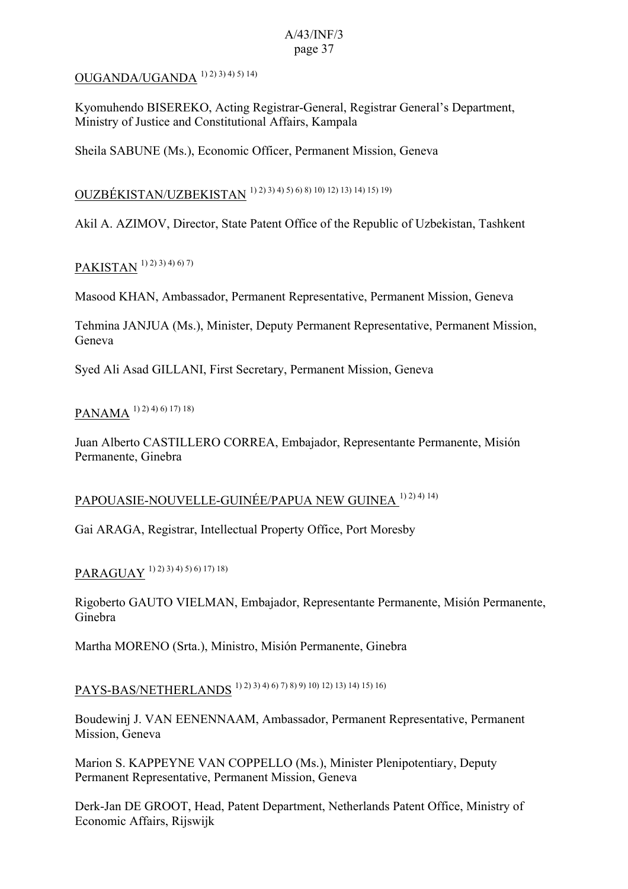OUGANDA/UGANDA [1) 2) 3) 4) 5) 14)]

Kyomuhendo BISEREKO, Acting Registrar-General, Registrar General's Department, Ministry of Justice and Constitutional Affairs, Kampala

Sheila SABUNE (Ms.), Economic Officer, Permanent Mission, Geneva

OUZBÉKISTAN/UZBEKISTAN [1) 2) 3) 4) 5) 6) 8) 10) 12) 13) 14) 15) 19)]

Akil A. AZIMOV, Director, State Patent Office of the Republic of Uzbekistan, Tashkent

PAKISTAN [1) 2) 3) 4) 6) 7)]

Masood KHAN, Ambassador, Permanent Representative, Permanent Mission, Geneva

Tehmina JANJUA (Ms.), Minister, Deputy Permanent Representative, Permanent Mission, Geneva

Syed Ali Asad GILLANI, First Secretary, Permanent Mission, Geneva

PANAMA [1) 2) 4) 6) 17) 18)]

Juan Alberto CASTILLERO CORREA, Embajador, Representante Permanente, Misión Permanente, Ginebra

PAPOUASIE-NOUVELLE-GUINÉE/PAPUA NEW GUINEA [1) 2) 4) 14)]

Gai ARAGA, Registrar, Intellectual Property Office, Port Moresby

PARAGUAY [1) 2) 3) 4) 5) 6) 17) 18)]

Rigoberto GAUTO VIELMAN, Embajador, Representante Permanente, Misión Permanente, Ginebra

Martha MORENO (Srta.), Ministro, Misión Permanente, Ginebra

PAYS-BAS/NETHERLANDS [1) 2) 3) 4) 6) 7) 8) 9) 10) 12) 13) 14) 15) 16)]

Boudewinj J. VAN EENENNAAM, Ambassador, Permanent Representative, Permanent Mission, Geneva

Marion S. KAPPEYNE VAN COPPELLO (Ms.), Minister Plenipotentiary, Deputy Permanent Representative, Permanent Mission, Geneva

Derk-Jan DE GROOT, Head, Patent Department, Netherlands Patent Office, Ministry of Economic Affairs, Rijswijk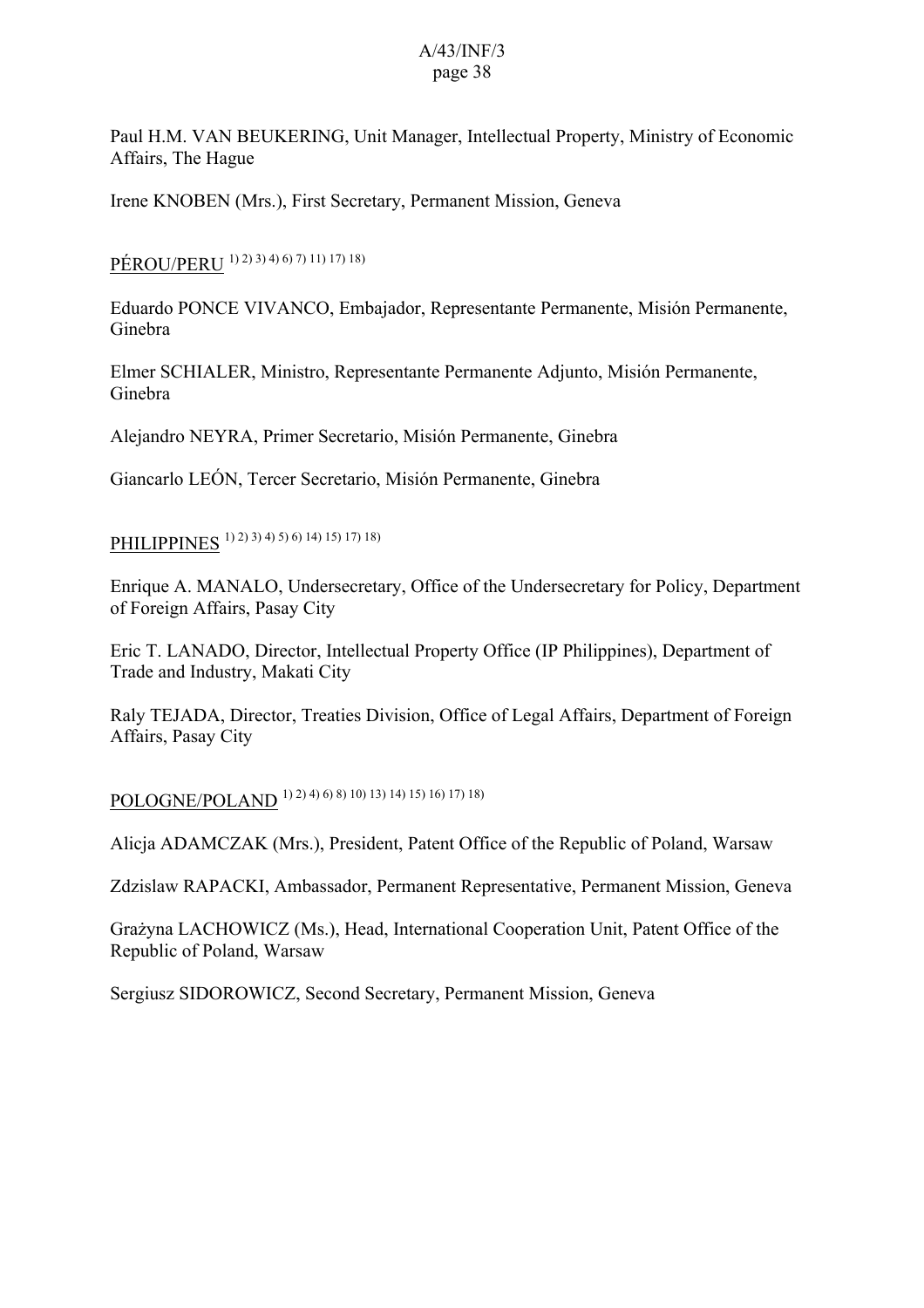Paul H.M. VAN BEUKERING, Unit Manager, Intellectual Property, Ministry of Economic Affairs, The Hague

Irene KNOBEN (Mrs.), First Secretary, Permanent Mission, Geneva

PÉROU/PERU [1) 2) 3) 4) 6) 7) 11) 17) 18)]

Eduardo PONCE VIVANCO, Embajador, Representante Permanente, Misión Permanente, Ginebra

Elmer SCHIALER, Ministro, Representante Permanente Adjunto, Misión Permanente, Ginebra

Alejandro NEYRA, Primer Secretario, Misión Permanente, Ginebra

Giancarlo LEÓN, Tercer Secretario, Misión Permanente, Ginebra

PHILIPPINES [1) 2) 3) 4) 5) 6) 14) 15) 17) 18)]

Enrique A. MANALO, Undersecretary, Office of the Undersecretary for Policy, Department of Foreign Affairs, Pasay City

Eric T. LANADO, Director, Intellectual Property Office (IP Philippines), Department of Trade and Industry, Makati City

Raly TEJADA, Director, Treaties Division, Office of Legal Affairs, Department of Foreign Affairs, Pasay City

POLOGNE/POLAND [1) 2) 4) 6) 8) 10) 13) 14) 15) 16) 17) 18)]

Alicja ADAMCZAK (Mrs.), President, Patent Office of the Republic of Poland, Warsaw

Zdzislaw RAPACKI, Ambassador, Permanent Representative, Permanent Mission, Geneva

Grażyna LACHOWICZ (Ms.), Head, International Cooperation Unit, Patent Office of the Republic of Poland, Warsaw

Sergiusz SIDOROWICZ, Second Secretary, Permanent Mission, Geneva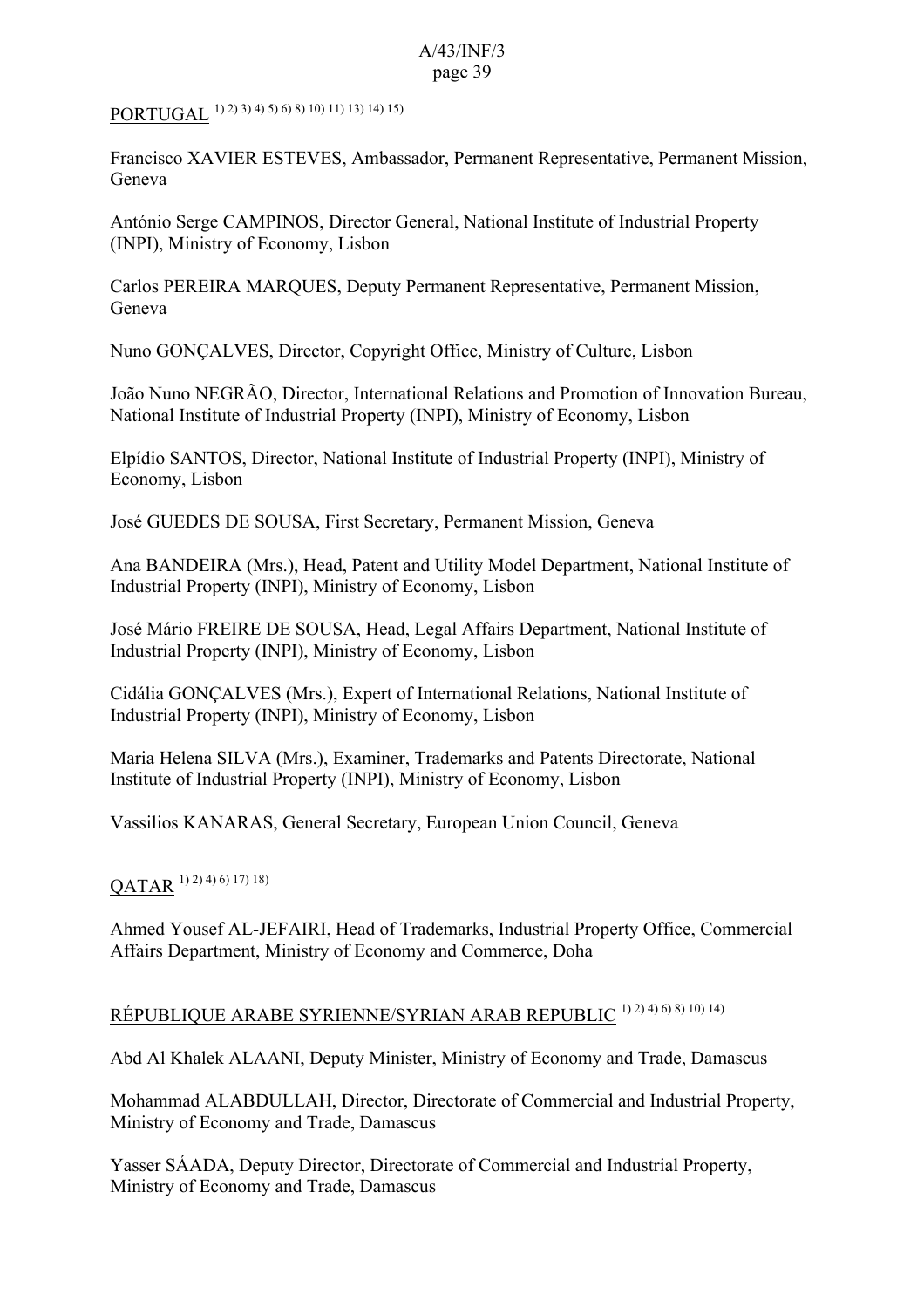PORTUGAL [1) 2) 3) 4) 5) 6) 8) 10) 11) 13) 14) 15)]

Francisco XAVIER ESTEVES, Ambassador, Permanent Representative, Permanent Mission, Geneva

António Serge CAMPINOS, Director General, National Institute of Industrial Property (INPI), Ministry of Economy, Lisbon

Carlos PEREIRA MARQUES, Deputy Permanent Representative, Permanent Mission, Geneva

Nuno GONÇALVES, Director, Copyright Office, Ministry of Culture, Lisbon

João Nuno NEGRÃO, Director, International Relations and Promotion of Innovation Bureau, National Institute of Industrial Property (INPI), Ministry of Economy, Lisbon

Elpídio SANTOS, Director, National Institute of Industrial Property (INPI), Ministry of Economy, Lisbon

José GUEDES DE SOUSA, First Secretary, Permanent Mission, Geneva

Ana BANDEIRA (Mrs.), Head, Patent and Utility Model Department, National Institute of Industrial Property (INPI), Ministry of Economy, Lisbon

José Mário FREIRE DE SOUSA, Head, Legal Affairs Department, National Institute of Industrial Property (INPI), Ministry of Economy, Lisbon

Cidália GONÇALVES (Mrs.), Expert of International Relations, National Institute of Industrial Property (INPI), Ministry of Economy, Lisbon

Maria Helena SILVA (Mrs.), Examiner, Trademarks and Patents Directorate, National Institute of Industrial Property (INPI), Ministry of Economy, Lisbon

Vassilios KANARAS, General Secretary, European Union Council, Geneva

QATAR [1) 2) 4) 6) 17) 18)]

Ahmed Yousef AL-JEFAIRI, Head of Trademarks, Industrial Property Office, Commercial Affairs Department, Ministry of Economy and Commerce, Doha

RÉPUBLIQUE ARABE SYRIENNE/SYRIAN ARAB REPUBLIC [1) 2) 4) 6) 8) 10) 14)]

Abd Al Khalek ALAANI, Deputy Minister, Ministry of Economy and Trade, Damascus

Mohammad ALABDULLAH, Director, Directorate of Commercial and Industrial Property, Ministry of Economy and Trade, Damascus

Yasser SÁADA, Deputy Director, Directorate of Commercial and Industrial Property, Ministry of Economy and Trade, Damascus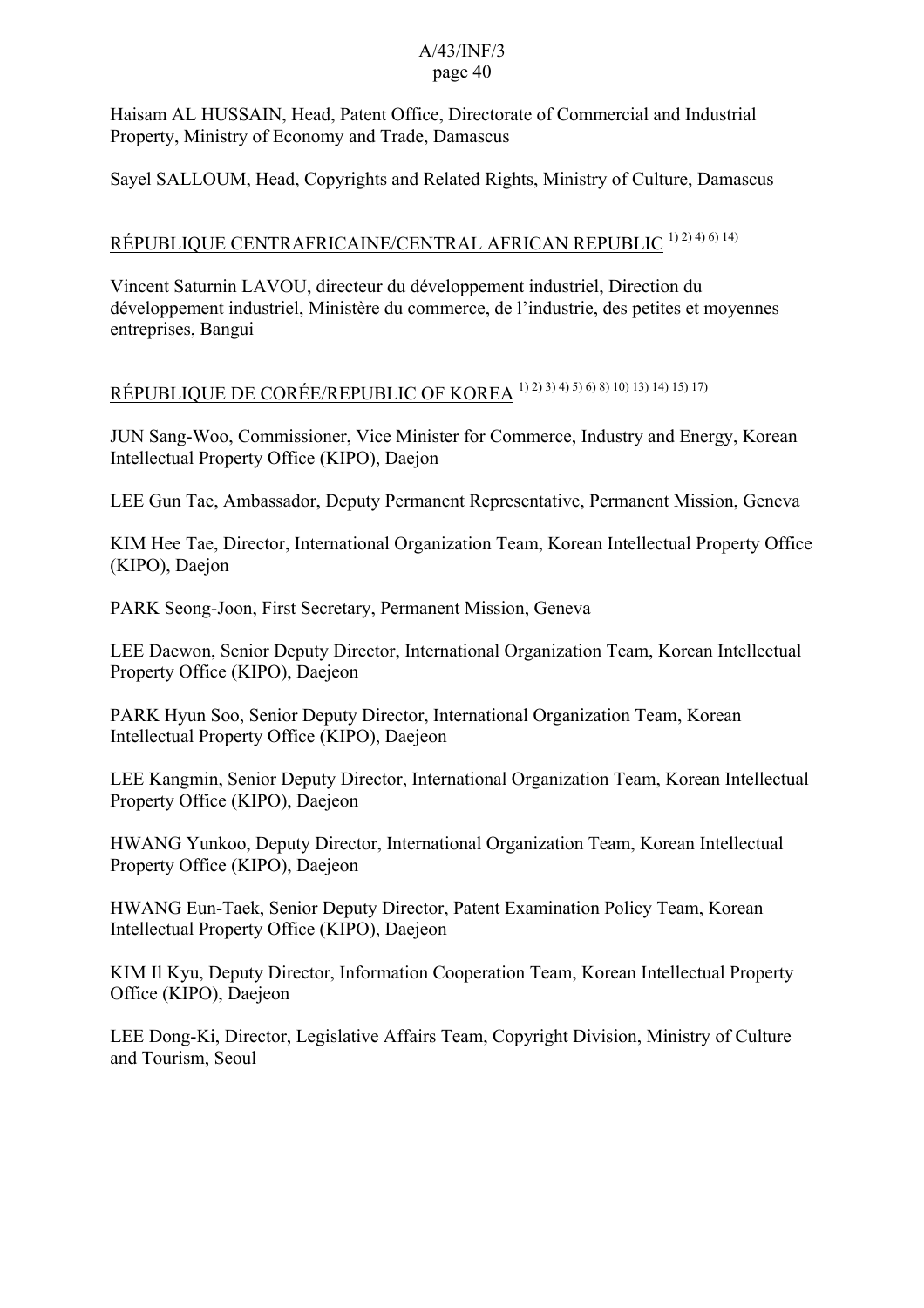Haisam AL HUSSAIN, Head, Patent Office, Directorate of Commercial and Industrial Property, Ministry of Economy and Trade, Damascus

Sayel SALLOUM, Head, Copyrights and Related Rights, Ministry of Culture, Damascus

RÉPUBLIQUE CENTRAFRICAINE/CENTRAL AFRICAN REPUBLIC [1) 2) 4) 6) 14)]

Vincent Saturnin LAVOU, directeur du développement industriel, Direction du développement industriel, Ministère du commerce, de l'industrie, des petites et moyennes entreprises, Bangui

RÉPUBLIQUE DE CORÉE/REPUBLIC OF KOREA [1) 2) 3) 4) 5) 6) 8) 10) 13) 14) 15) 17)]

JUN Sang-Woo, Commissioner, Vice Minister for Commerce, Industry and Energy, Korean Intellectual Property Office (KIPO), Daejon

LEE Gun Tae, Ambassador, Deputy Permanent Representative, Permanent Mission, Geneva

KIM Hee Tae, Director, International Organization Team, Korean Intellectual Property Office (KIPO), Daejon

PARK Seong-Joon, First Secretary, Permanent Mission, Geneva

LEE Daewon, Senior Deputy Director, International Organization Team, Korean Intellectual Property Office (KIPO), Daejeon

PARK Hyun Soo, Senior Deputy Director, International Organization Team, Korean Intellectual Property Office (KIPO), Daejeon

LEE Kangmin, Senior Deputy Director, International Organization Team, Korean Intellectual Property Office (KIPO), Daejeon

HWANG Yunkoo, Deputy Director, International Organization Team, Korean Intellectual Property Office (KIPO), Daejeon

HWANG Eun-Taek, Senior Deputy Director, Patent Examination Policy Team, Korean Intellectual Property Office (KIPO), Daejeon

KIM Il Kyu, Deputy Director, Information Cooperation Team, Korean Intellectual Property Office (KIPO), Daejeon

LEE Dong-Ki, Director, Legislative Affairs Team, Copyright Division, Ministry of Culture and Tourism, Seoul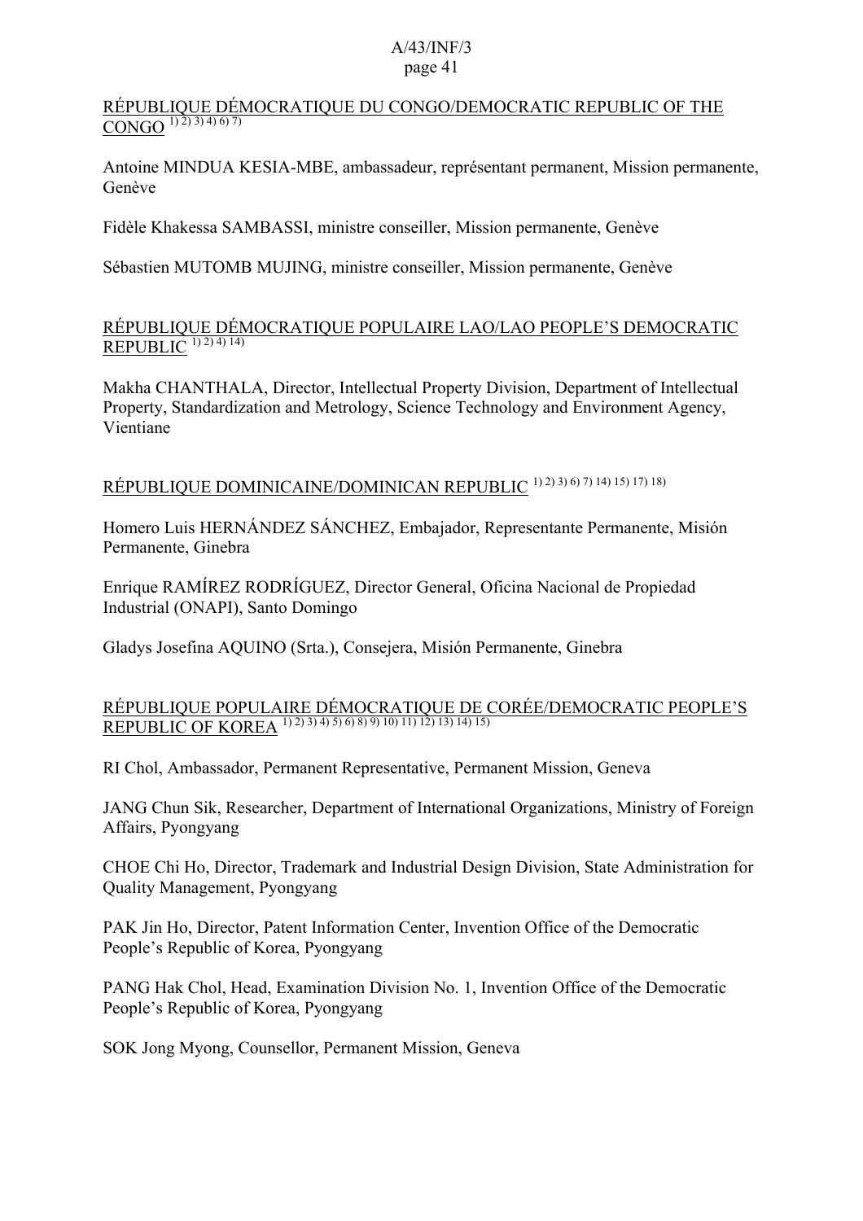RÉPUBLIQUE DÉMOCRATIQUE DU CONGO/DEMOCRATIC REPUBLIC OF THE CONGO [1) 2) 3) 4) 6) 7)]

Antoine MINDUA KESIA-MBE, ambassadeur, représentant permanent, Mission permanente, Genève

Fidèle Khakessa SAMBASSI, ministre conseiller, Mission permanente, Genève

Sébastien MUTOMB MUJING, ministre conseiller, Mission permanente, Genève

RÉPUBLIQUE DÉMOCRATIQUE POPULAIRE LAO/LAO PEOPLE'S DEMOCRATIC REPUBLIC [1) 2) 4) 14)]

Makha CHANTHALA, Director, Intellectual Property Division, Department of Intellectual Property, Standardization and Metrology, Science Technology and Environment Agency, Vientiane

RÉPUBLIQUE DOMINICAINE/DOMINICAN REPUBLIC [1) 2) 3) 6) 7) 14) 15) 17) 18)]

Homero Luis HERNÁNDEZ SÁNCHEZ, Embajador, Representante Permanente, Misión Permanente, Ginebra

Enrique RAMÍREZ RODRÍGUEZ, Director General, Oficina Nacional de Propiedad Industrial (ONAPI), Santo Domingo

Gladys Josefina AQUINO (Srta.), Consejera, Misión Permanente, Ginebra

RÉPUBLIQUE POPULAIRE DÉMOCRATIQUE DE CORÉE/DEMOCRATIC PEOPLE'S REPUBLIC OF KOREA [1) 2) 3) 4) 5) 6) 8) 9) 10) 11) 12) 13) 14) 15)]

RI Chol, Ambassador, Permanent Representative, Permanent Mission, Geneva

JANG Chun Sik, Researcher, Department of International Organizations, Ministry of Foreign Affairs, Pyongyang

CHOE Chi Ho, Director, Trademark and Industrial Design Division, State Administration for Quality Management, Pyongyang

PAK Jin Ho, Director, Patent Information Center, Invention Office of the Democratic People's Republic of Korea, Pyongyang

PANG Hak Chol, Head, Examination Division No. 1, Invention Office of the Democratic People's Republic of Korea, Pyongyang

SOK Jong Myong, Counsellor, Permanent Mission, Geneva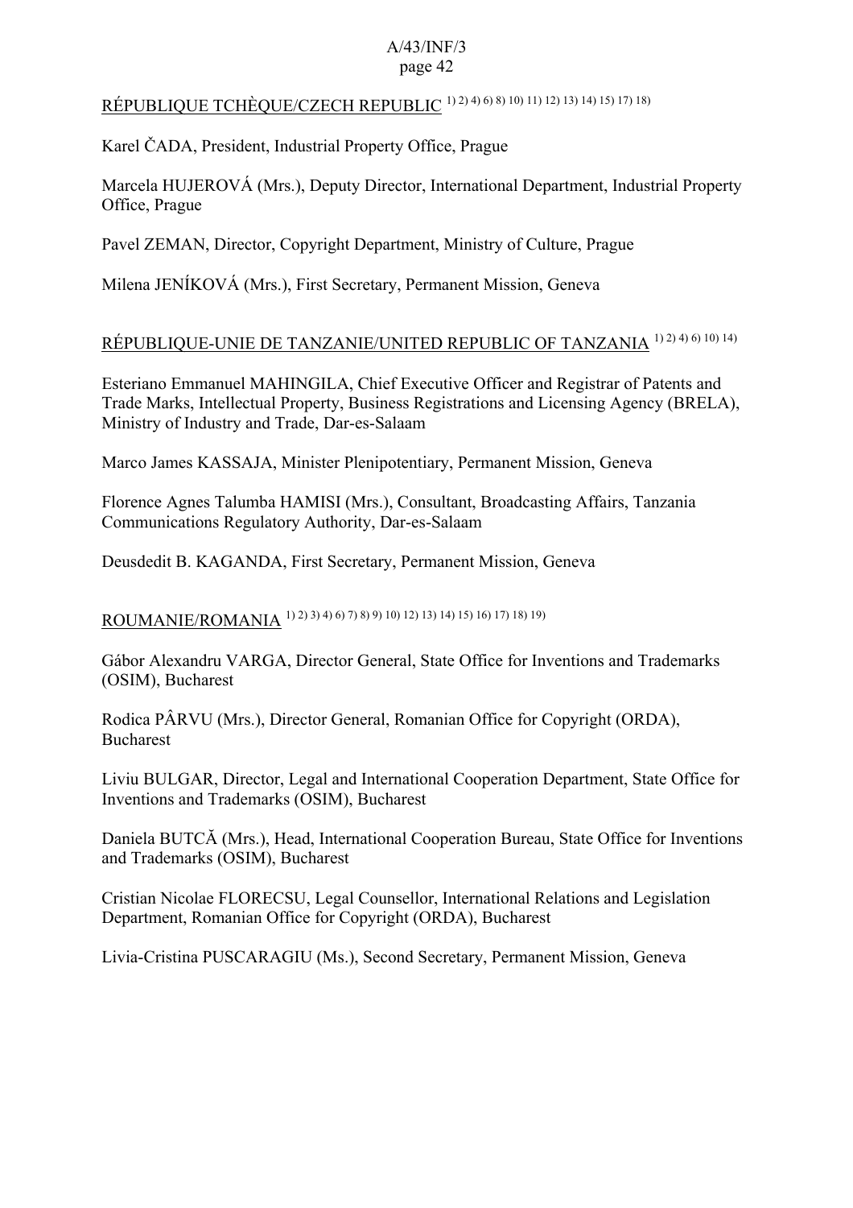RÉPUBLIQUE TCHÈQUE/CZECH REPUBLIC [1) 2) 4) 6) 8) 10) 11) 12) 13) 14) 15) 17) 18)]

Karel ČADA, President, Industrial Property Office, Prague

Marcela HUJEROVÁ (Mrs.), Deputy Director, International Department, Industrial Property Office, Prague

Pavel ZEMAN, Director, Copyright Department, Ministry of Culture, Prague

Milena JENÍKOVÁ (Mrs.), First Secretary, Permanent Mission, Geneva

RÉPUBLIQUE-UNIE DE TANZANIE/UNITED REPUBLIC OF TANZANIA [1) 2) 4) 6) 10) 14)]

Esteriano Emmanuel MAHINGILA, Chief Executive Officer and Registrar of Patents and Trade Marks, Intellectual Property, Business Registrations and Licensing Agency (BRELA), Ministry of Industry and Trade, Dar-es-Salaam

Marco James KASSAJA, Minister Plenipotentiary, Permanent Mission, Geneva

Florence Agnes Talumba HAMISI (Mrs.), Consultant, Broadcasting Affairs, Tanzania Communications Regulatory Authority, Dar-es-Salaam

Deusdedit B. KAGANDA, First Secretary, Permanent Mission, Geneva

ROUMANIE/ROMANIA [1) 2) 3) 4) 6) 7) 8) 9) 10) 12) 13) 14) 15) 16) 17) 18) 19)]

Gábor Alexandru VARGA, Director General, State Office for Inventions and Trademarks (OSIM), Bucharest

Rodica PÂRVU (Mrs.), Director General, Romanian Office for Copyright (ORDA), Bucharest

Liviu BULGAR, Director, Legal and International Cooperation Department, State Office for Inventions and Trademarks (OSIM), Bucharest

Daniela BUTCĂ (Mrs.), Head, International Cooperation Bureau, State Office for Inventions and Trademarks (OSIM), Bucharest

Cristian Nicolae FLORECSU, Legal Counsellor, International Relations and Legislation Department, Romanian Office for Copyright (ORDA), Bucharest

Livia-Cristina PUSCARAGIU (Ms.), Second Secretary, Permanent Mission, Geneva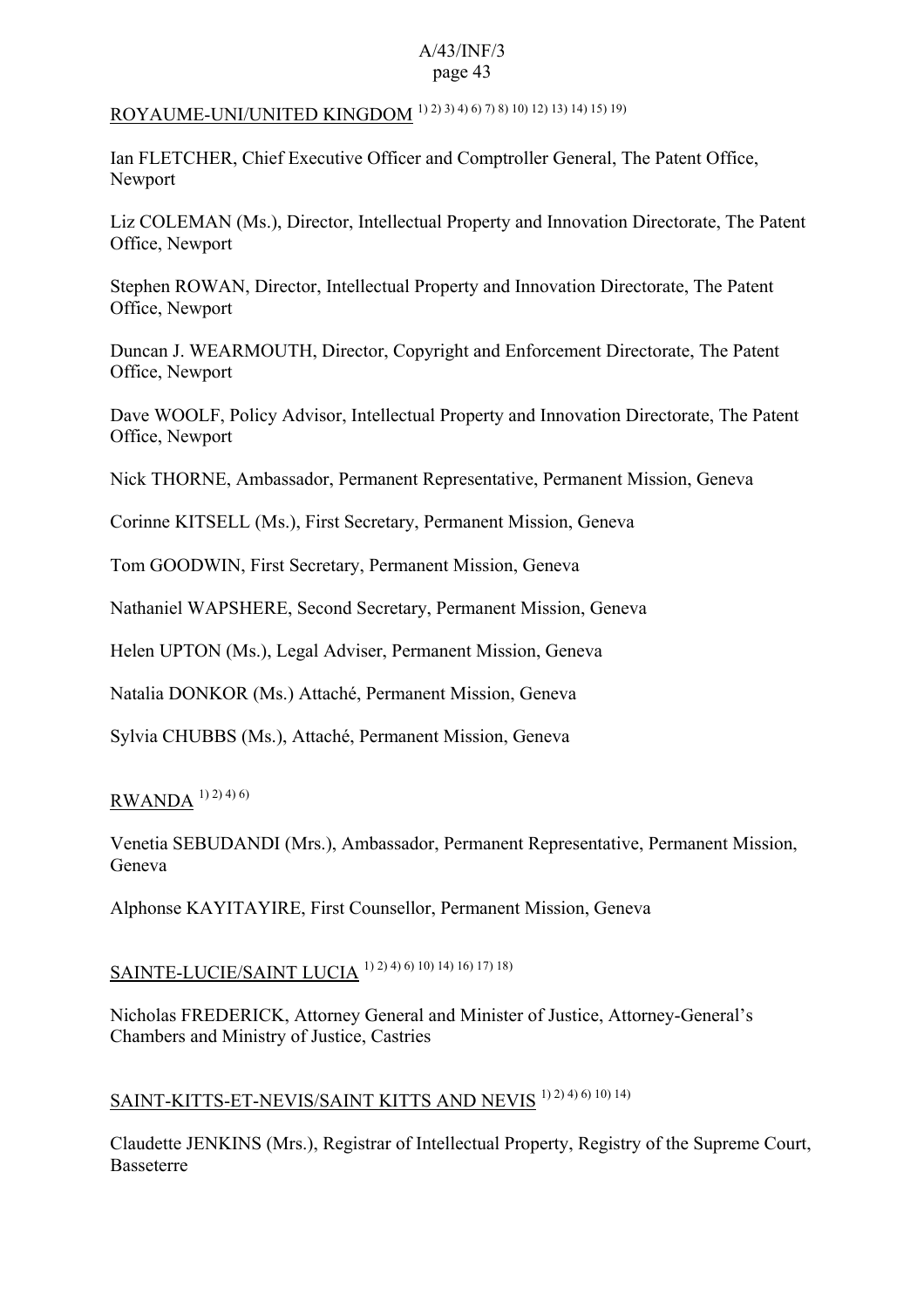ROYAUME-UNI/UNITED KINGDOM [1) 2) 3) 4) 6) 7) 8) 10) 12) 13) 14) 15) 19)]

Ian FLETCHER, Chief Executive Officer and Comptroller General, The Patent Office, Newport

Liz COLEMAN (Ms.), Director, Intellectual Property and Innovation Directorate, The Patent Office, Newport

Stephen ROWAN, Director, Intellectual Property and Innovation Directorate, The Patent Office, Newport

Duncan J. WEARMOUTH, Director, Copyright and Enforcement Directorate, The Patent Office, Newport

Dave WOOLF, Policy Advisor, Intellectual Property and Innovation Directorate, The Patent Office, Newport

Nick THORNE, Ambassador, Permanent Representative, Permanent Mission, Geneva

Corinne KITSELL (Ms.), First Secretary, Permanent Mission, Geneva

Tom GOODWIN, First Secretary, Permanent Mission, Geneva

Nathaniel WAPSHERE, Second Secretary, Permanent Mission, Geneva

Helen UPTON (Ms.), Legal Adviser, Permanent Mission, Geneva

Natalia DONKOR (Ms.) Attaché, Permanent Mission, Geneva

Sylvia CHUBBS (Ms.), Attaché, Permanent Mission, Geneva

RWANDA [1) 2) 4) 6)]

Venetia SEBUDANDI (Mrs.), Ambassador, Permanent Representative, Permanent Mission, Geneva

Alphonse KAYITAYIRE, First Counsellor, Permanent Mission, Geneva

SAINTE-LUCIE/SAINT LUCIA [1) 2) 4) 6) 10) 14) 16) 17) 18)]

Nicholas FREDERICK, Attorney General and Minister of Justice, Attorney-General's Chambers and Ministry of Justice, Castries

SAINT-KITTS-ET-NEVIS/SAINT KITTS AND NEVIS [1) 2) 4) 6) 10) 14)]

Claudette JENKINS (Mrs.), Registrar of Intellectual Property, Registry of the Supreme Court, Basseterre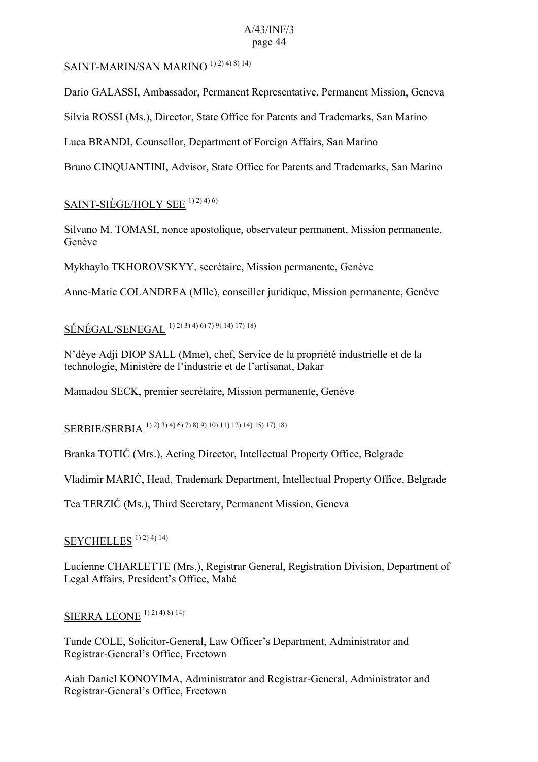SAINT-MARIN/SAN MARINO [1) 2) 4) 8) 14)]

Dario GALASSI, Ambassador, Permanent Representative, Permanent Mission, Geneva

Silvia ROSSI (Ms.), Director, State Office for Patents and Trademarks, San Marino

Luca BRANDI, Counsellor, Department of Foreign Affairs, San Marino

Bruno CINQUANTINI, Advisor, State Office for Patents and Trademarks, San Marino

SAINT-SIÈGE/HOLY SEE [1) 2) 4) 6)]

Silvano M. TOMASI, nonce apostolique, observateur permanent, Mission permanente, Genève

Mykhaylo TKHOROVSKYY, secrétaire, Mission permanente, Genève

Anne-Marie COLANDREA (Mlle), conseiller juridique, Mission permanente, Genève

SÉNÉGAL/SENEGAL [1) 2) 3) 4) 6) 7) 9) 14) 17) 18)]

N'dèye Adji DIOP SALL (Mme), chef, Service de la propriété industrielle et de la technologie, Ministère de l'industrie et de l'artisanat, Dakar

Mamadou SECK, premier secrétaire, Mission permanente, Genève

SERBIE/SERBIA [1) 2) 3) 4) 6) 7) 8) 9) 10) 11) 12) 14) 15) 17) 18)]

Branka TOTIĆ (Mrs.), Acting Director, Intellectual Property Office, Belgrade

Vladimir MARIĆ, Head, Trademark Department, Intellectual Property Office, Belgrade

Tea TERZIĆ (Ms.), Third Secretary, Permanent Mission, Geneva

SEYCHELLES [1) 2) 4) 14)]

Lucienne CHARLETTE (Mrs.), Registrar General, Registration Division, Department of Legal Affairs, President's Office, Mahé

SIERRA LEONE [1) 2) 4) 8) 14)]

Tunde COLE, Solicitor-General, Law Officer's Department, Administrator and Registrar-General's Office, Freetown

Aiah Daniel KONOYIMA, Administrator and Registrar-General, Administrator and Registrar-General's Office, Freetown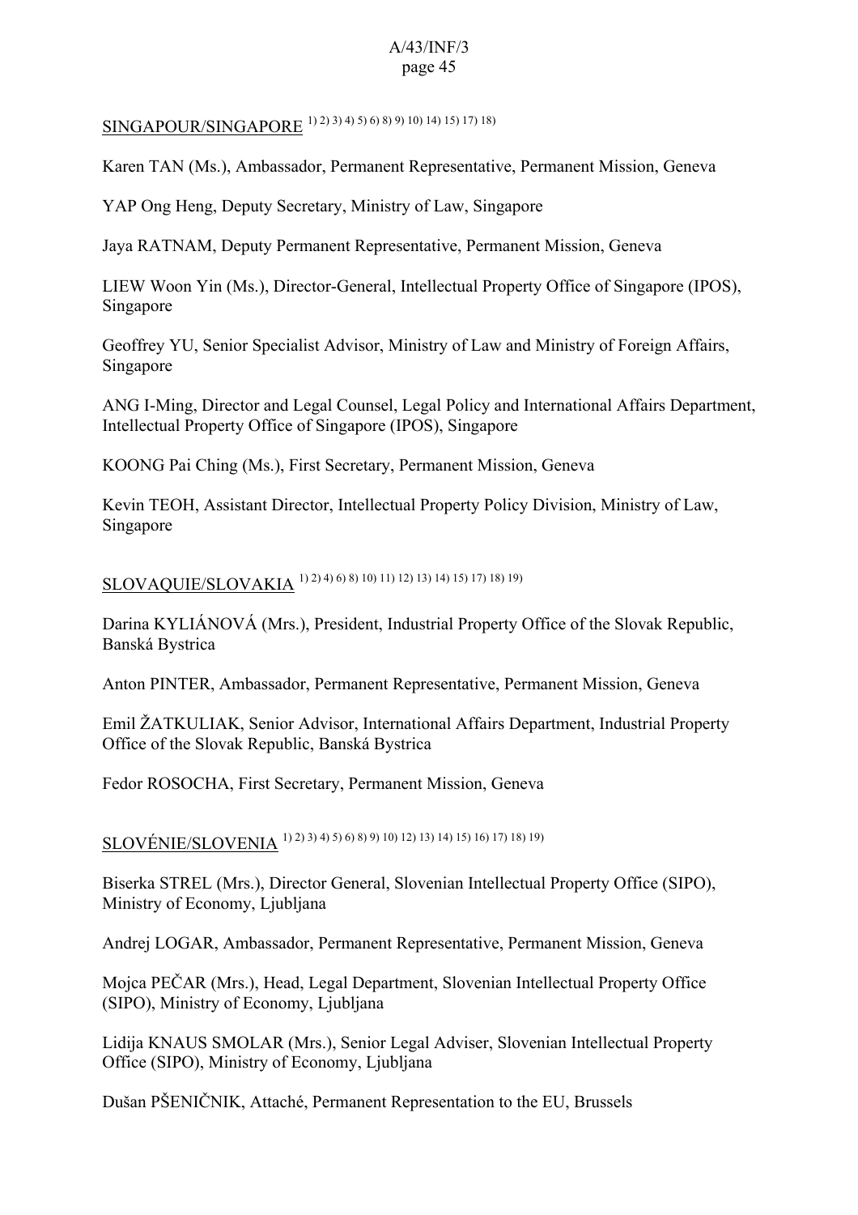SINGAPOUR/SINGAPORE [1) 2) 3) 4) 5) 6) 8) 9) 10) 14) 15) 17) 18)]

Karen TAN (Ms.), Ambassador, Permanent Representative, Permanent Mission, Geneva

YAP Ong Heng, Deputy Secretary, Ministry of Law, Singapore

Jaya RATNAM, Deputy Permanent Representative, Permanent Mission, Geneva

LIEW Woon Yin (Ms.), Director-General, Intellectual Property Office of Singapore (IPOS), Singapore

Geoffrey YU, Senior Specialist Advisor, Ministry of Law and Ministry of Foreign Affairs, Singapore

ANG I-Ming, Director and Legal Counsel, Legal Policy and International Affairs Department, Intellectual Property Office of Singapore (IPOS), Singapore

KOONG Pai Ching (Ms.), First Secretary, Permanent Mission, Geneva

Kevin TEOH, Assistant Director, Intellectual Property Policy Division, Ministry of Law, Singapore

SLOVAQUIE/SLOVAKIA [1) 2) 4) 6) 8) 10) 11) 12) 13) 14) 15) 17) 18) 19)]

Darina KYLIÁNOVÁ (Mrs.), President, Industrial Property Office of the Slovak Republic, Banská Bystrica

Anton PINTER, Ambassador, Permanent Representative, Permanent Mission, Geneva

Emil ŽATKULIAK, Senior Advisor, International Affairs Department, Industrial Property Office of the Slovak Republic, Banská Bystrica

Fedor ROSOCHA, First Secretary, Permanent Mission, Geneva

SLOVÉNIE/SLOVENIA [1) 2) 3) 4) 5) 6) 8) 9) 10) 12) 13) 14) 15) 16) 17) 18) 19)]

Biserka STREL (Mrs.), Director General, Slovenian Intellectual Property Office (SIPO), Ministry of Economy, Ljubljana

Andrej LOGAR, Ambassador, Permanent Representative, Permanent Mission, Geneva

Mojca PEČAR (Mrs.), Head, Legal Department, Slovenian Intellectual Property Office (SIPO), Ministry of Economy, Ljubljana

Lidija KNAUS SMOLAR (Mrs.), Senior Legal Adviser, Slovenian Intellectual Property Office (SIPO), Ministry of Economy, Ljubljana

Dušan PŠENIČNIK, Attaché, Permanent Representation to the EU, Brussels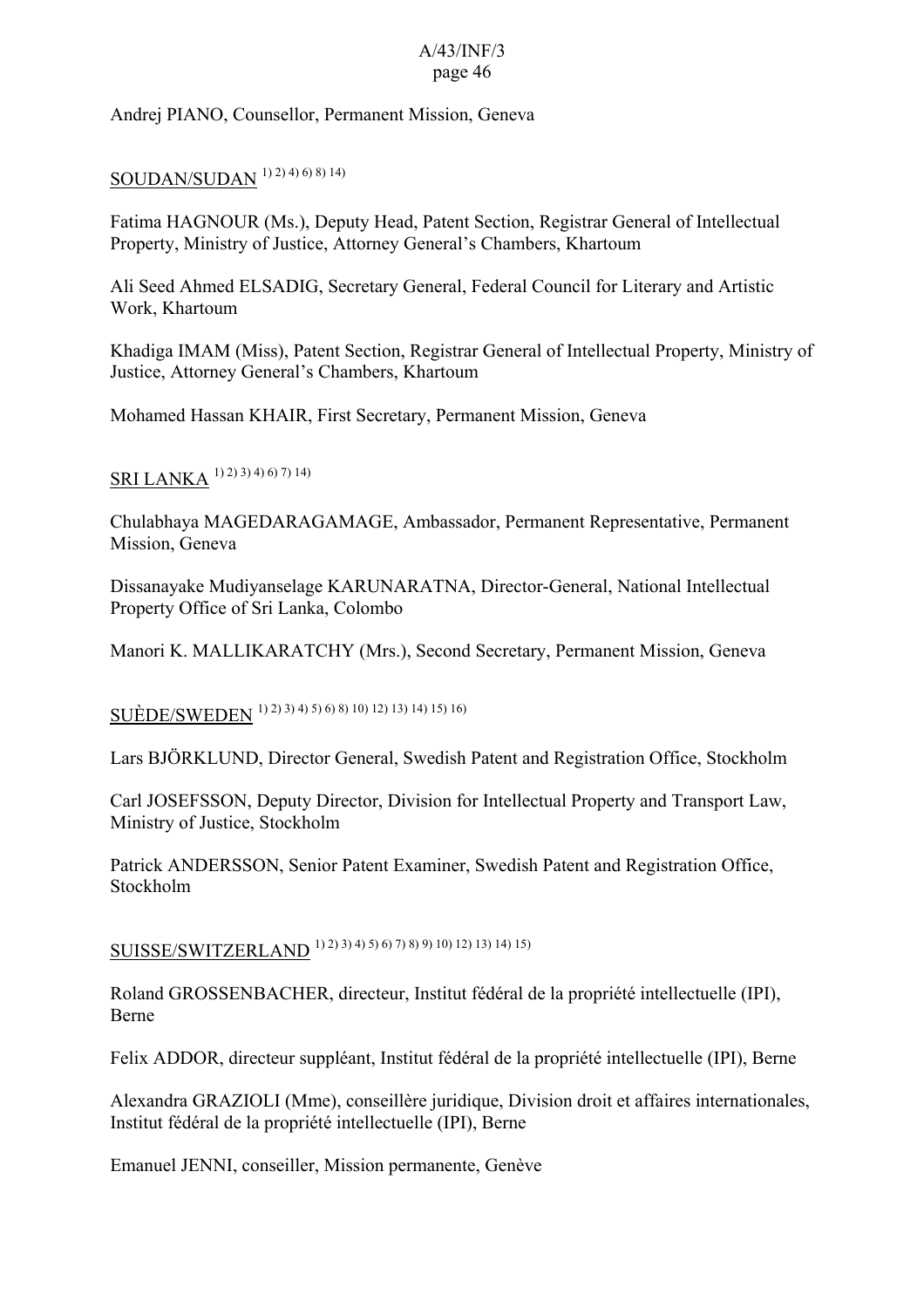Andrej PIANO, Counsellor, Permanent Mission, Geneva

SOUDAN/SUDAN [1) 2) 4) 6) 8) 14)]

Fatima HAGNOUR (Ms.), Deputy Head, Patent Section, Registrar General of Intellectual Property, Ministry of Justice, Attorney General's Chambers, Khartoum

Ali Seed Ahmed ELSADIG, Secretary General, Federal Council for Literary and Artistic Work, Khartoum

Khadiga IMAM (Miss), Patent Section, Registrar General of Intellectual Property, Ministry of Justice, Attorney General's Chambers, Khartoum

Mohamed Hassan KHAIR, First Secretary, Permanent Mission, Geneva

SRI LANKA [1) 2) 3) 4) 6) 7) 14)]

Chulabhaya MAGEDARAGAMAGE, Ambassador, Permanent Representative, Permanent Mission, Geneva

Dissanayake Mudiyanselage KARUNARATNA, Director-General, National Intellectual Property Office of Sri Lanka, Colombo

Manori K. MALLIKARATCHY (Mrs.), Second Secretary, Permanent Mission, Geneva

SUÈDE/SWEDEN [1) 2) 3) 4) 5) 6) 8) 10) 12) 13) 14) 15) 16)]

Lars BJÖRKLUND, Director General, Swedish Patent and Registration Office, Stockholm

Carl JOSEFSSON, Deputy Director, Division for Intellectual Property and Transport Law, Ministry of Justice, Stockholm

Patrick ANDERSSON, Senior Patent Examiner, Swedish Patent and Registration Office, Stockholm

SUISSE/SWITZERLAND [1) 2) 3) 4) 5) 6) 7) 8) 9) 10) 12) 13) 14) 15)]

Roland GROSSENBACHER, directeur, Institut fédéral de la propriété intellectuelle (IPI), Berne

Felix ADDOR, directeur suppléant, Institut fédéral de la propriété intellectuelle (IPI), Berne

Alexandra GRAZIOLI (Mme), conseillère juridique, Division droit et affaires internationales, Institut fédéral de la propriété intellectuelle (IPI), Berne

Emanuel JENNI, conseiller, Mission permanente, Genève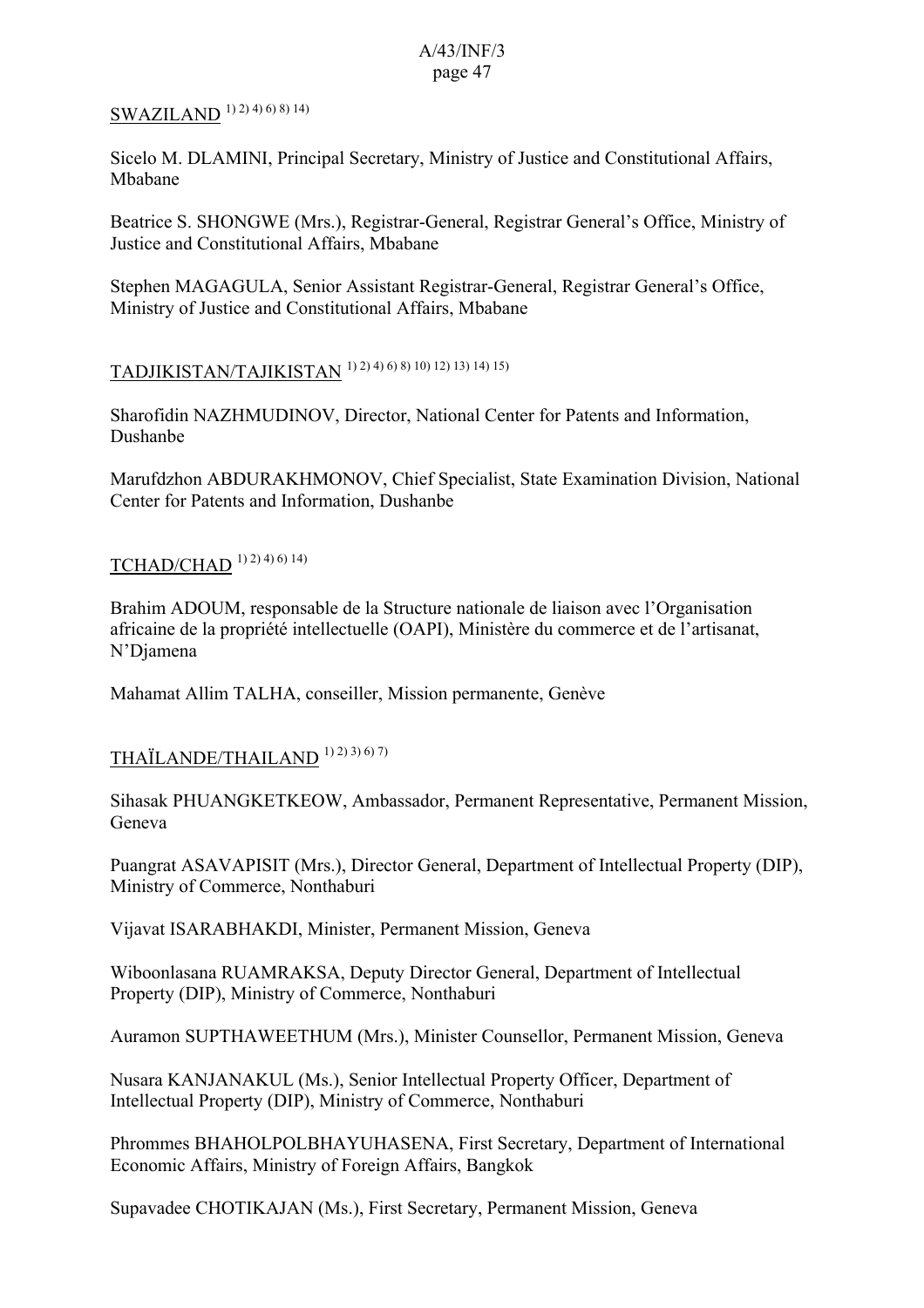SWAZILAND 1) 2) 4) 6) 8) 14)

Sicelo M. DLAMINI, Principal Secretary, Ministry of Justice and Constitutional Affairs, Mbabane

Beatrice S. SHONGWE (Mrs.), Registrar-General, Registrar General's Office, Ministry of Justice and Constitutional Affairs, Mbabane

Stephen MAGAGULA, Senior Assistant Registrar-General, Registrar General's Office, Ministry of Justice and Constitutional Affairs, Mbabane

TADJIKISTAN/TAJIKISTAN 1) 2) 4) 6) 8) 10) 12) 13) 14) 15)

Sharofidin NAZHMUDINOV, Director, National Center for Patents and Information, Dushanbe

Marufdzhon ABDURAKHMONOV, Chief Specialist, State Examination Division, National Center for Patents and Information, Dushanbe

TCHAD/CHAD 1) 2) 4) 6) 14)

Brahim ADOUM, responsable de la Structure nationale de liaison avec l'Organisation africaine de la propriété intellectuelle (OAPI), Ministère du commerce et de l'artisanat, N'Djamena

Mahamat Allim TALHA, conseiller, Mission permanente, Genève

THAÏLANDE/THAILAND 1) 2) 3) 6) 7)

Sihasak PHUANGKETKEOW, Ambassador, Permanent Representative, Permanent Mission, Geneva

Puangrat ASAVAPISIT (Mrs.), Director General, Department of Intellectual Property (DIP), Ministry of Commerce, Nonthaburi

Vijavat ISARABHAKDI, Minister, Permanent Mission, Geneva

Wiboonlasana RUAMRAKSA, Deputy Director General, Department of Intellectual Property (DIP), Ministry of Commerce, Nonthaburi

Auramon SUPTHAWEETHUM (Mrs.), Minister Counsellor, Permanent Mission, Geneva

Nusara KANJANAKUL (Ms.), Senior Intellectual Property Officer, Department of Intellectual Property (DIP), Ministry of Commerce, Nonthaburi

Phrommes BHAHOLPOLBHAYUHASENA, First Secretary, Department of International Economic Affairs, Ministry of Foreign Affairs, Bangkok

Supavadee CHOTIKAJAN (Ms.), First Secretary, Permanent Mission, Geneva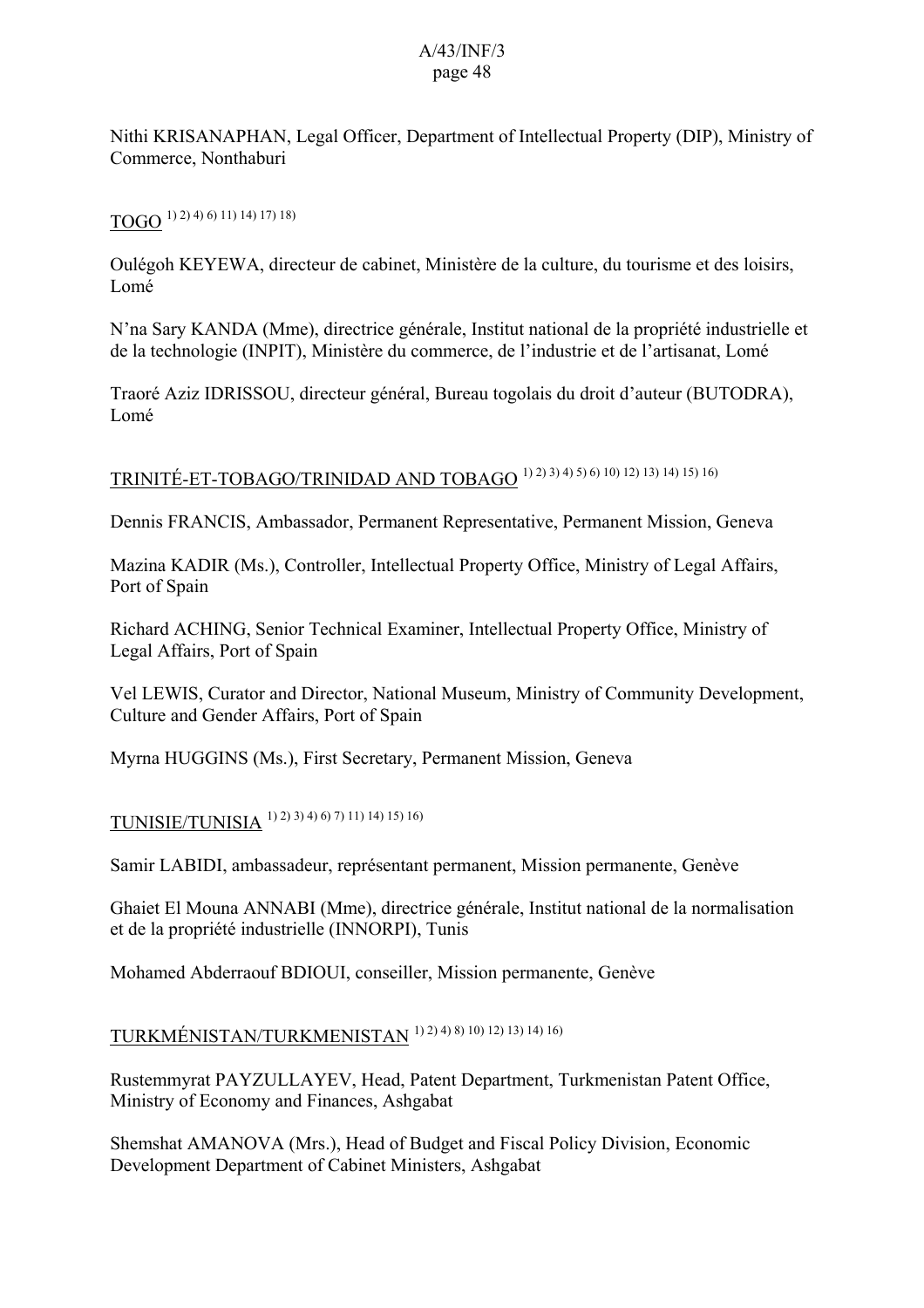Nithi KRISANAPHAN, Legal Officer, Department of Intellectual Property (DIP), Ministry of Commerce, Nonthaburi

TOGO [1) 2) 4) 6) 11) 14) 17) 18)]

Oulégoh KEYEWA, directeur de cabinet, Ministère de la culture, du tourisme et des loisirs, Lomé

N'na Sary KANDA (Mme), directrice générale, Institut national de la propriété industrielle et de la technologie (INPIT), Ministère du commerce, de l'industrie et de l'artisanat, Lomé

Traoré Aziz IDRISSOU, directeur général, Bureau togolais du droit d'auteur (BUTODRA), Lomé

TRINITÉ-ET-TOBAGO/TRINIDAD AND TOBAGO [1) 2) 3) 4) 5) 6) 10) 12) 13) 14) 15) 16)]

Dennis FRANCIS, Ambassador, Permanent Representative, Permanent Mission, Geneva

Mazina KADIR (Ms.), Controller, Intellectual Property Office, Ministry of Legal Affairs, Port of Spain

Richard ACHING, Senior Technical Examiner, Intellectual Property Office, Ministry of Legal Affairs, Port of Spain

Vel LEWIS, Curator and Director, National Museum, Ministry of Community Development, Culture and Gender Affairs, Port of Spain

Myrna HUGGINS (Ms.), First Secretary, Permanent Mission, Geneva

TUNISIE/TUNISIA [1) 2) 3) 4) 6) 7) 11) 14) 15) 16)]

Samir LABIDI, ambassadeur, représentant permanent, Mission permanente, Genève

Ghaiet El Mouna ANNABI (Mme), directrice générale, Institut national de la normalisation et de la propriété industrielle (INNORPI), Tunis

Mohamed Abderraouf BDIOUI, conseiller, Mission permanente, Genève

TURKMÉNISTAN/TURKMENISTAN [1) 2) 4) 8) 10) 12) 13) 14) 16)]

Rustemmyrat PAYZULLAYEV, Head, Patent Department, Turkmenistan Patent Office, Ministry of Economy and Finances, Ashgabat

Shemshat AMANOVA (Mrs.), Head of Budget and Fiscal Policy Division, Economic Development Department of Cabinet Ministers, Ashgabat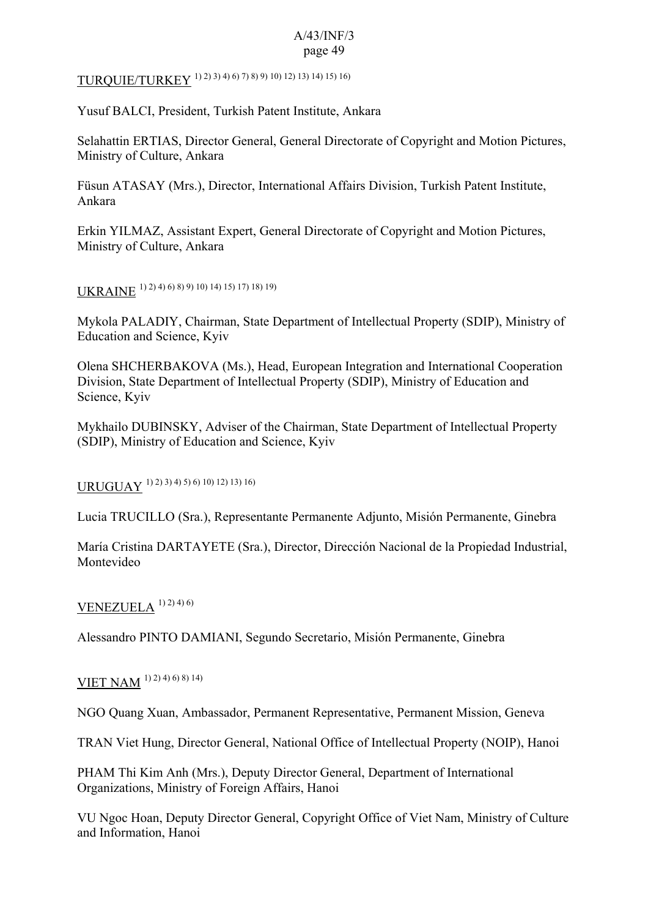TURQUIE/TURKEY [1) 2) 3) 4) 6) 7) 8) 9) 10) 12) 13) 14) 15) 16)]

Yusuf BALCI, President, Turkish Patent Institute, Ankara

Selahattin ERTIAS, Director General, General Directorate of Copyright and Motion Pictures, Ministry of Culture, Ankara

Füsun ATASAY (Mrs.), Director, International Affairs Division, Turkish Patent Institute, Ankara

Erkin YILMAZ, Assistant Expert, General Directorate of Copyright and Motion Pictures, Ministry of Culture, Ankara

UKRAINE [1) 2) 4) 6) 8) 9) 10) 14) 15) 17) 18) 19)]

Mykola PALADIY, Chairman, State Department of Intellectual Property (SDIP), Ministry of Education and Science, Kyiv

Olena SHCHERBAKOVA (Ms.), Head, European Integration and International Cooperation Division, State Department of Intellectual Property (SDIP), Ministry of Education and Science, Kyiv

Mykhailo DUBINSKY, Adviser of the Chairman, State Department of Intellectual Property (SDIP), Ministry of Education and Science, Kyiv

URUGUAY [1) 2) 3) 4) 5) 6) 10) 12) 13) 16)]

Lucia TRUCILLO (Sra.), Representante Permanente Adjunto, Misión Permanente, Ginebra

María Cristina DARTAYETE (Sra.), Director, Dirección Nacional de la Propiedad Industrial, Montevideo

VENEZUELA [1) 2) 4) 6)]

Alessandro PINTO DAMIANI, Segundo Secretario, Misión Permanente, Ginebra

VIET NAM [1) 2) 4) 6) 8) 14)]

NGO Quang Xuan, Ambassador, Permanent Representative, Permanent Mission, Geneva

TRAN Viet Hung, Director General, National Office of Intellectual Property (NOIP), Hanoi

PHAM Thi Kim Anh (Mrs.), Deputy Director General, Department of International Organizations, Ministry of Foreign Affairs, Hanoi

VU Ngoc Hoan, Deputy Director General, Copyright Office of Viet Nam, Ministry of Culture and Information, Hanoi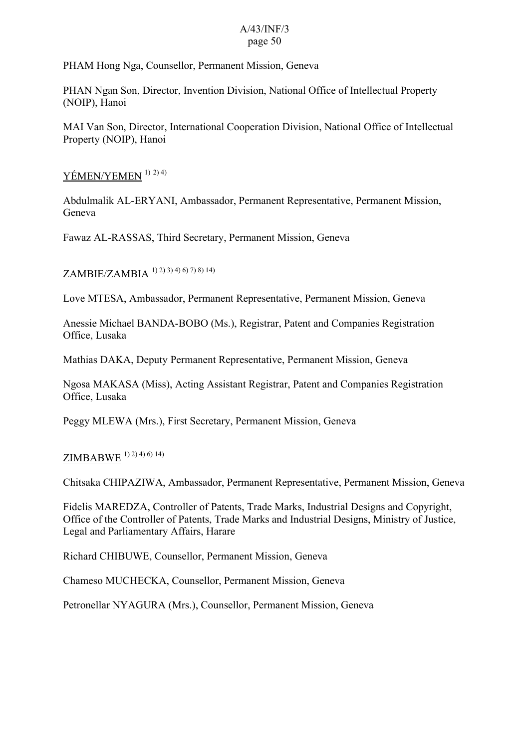PHAM Hong Nga, Counsellor, Permanent Mission, Geneva

PHAN Ngan Son, Director, Invention Division, National Office of Intellectual Property (NOIP), Hanoi

MAI Van Son, Director, International Cooperation Division, National Office of Intellectual Property (NOIP), Hanoi

YÉMEN/YEMEN [1) 2) 4)]

Abdulmalik AL-ERYANI, Ambassador, Permanent Representative, Permanent Mission, Geneva

Fawaz AL-RASSAS, Third Secretary, Permanent Mission, Geneva

ZAMBIE/ZAMBIA [1) 2) 3) 4) 6) 7) 8) 14)]

Love MTESA, Ambassador, Permanent Representative, Permanent Mission, Geneva

Anessie Michael BANDA-BOBO (Ms.), Registrar, Patent and Companies Registration Office, Lusaka

Mathias DAKA, Deputy Permanent Representative, Permanent Mission, Geneva

Ngosa MAKASA (Miss), Acting Assistant Registrar, Patent and Companies Registration Office, Lusaka

Peggy MLEWA (Mrs.), First Secretary, Permanent Mission, Geneva

ZIMBABWE [1) 2) 4) 6) 14)]

Chitsaka CHIPAZIWA, Ambassador, Permanent Representative, Permanent Mission, Geneva

Fidelis MAREDZA, Controller of Patents, Trade Marks, Industrial Designs and Copyright, Office of the Controller of Patents, Trade Marks and Industrial Designs, Ministry of Justice, Legal and Parliamentary Affairs, Harare

Richard CHIBUWE, Counsellor, Permanent Mission, Geneva

Chameso MUCHECKA, Counsellor, Permanent Mission, Geneva

Petronellar NYAGURA (Mrs.), Counsellor, Permanent Mission, Geneva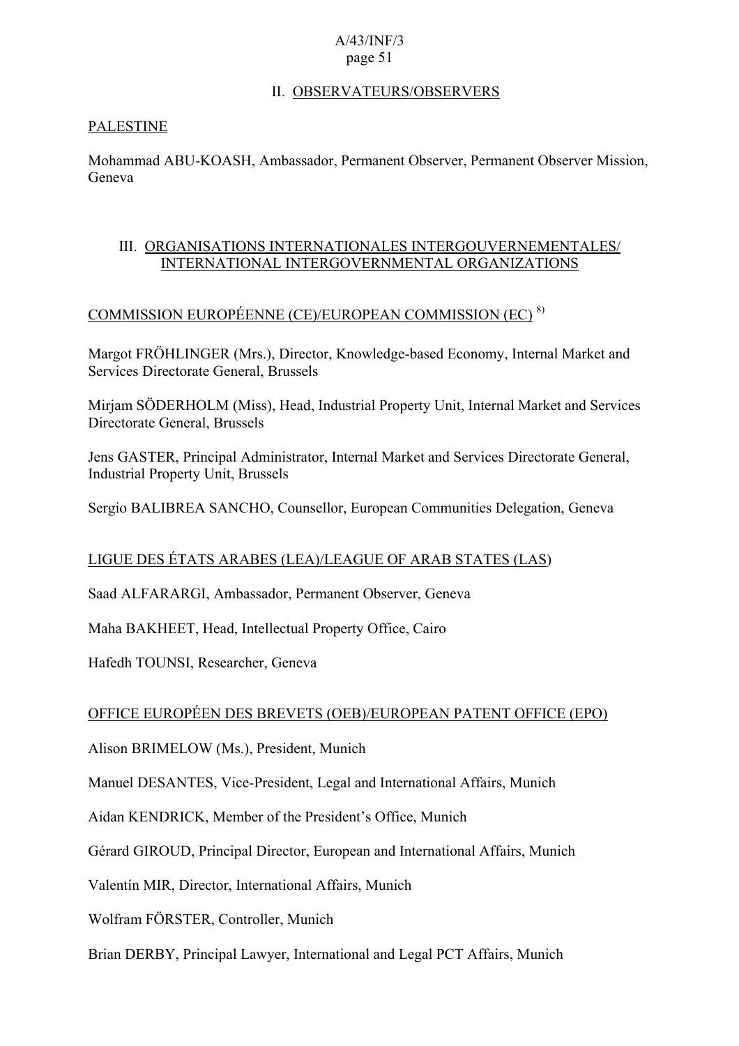## II. OBSERVATEURS/OBSERVERS

PALESTINE

Mohammad ABU-KOASH, Ambassador, Permanent Observer, Permanent Observer Mission, Geneva

## III. ORGANISATIONS INTERNATIONALES INTERGOUVERNEMENTALES/ INTERNATIONAL INTERGOVERNMENTAL ORGANIZATIONS

COMMISSION EUROPÉENNE (CE)/EUROPEAN COMMISSION (EC) [8)]

Margot FRÖHLINGER (Mrs.), Director, Knowledge-based Economy, Internal Market and Services Directorate General, Brussels

Mirjam SÖDERHOLM (Miss), Head, Industrial Property Unit, Internal Market and Services Directorate General, Brussels

Jens GASTER, Principal Administrator, Internal Market and Services Directorate General, Industrial Property Unit, Brussels

Sergio BALIBREA SANCHO, Counsellor, European Communities Delegation, Geneva

LIGUE DES ÉTATS ARABES (LEA)/LEAGUE OF ARAB STATES (LAS)

Saad ALFARARGI, Ambassador, Permanent Observer, Geneva

Maha BAKHEET, Head, Intellectual Property Office, Cairo

Hafedh TOUNSI, Researcher, Geneva

OFFICE EUROPÉEN DES BREVETS (OEB)/EUROPEAN PATENT OFFICE (EPO)

Alison BRIMELOW (Ms.), President, Munich

Manuel DESANTES, Vice-President, Legal and International Affairs, Munich

Aidan KENDRICK, Member of the President's Office, Munich

Gérard GIROUD, Principal Director, European and International Affairs, Munich

Valentín MIR, Director, International Affairs, Munich

Wolfram FÖRSTER, Controller, Munich

Brian DERBY, Principal Lawyer, International and Legal PCT Affairs, Munich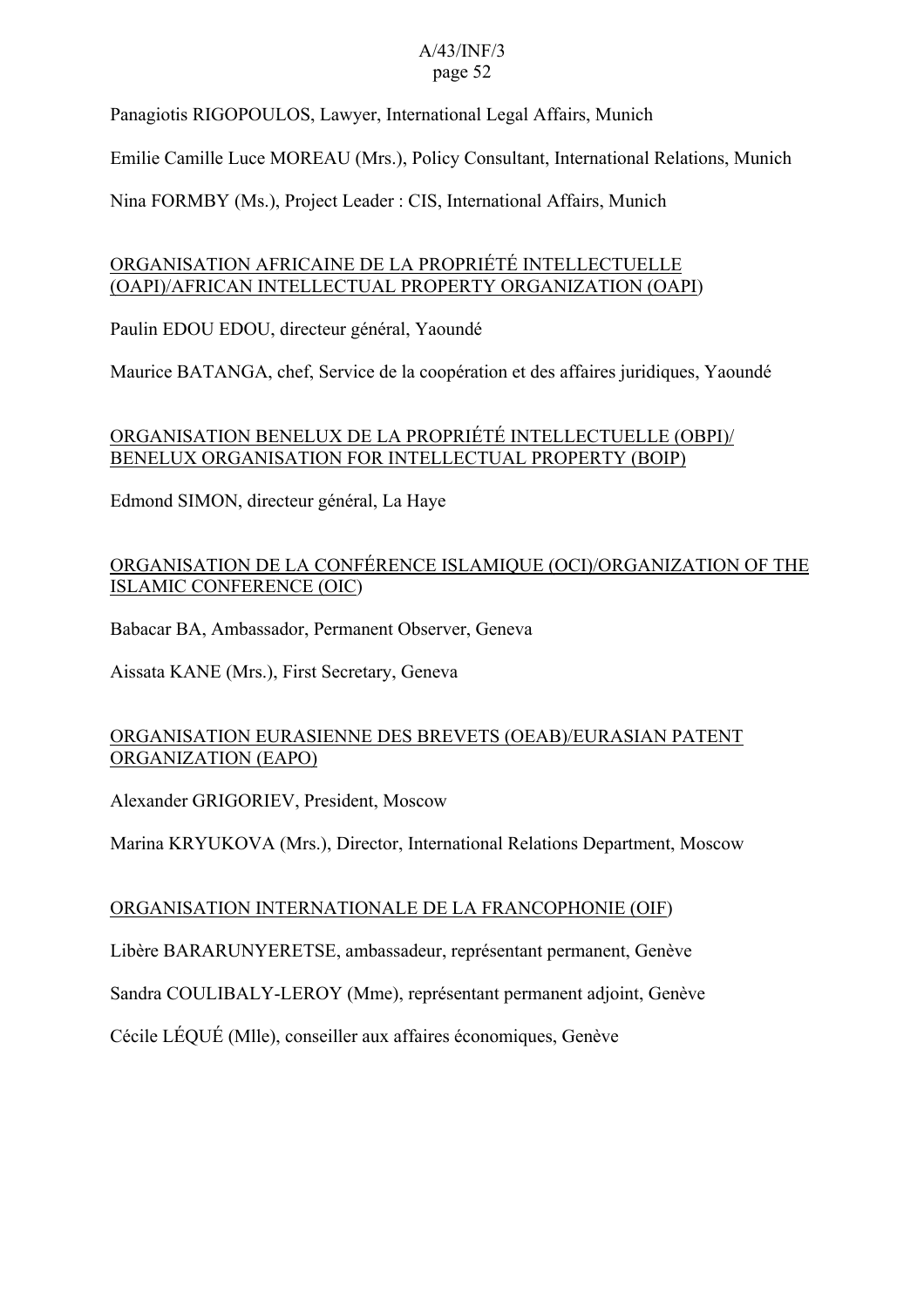Panagiotis RIGOPOULOS, Lawyer, International Legal Affairs, Munich

Emilie Camille Luce MOREAU (Mrs.), Policy Consultant, International Relations, Munich

Nina FORMBY (Ms.), Project Leader : CIS, International Affairs, Munich

ORGANISATION AFRICAINE DE LA PROPRIÉTÉ INTELLECTUELLE (OAPI)/AFRICAN INTELLECTUAL PROPERTY ORGANIZATION (OAPI)

Paulin EDOU EDOU, directeur général, Yaoundé

Maurice BATANGA, chef, Service de la coopération et des affaires juridiques, Yaoundé

ORGANISATION BENELUX DE LA PROPRIÉTÉ INTELLECTUELLE (OBPI)/ BENELUX ORGANISATION FOR INTELLECTUAL PROPERTY (BOIP)

Edmond SIMON, directeur général, La Haye

ORGANISATION DE LA CONFÉRENCE ISLAMIQUE (OCI)/ORGANIZATION OF THE ISLAMIC CONFERENCE (OIC)

Babacar BA, Ambassador, Permanent Observer, Geneva

Aissata KANE (Mrs.), First Secretary, Geneva

ORGANISATION EURASIENNE DES BREVETS (OEAB)/EURASIAN PATENT ORGANIZATION (EAPO)

Alexander GRIGORIEV, President, Moscow

Marina KRYUKOVA (Mrs.), Director, International Relations Department, Moscow

ORGANISATION INTERNATIONALE DE LA FRANCOPHONIE (OIF)

Libère BARARUNYERETSE, ambassadeur, représentant permanent, Genève

Sandra COULIBALY-LEROY (Mme), représentant permanent adjoint, Genève

Cécile LÉQUÉ (Mlle), conseiller aux affaires économiques, Genève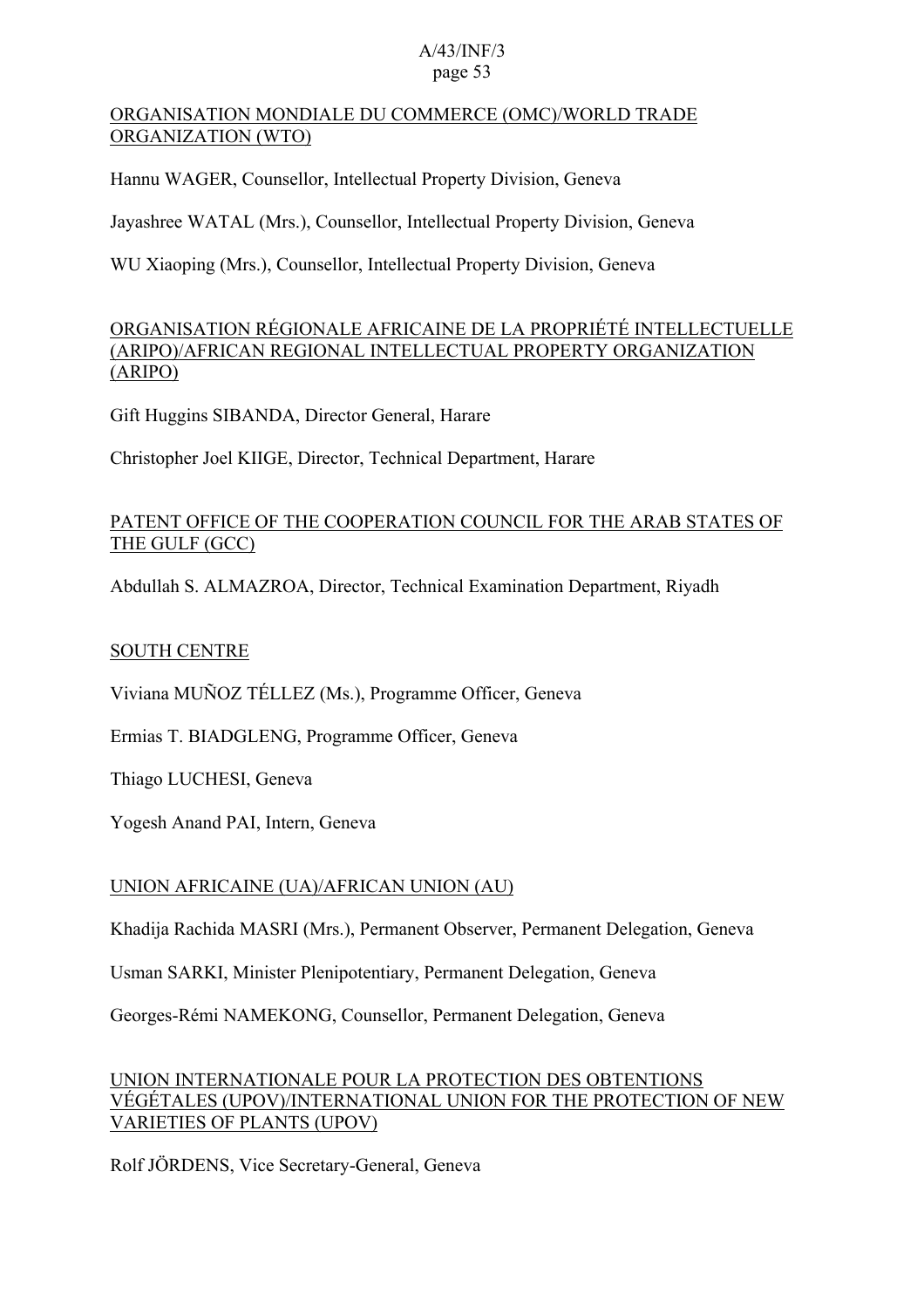ORGANISATION MONDIALE DU COMMERCE (OMC)/WORLD TRADE ORGANIZATION (WTO)

Hannu WAGER, Counsellor, Intellectual Property Division, Geneva

Jayashree WATAL (Mrs.), Counsellor, Intellectual Property Division, Geneva

WU Xiaoping (Mrs.), Counsellor, Intellectual Property Division, Geneva

ORGANISATION RÉGIONALE AFRICAINE DE LA PROPRIÉTÉ INTELLECTUELLE (ARIPO)/AFRICAN REGIONAL INTELLECTUAL PROPERTY ORGANIZATION (ARIPO)

Gift Huggins SIBANDA, Director General, Harare

Christopher Joel KIIGE, Director, Technical Department, Harare

PATENT OFFICE OF THE COOPERATION COUNCIL FOR THE ARAB STATES OF THE GULF (GCC)

Abdullah S. ALMAZROA, Director, Technical Examination Department, Riyadh

SOUTH CENTRE

Viviana MUÑOZ TÉLLEZ (Ms.), Programme Officer, Geneva

Ermias T. BIADGLENG, Programme Officer, Geneva

Thiago LUCHESI, Geneva

Yogesh Anand PAI, Intern, Geneva

UNION AFRICAINE (UA)/AFRICAN UNION (AU)

Khadija Rachida MASRI (Mrs.), Permanent Observer, Permanent Delegation, Geneva

Usman SARKI, Minister Plenipotentiary, Permanent Delegation, Geneva

Georges-Rémi NAMEKONG, Counsellor, Permanent Delegation, Geneva

UNION INTERNATIONALE POUR LA PROTECTION DES OBTENTIONS VÉGÉTALES (UPOV)/INTERNATIONAL UNION FOR THE PROTECTION OF NEW VARIETIES OF PLANTS (UPOV)

Rolf JÖRDENS, Vice Secretary-General, Geneva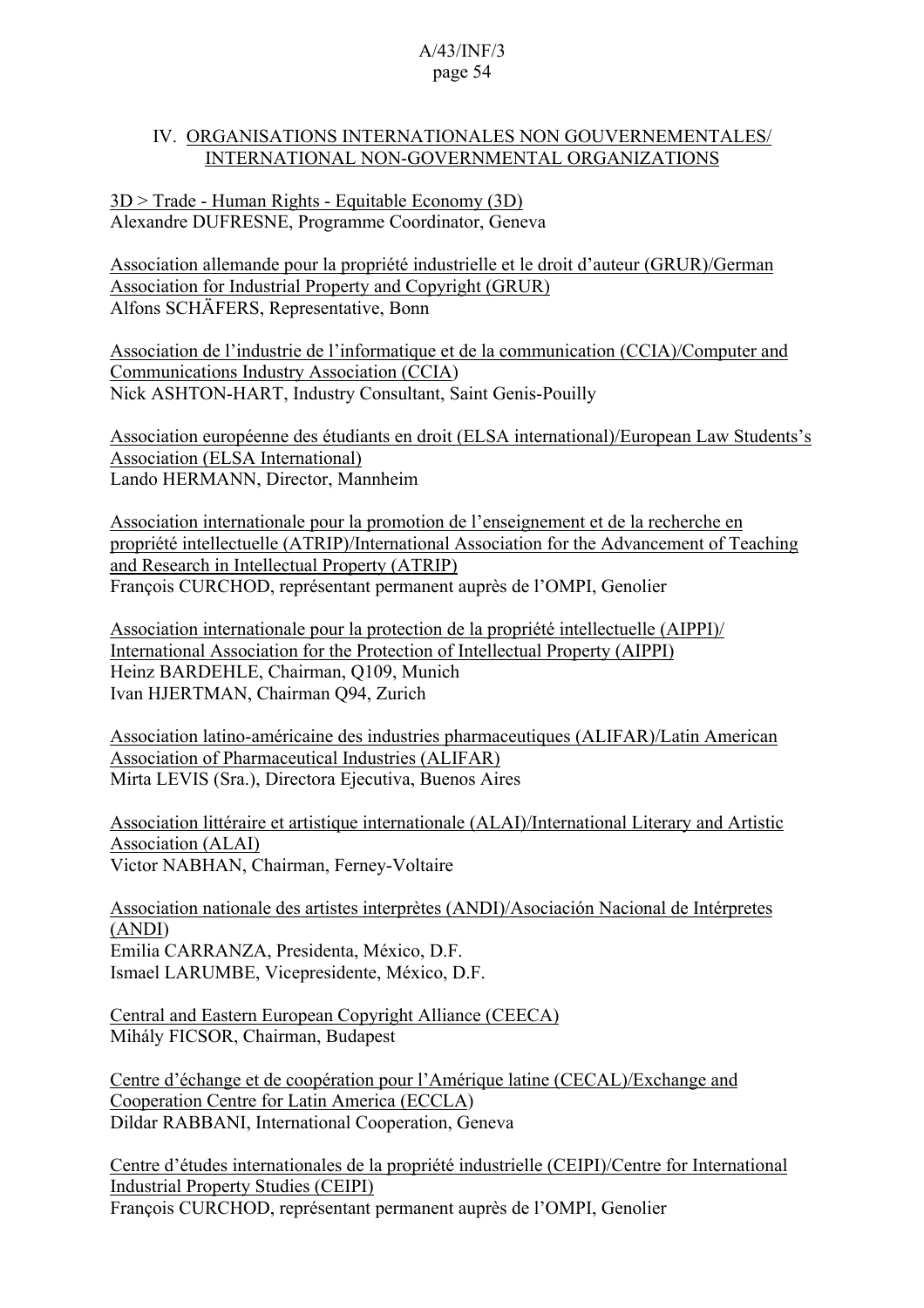## IV. ORGANISATIONS INTERNATIONALES NON GOUVERNEMENTALES/ INTERNATIONAL NON-GOVERNMENTAL ORGANIZATIONS

3D > Trade - Human Rights - Equitable Economy (3D)
Alexandre DUFRESNE, Programme Coordinator, Geneva

Association allemande pour la propriété industrielle et le droit d'auteur (GRUR)/German Association for Industrial Property and Copyright (GRUR)
Alfons SCHÄFERS, Representative, Bonn

Association de l'industrie de l'informatique et de la communication (CCIA)/Computer and Communications Industry Association (CCIA)
Nick ASHTON-HART, Industry Consultant, Saint Genis-Pouilly

Association européenne des étudiants en droit (ELSA international)/European Law Students's Association (ELSA International)
Lando HERMANN, Director, Mannheim

Association internationale pour la promotion de l'enseignement et de la recherche en propriété intellectuelle (ATRIP)/International Association for the Advancement of Teaching and Research in Intellectual Property (ATRIP)
François CURCHOD, représentant permanent auprès de l'OMPI, Genolier

Association internationale pour la protection de la propriété intellectuelle (AIPPI)/ International Association for the Protection of Intellectual Property (AIPPI)
Heinz BARDEHLE, Chairman, Q109, Munich
Ivan HJERTMAN, Chairman Q94, Zurich

Association latino-américaine des industries pharmaceutiques (ALIFAR)/Latin American Association of Pharmaceutical Industries (ALIFAR)
Mirta LEVIS (Sra.), Directora Ejecutiva, Buenos Aires

Association littéraire et artistique internationale (ALAI)/International Literary and Artistic Association (ALAI)
Victor NABHAN, Chairman, Ferney-Voltaire

Association nationale des artistes interprètes (ANDI)/Asociación Nacional de Intérpretes (ANDI)
Emilia CARRANZA, Presidenta, México, D.F.
Ismael LARUMBE, Vicepresidente, México, D.F.

Central and Eastern European Copyright Alliance (CEECA)
Mihály FICSOR, Chairman, Budapest

Centre d'échange et de coopération pour l'Amérique latine (CECAL)/Exchange and Cooperation Centre for Latin America (ECCLA)
Dildar RABBANI, International Cooperation, Geneva

Centre d'études internationales de la propriété industrielle (CEIPI)/Centre for International Industrial Property Studies (CEIPI)
François CURCHOD, représentant permanent auprès de l'OMPI, Genolier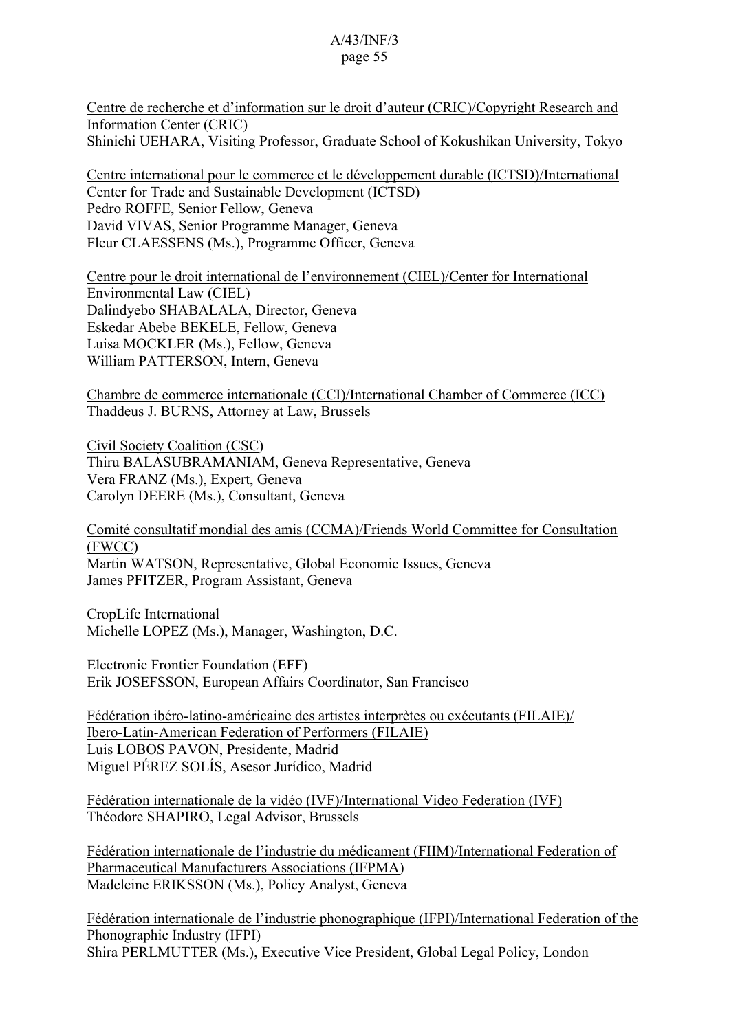Centre de recherche et d'information sur le droit d'auteur (CRIC)/Copyright Research and Information Center (CRIC)
Shinichi UEHARA, Visiting Professor, Graduate School of Kokushikan University, Tokyo

Centre international pour le commerce et le développement durable (ICTSD)/International Center for Trade and Sustainable Development (ICTSD)
Pedro ROFFE, Senior Fellow, Geneva
David VIVAS, Senior Programme Manager, Geneva
Fleur CLAESSENS (Ms.), Programme Officer, Geneva

Centre pour le droit international de l'environnement (CIEL)/Center for International Environmental Law (CIEL)
Dalindyebo SHABALALA, Director, Geneva
Eskedar Abebe BEKELE, Fellow, Geneva
Luisa MOCKLER (Ms.), Fellow, Geneva
William PATTERSON, Intern, Geneva

Chambre de commerce internationale (CCI)/International Chamber of Commerce (ICC)
Thaddeus J. BURNS, Attorney at Law, Brussels

Civil Society Coalition (CSC)
Thiru BALASUBRAMANIAM, Geneva Representative, Geneva
Vera FRANZ (Ms.), Expert, Geneva
Carolyn DEERE (Ms.), Consultant, Geneva

Comité consultatif mondial des amis (CCMA)/Friends World Committee for Consultation (FWCC)
Martin WATSON, Representative, Global Economic Issues, Geneva
James PFITZER, Program Assistant, Geneva

CropLife International
Michelle LOPEZ (Ms.), Manager, Washington, D.C.

Electronic Frontier Foundation (EFF)
Erik JOSEFSSON, European Affairs Coordinator, San Francisco

Fédération ibéro-latino-américaine des artistes interprètes ou exécutants (FILAIE)/ Ibero-Latin-American Federation of Performers (FILAIE)
Luis LOBOS PAVON, Presidente, Madrid
Miguel PÉREZ SOLÍS, Asesor Jurídico, Madrid

Fédération internationale de la vidéo (IVF)/International Video Federation (IVF)
Théodore SHAPIRO, Legal Advisor, Brussels

Fédération internationale de l'industrie du médicament (FIIM)/International Federation of Pharmaceutical Manufacturers Associations (IFPMA)
Madeleine ERIKSSON (Ms.), Policy Analyst, Geneva

Fédération internationale de l'industrie phonographique (IFPI)/International Federation of the Phonographic Industry (IFPI)
Shira PERLMUTTER (Ms.), Executive Vice President, Global Legal Policy, London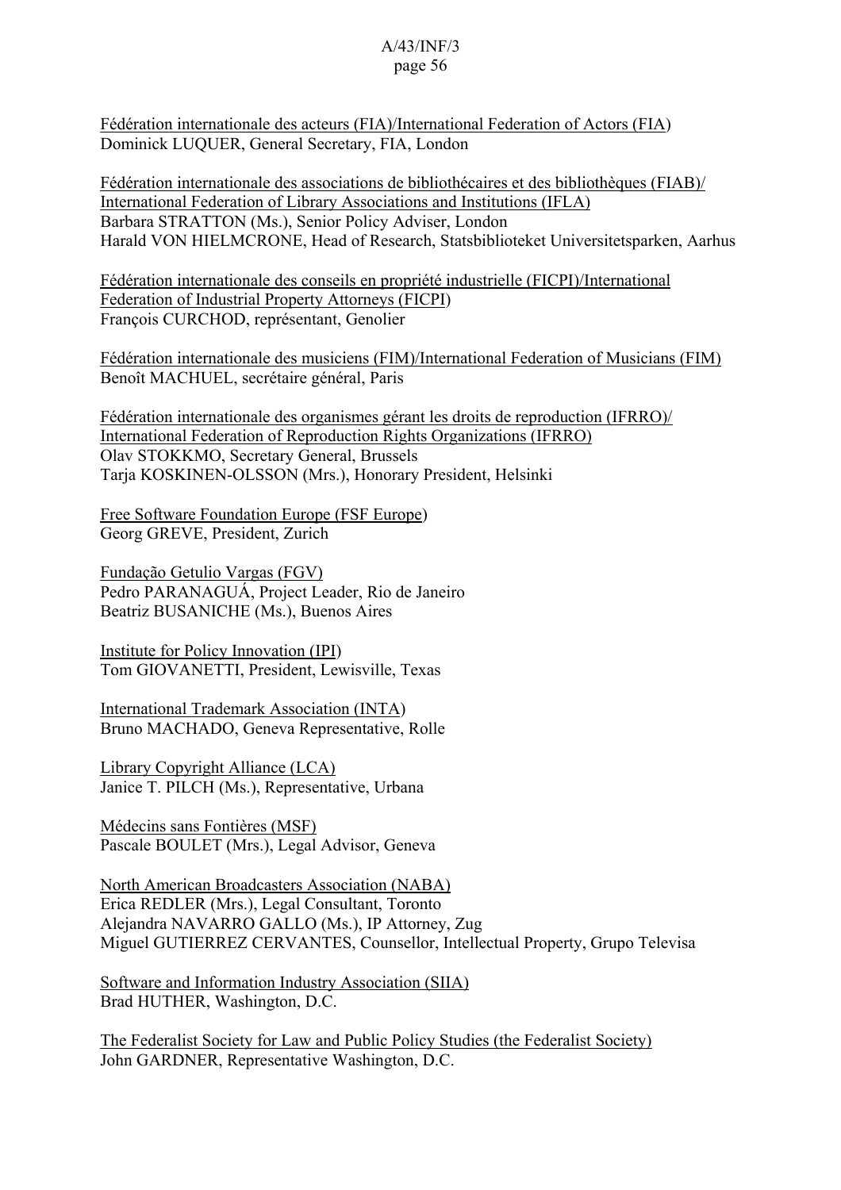Fédération internationale des acteurs (FIA)/International Federation of Actors (FIA)
Dominick LUQUER, General Secretary, FIA, London

Fédération internationale des associations de bibliothécaires et des bibliothèques (FIAB)/
International Federation of Library Associations and Institutions (IFLA)
Barbara STRATTON (Ms.), Senior Policy Adviser, London
Harald VON HIELMCRONE, Head of Research, Statsbiblioteket Universitetsparken, Aarhus

Fédération internationale des conseils en propriété industrielle (FICPI)/International Federation of Industrial Property Attorneys (FICPI)
François CURCHOD, représentant, Genolier

Fédération internationale des musiciens (FIM)/International Federation of Musicians (FIM)
Benoît MACHUEL, secrétaire général, Paris

Fédération internationale des organismes gérant les droits de reproduction (IFRRO)/
International Federation of Reproduction Rights Organizations (IFRRO)
Olav STOKKMO, Secretary General, Brussels
Tarja KOSKINEN-OLSSON (Mrs.), Honorary President, Helsinki

Free Software Foundation Europe (FSF Europe)
Georg GREVE, President, Zurich

Fundação Getulio Vargas (FGV)
Pedro PARANAGUÁ, Project Leader, Rio de Janeiro
Beatriz BUSANICHE (Ms.), Buenos Aires

Institute for Policy Innovation (IPI)
Tom GIOVANETTI, President, Lewisville, Texas

International Trademark Association (INTA)
Bruno MACHADO, Geneva Representative, Rolle

Library Copyright Alliance (LCA)
Janice T. PILCH (Ms.), Representative, Urbana

Médecins sans Fontières (MSF)
Pascale BOULET (Mrs.), Legal Advisor, Geneva

North American Broadcasters Association (NABA)
Erica REDLER (Mrs.), Legal Consultant, Toronto
Alejandra NAVARRO GALLO (Ms.), IP Attorney, Zug
Miguel GUTIERREZ CERVANTES, Counsellor, Intellectual Property, Grupo Televisa

Software and Information Industry Association (SIIA)
Brad HUTHER, Washington, D.C.

The Federalist Society for Law and Public Policy Studies (the Federalist Society)
John GARDNER, Representative Washington, D.C.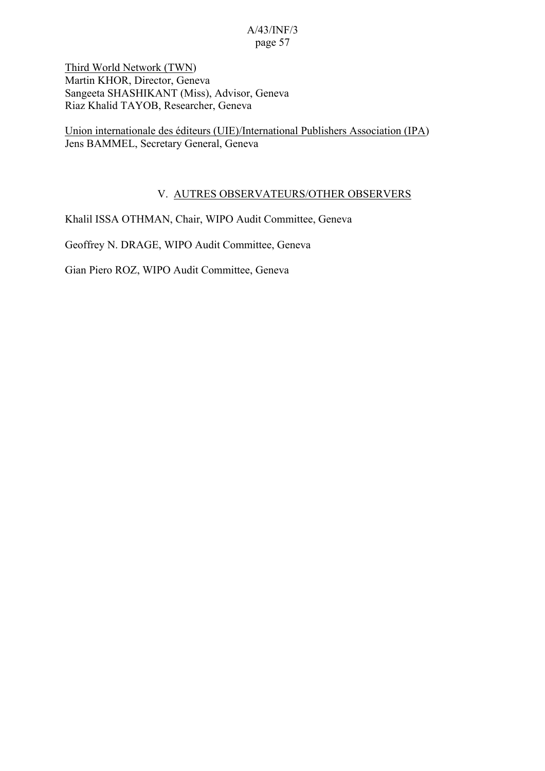<u>Third World Network (TWN)</u>
Martin KHOR, Director, Geneva
Sangeeta SHASHIKANT (Miss), Advisor, Geneva
Riaz Khalid TAYOB, Researcher, Geneva

<u>Union internationale des éditeurs (UIE)/International Publishers Association (IPA)</u>
Jens BAMMEL, Secretary General, Geneva

## V. AUTRES OBSERVATEURS/OTHER OBSERVERS

Khalil ISSA OTHMAN, Chair, WIPO Audit Committee, Geneva

Geoffrey N. DRAGE, WIPO Audit Committee, Geneva

Gian Piero ROZ, WIPO Audit Committee, Geneva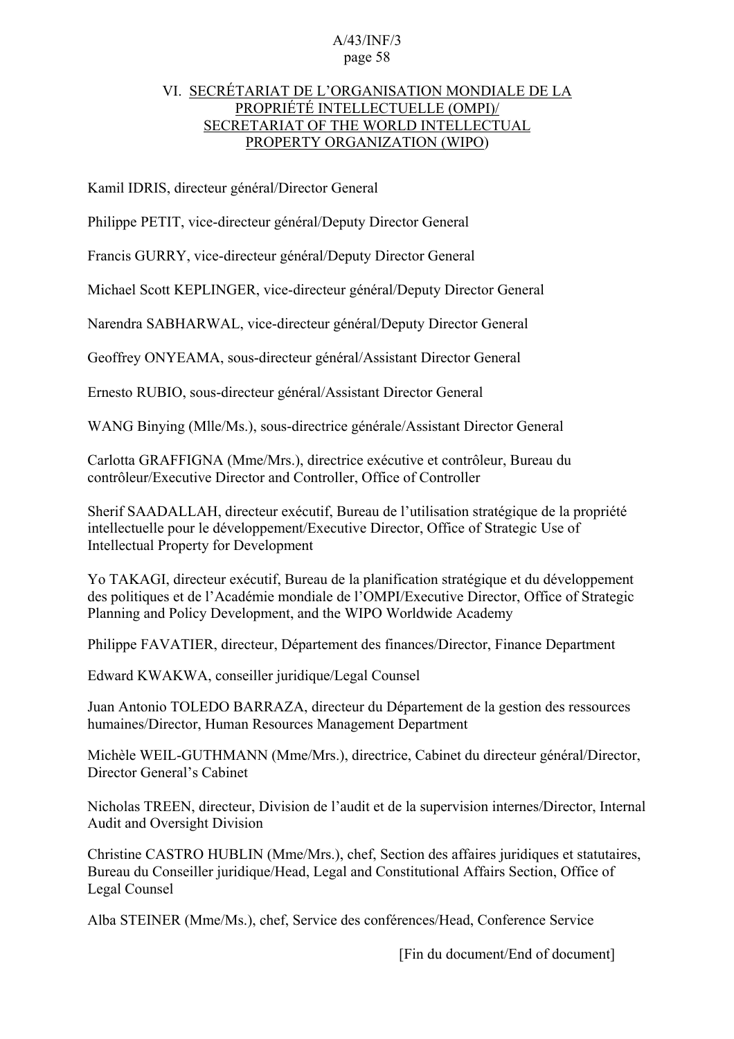## VI. SECRÉTARIAT DE L'ORGANISATION MONDIALE DE LA PROPRIÉTÉ INTELLECTUELLE (OMPI)/ SECRETARIAT OF THE WORLD INTELLECTUAL PROPERTY ORGANIZATION (WIPO)

Kamil IDRIS, directeur général/Director General

Philippe PETIT, vice-directeur général/Deputy Director General

Francis GURRY, vice-directeur général/Deputy Director General

Michael Scott KEPLINGER, vice-directeur général/Deputy Director General

Narendra SABHARWAL, vice-directeur général/Deputy Director General

Geoffrey ONYEAMA, sous-directeur général/Assistant Director General

Ernesto RUBIO, sous-directeur général/Assistant Director General

WANG Binying (Mlle/Ms.), sous-directrice générale/Assistant Director General

Carlotta GRAFFIGNA (Mme/Mrs.), directrice exécutive et contrôleur, Bureau du contrôleur/Executive Director and Controller, Office of Controller

Sherif SAADALLAH, directeur exécutif, Bureau de l'utilisation stratégique de la propriété intellectuelle pour le développement/Executive Director, Office of Strategic Use of Intellectual Property for Development

Yo TAKAGI, directeur exécutif, Bureau de la planification stratégique et du développement des politiques et de l'Académie mondiale de l'OMPI/Executive Director, Office of Strategic Planning and Policy Development, and the WIPO Worldwide Academy

Philippe FAVATIER, directeur, Département des finances/Director, Finance Department

Edward KWAKWA, conseiller juridique/Legal Counsel

Juan Antonio TOLEDO BARRAZA, directeur du Département de la gestion des ressources humaines/Director, Human Resources Management Department

Michèle WEIL-GUTHMANN (Mme/Mrs.), directrice, Cabinet du directeur général/Director, Director General's Cabinet

Nicholas TREEN, directeur, Division de l'audit et de la supervision internes/Director, Internal Audit and Oversight Division

Christine CASTRO HUBLIN (Mme/Mrs.), chef, Section des affaires juridiques et statutaires, Bureau du Conseiller juridique/Head, Legal and Constitutional Affairs Section, Office of Legal Counsel

Alba STEINER (Mme/Ms.), chef, Service des conférences/Head, Conference Service

[Fin du document/End of document]